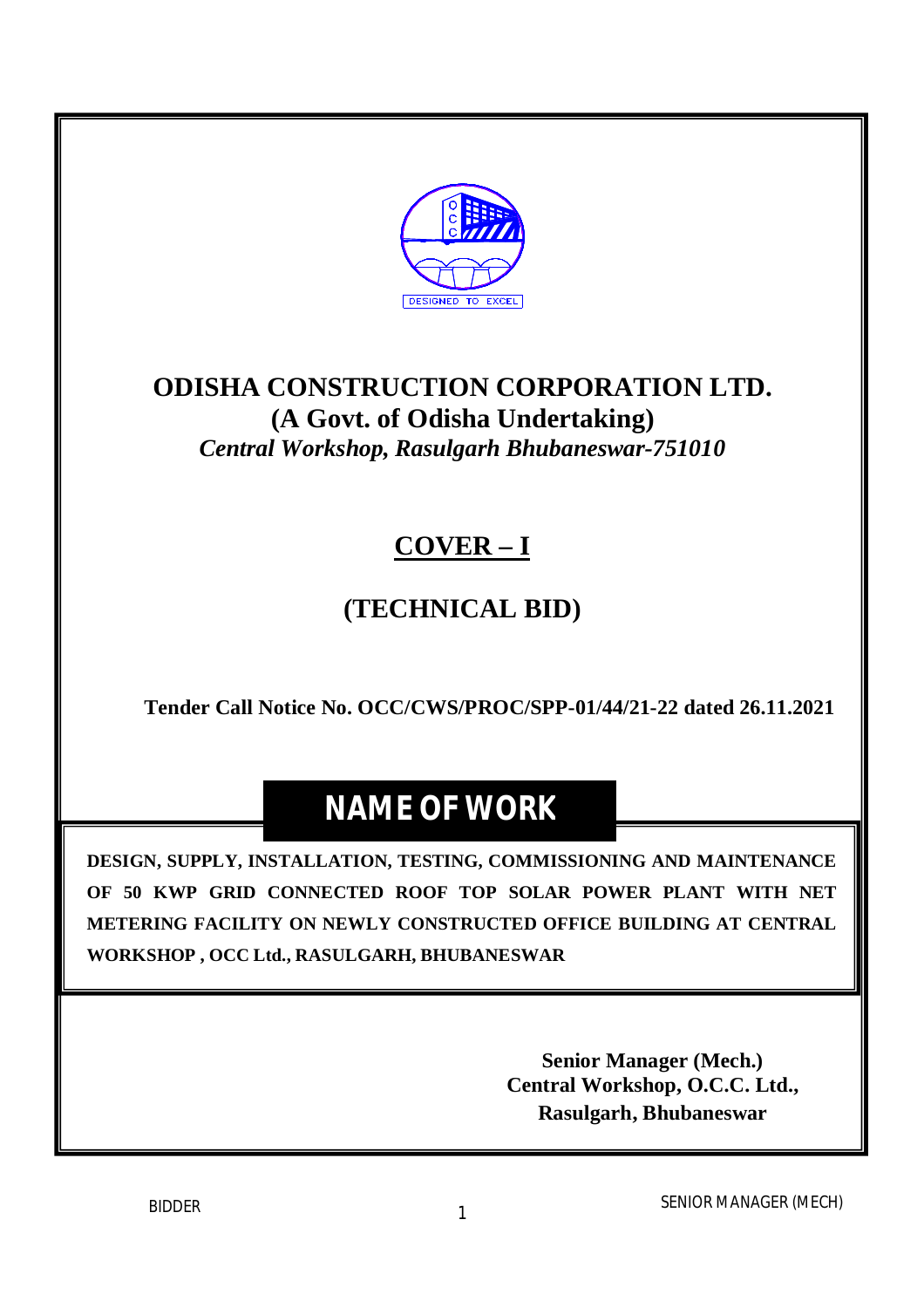# ODISHA CONSTRUCTION CORPORATION LTD.

## (A Govt. of Odisha Undertaking)

*Central Workshop, Rasulgarh Bhubaneswar-751010*

## COVER – I

## (TECHNICAL BID)

**Tender Call Notice No. OCC/CWS/PROC/SPP-01/44/21-22 dated 26.11.2021**

## NAME OF WORK

**DESIGN, SUPPLY, INSTALLATION, TESTING, COMMISSIONING AND MAINTENANCE OF 50 KWP GRID CONNECTED ROOF TOP SOLAR POWER PLANT WITH NET METERING FACILITY ON NEWLY CONSTRUCTED OFFICE BUILDING AT CENTRAL WORKSHOP , OCC Ltd., RASULGARH, BHUBANESWAR**

**Senior Manager (Mech.)**
**Central Workshop, O.C.C. Ltd.,**
**Rasulgarh, Bhubaneswar**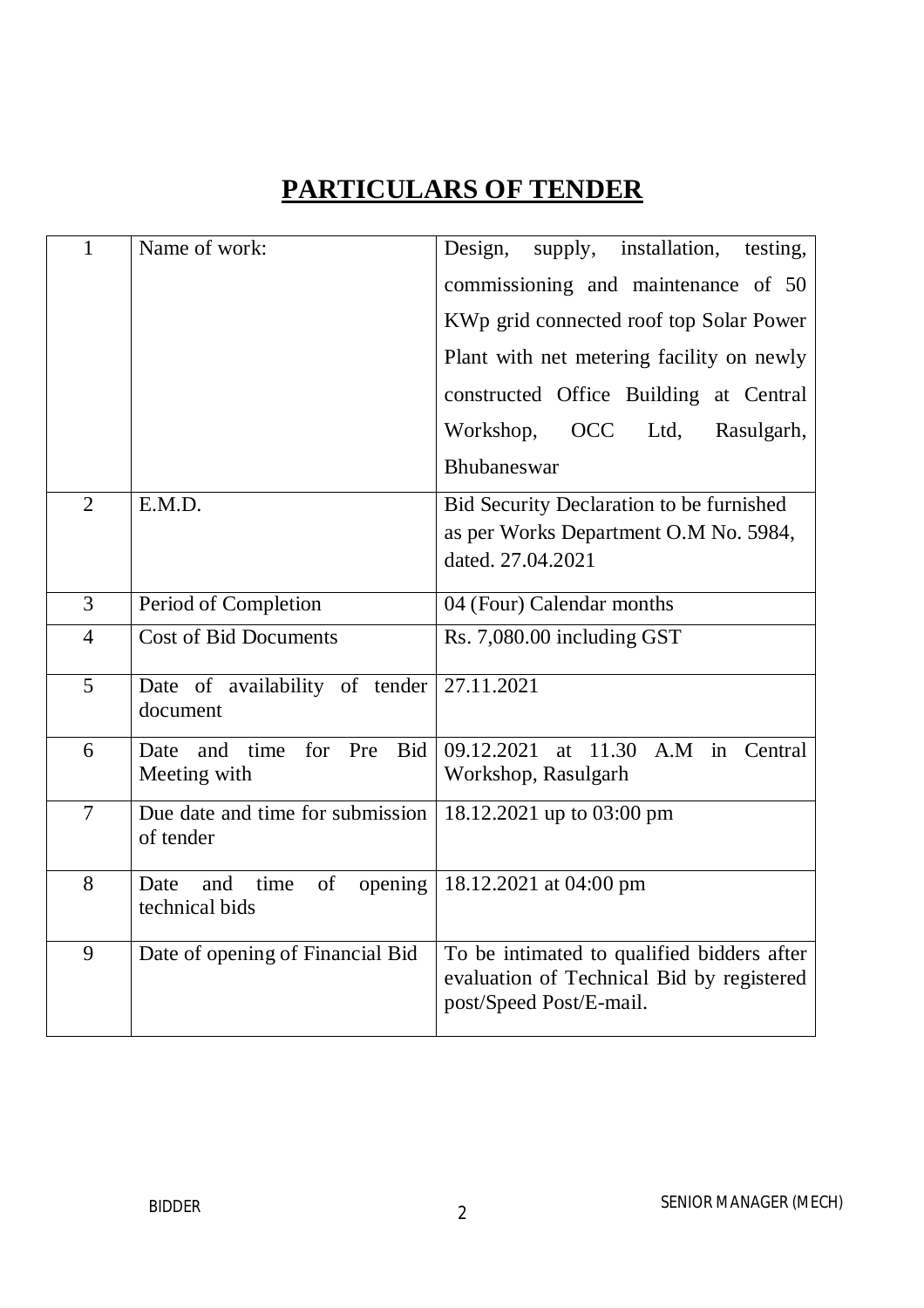# PARTICULARS OF TENDER

| | | |
|---|---|---|
| 1 | Name of work: | Design, supply, installation, testing, commissioning and maintenance of 50 KWp grid connected roof top Solar Power Plant with net metering facility on newly constructed Office Building at Central Workshop, OCC Ltd, Rasulgarh, Bhubaneswar |
| 2 | E.M.D. | Bid Security Declaration to be furnished as per Works Department O.M No. 5984, dated. 27.04.2021 |
| 3 | Period of Completion | 04 (Four) Calendar months |
| 4 | Cost of Bid Documents | Rs. 7,080.00 including GST |
| 5 | Date of availability of tender document | 27.11.2021 |
| 6 | Date and time for Pre Bid Meeting with | 09.12.2021 at 11.30 A.M in Central Workshop, Rasulgarh |
| 7 | Due date and time for submission of tender | 18.12.2021 up to 03:00 pm |
| 8 | Date and time of opening technical bids | 18.12.2021 at 04:00 pm |
| 9 | Date of opening of Financial Bid | To be intimated to qualified bidders after evaluation of Technical Bid by registered post/Speed Post/E-mail. |

BIDDER

SENIOR MANAGER (MECH)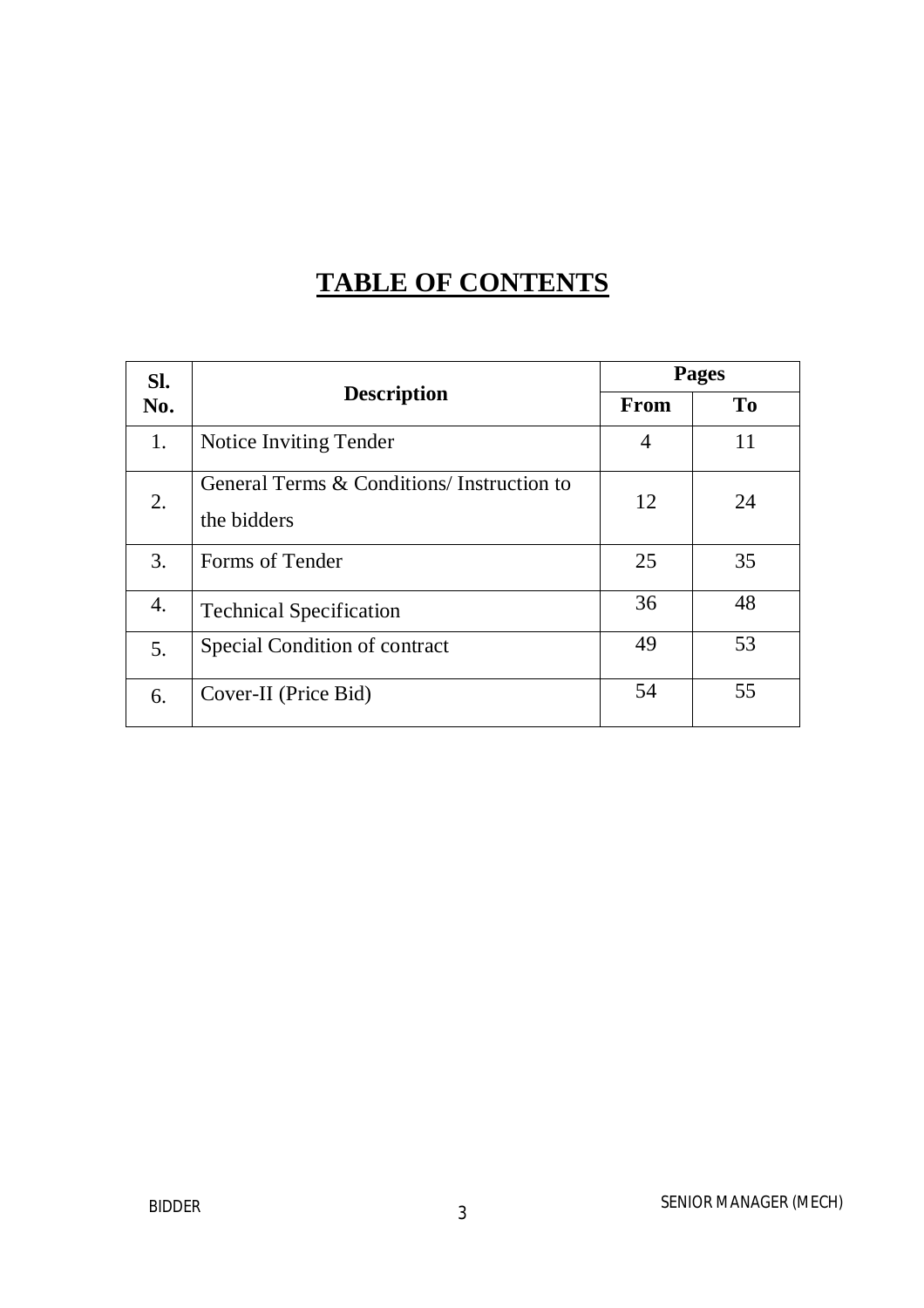# TABLE OF CONTENTS

| Sl. No. | Description | Pages | |
|---|---|---|---|
| | | From | To |
| 1. | Notice Inviting Tender | 4 | 11 |
| 2. | General Terms & Conditions/ Instruction to the bidders | 12 | 24 |
| 3. | Forms of Tender | 25 | 35 |
| 4. | Technical Specification | 36 | 48 |
| 5. | Special Condition of contract | 49 | 53 |
| 6. | Cover-II (Price Bid) | 54 | 55 |

BIDDER SENIOR MANAGER (MECH)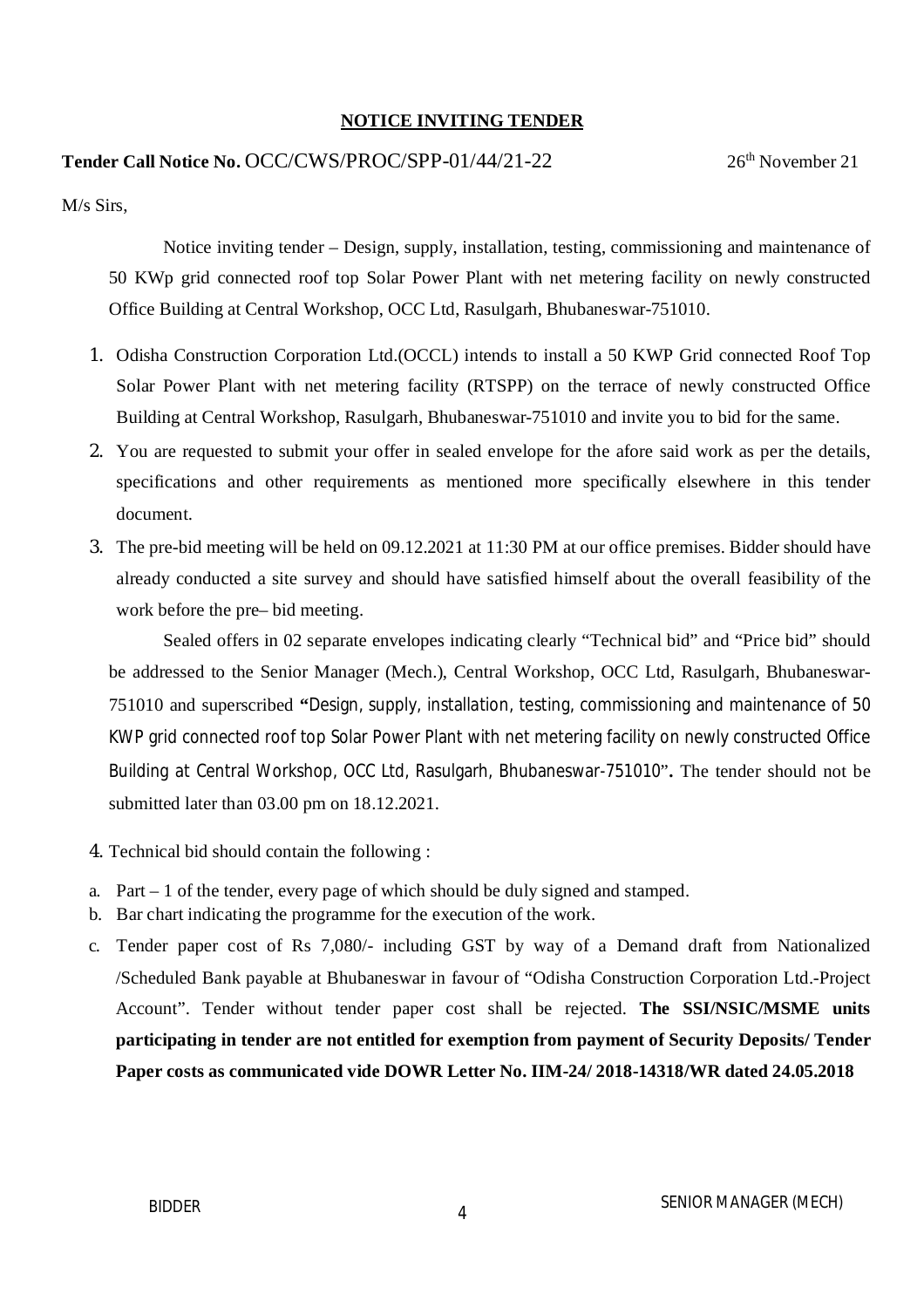# NOTICE INVITING TENDER

**Tender Call Notice No.** OCC/CWS/PROC/SPP-01/44/21-22 26th November 21

M/s Sirs,

Notice inviting tender – Design, supply, installation, testing, commissioning and maintenance of 50 KWp grid connected roof top Solar Power Plant with net metering facility on newly constructed Office Building at Central Workshop, OCC Ltd, Rasulgarh, Bhubaneswar-751010.

1. Odisha Construction Corporation Ltd.(OCCL) intends to install a 50 KWP Grid connected Roof Top Solar Power Plant with net metering facility (RTSPP) on the terrace of newly constructed Office Building at Central Workshop, Rasulgarh, Bhubaneswar-751010 and invite you to bid for the same.
2. You are requested to submit your offer in sealed envelope for the afore said work as per the details, specifications and other requirements as mentioned more specifically elsewhere in this tender document.
3. The pre-bid meeting will be held on 09.12.2021 at 11:30 PM at our office premises. Bidder should have already conducted a site survey and should have satisfied himself about the overall feasibility of the work before the pre– bid meeting.

   Sealed offers in 02 separate envelopes indicating clearly "Technical bid" and "Price bid" should be addressed to the Senior Manager (Mech.), Central Workshop, OCC Ltd, Rasulgarh, Bhubaneswar-751010 and superscribed **"**Design, supply, installation, testing, commissioning and maintenance of 50 KWP grid connected roof top Solar Power Plant with net metering facility on newly constructed Office Building at Central Workshop, OCC Ltd, Rasulgarh, Bhubaneswar-751010"**.** The tender should not be submitted later than 03.00 pm on 18.12.2021.

4. Technical bid should contain the following :

a. Part – 1 of the tender, every page of which should be duly signed and stamped.
b. Bar chart indicating the programme for the execution of the work.
c. Tender paper cost of Rs 7,080/- including GST by way of a Demand draft from Nationalized /Scheduled Bank payable at Bhubaneswar in favour of "Odisha Construction Corporation Ltd.-Project Account". Tender without tender paper cost shall be rejected. **The SSI/NSIC/MSME units participating in tender are not entitled for exemption from payment of Security Deposits/ Tender Paper costs as communicated vide DOWR Letter No. IIM-24/ 2018-14318/WR dated 24.05.2018**

BIDDER SENIOR MANAGER (MECH)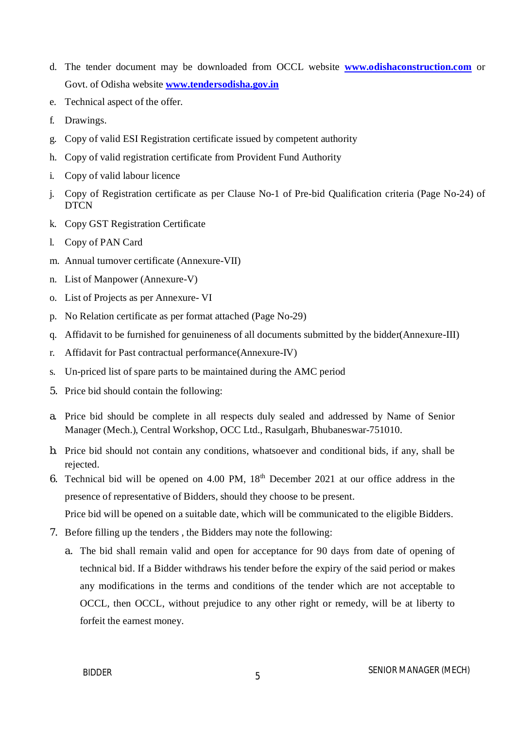d. The tender document may be downloaded from OCCL website **www.odishaconstruction.com** or Govt. of Odisha website **www.tendersodisha.gov.in**

e. Technical aspect of the offer.

f. Drawings.

g. Copy of valid ESI Registration certificate issued by competent authority

h. Copy of valid registration certificate from Provident Fund Authority

i. Copy of valid labour licence

j. Copy of Registration certificate as per Clause No-1 of Pre-bid Qualification criteria (Page No-24) of DTCN

k. Copy GST Registration Certificate

l. Copy of PAN Card

m. Annual turnover certificate (Annexure-VII)

n. List of Manpower (Annexure-V)

o. List of Projects as per Annexure- VI

p. No Relation certificate as per format attached (Page No-29)

q. Affidavit to be furnished for genuineness of all documents submitted by the bidder(Annexure-III)

r. Affidavit for Past contractual performance(Annexure-IV)

s. Un-priced list of spare parts to be maintained during the AMC period

5. Price bid should contain the following:

a. Price bid should be complete in all respects duly sealed and addressed by Name of Senior Manager (Mech.), Central Workshop, OCC Ltd., Rasulgarh, Bhubaneswar-751010.

b. Price bid should not contain any conditions, whatsoever and conditional bids, if any, shall be rejected.

6. Technical bid will be opened on 4.00 PM, 18th December 2021 at our office address in the presence of representative of Bidders, should they choose to be present.

   Price bid will be opened on a suitable date, which will be communicated to the eligible Bidders.

7. Before filling up the tenders , the Bidders may note the following:

   a. The bid shall remain valid and open for acceptance for 90 days from date of opening of technical bid. If a Bidder withdraws his tender before the expiry of the said period or makes any modifications in the terms and conditions of the tender which are not acceptable to OCCL, then OCCL, without prejudice to any other right or remedy, will be at liberty to forfeit the earnest money.

BIDDER　　　　　　　　　　　　　　　　　　　　　　　　SENIOR MANAGER (MECH)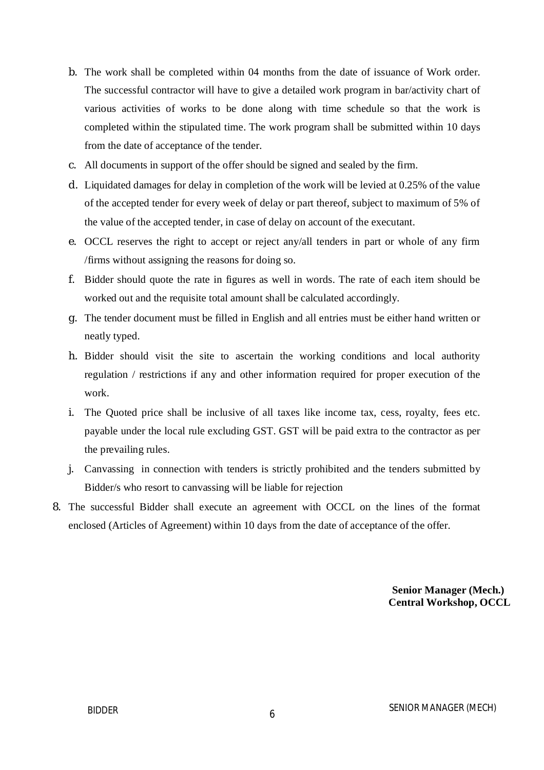b. The work shall be completed within 04 months from the date of issuance of Work order. The successful contractor will have to give a detailed work program in bar/activity chart of various activities of works to be done along with time schedule so that the work is completed within the stipulated time. The work program shall be submitted within 10 days from the date of acceptance of the tender.

c. All documents in support of the offer should be signed and sealed by the firm.

d. Liquidated damages for delay in completion of the work will be levied at 0.25% of the value of the accepted tender for every week of delay or part thereof, subject to maximum of 5% of the value of the accepted tender, in case of delay on account of the executant.

e. OCCL reserves the right to accept or reject any/all tenders in part or whole of any firm /firms without assigning the reasons for doing so.

f. Bidder should quote the rate in figures as well in words. The rate of each item should be worked out and the requisite total amount shall be calculated accordingly.

g. The tender document must be filled in English and all entries must be either hand written or neatly typed.

h. Bidder should visit the site to ascertain the working conditions and local authority regulation / restrictions if any and other information required for proper execution of the work.

i. The Quoted price shall be inclusive of all taxes like income tax, cess, royalty, fees etc. payable under the local rule excluding GST. GST will be paid extra to the contractor as per the prevailing rules.

j. Canvassing in connection with tenders is strictly prohibited and the tenders submitted by Bidder/s who resort to canvassing will be liable for rejection

8. The successful Bidder shall execute an agreement with OCCL on the lines of the format enclosed (Articles of Agreement) within 10 days from the date of acceptance of the offer.

**Senior Manager (Mech.)**
**Central Workshop, OCCL**

BIDDER SENIOR MANAGER (MECH)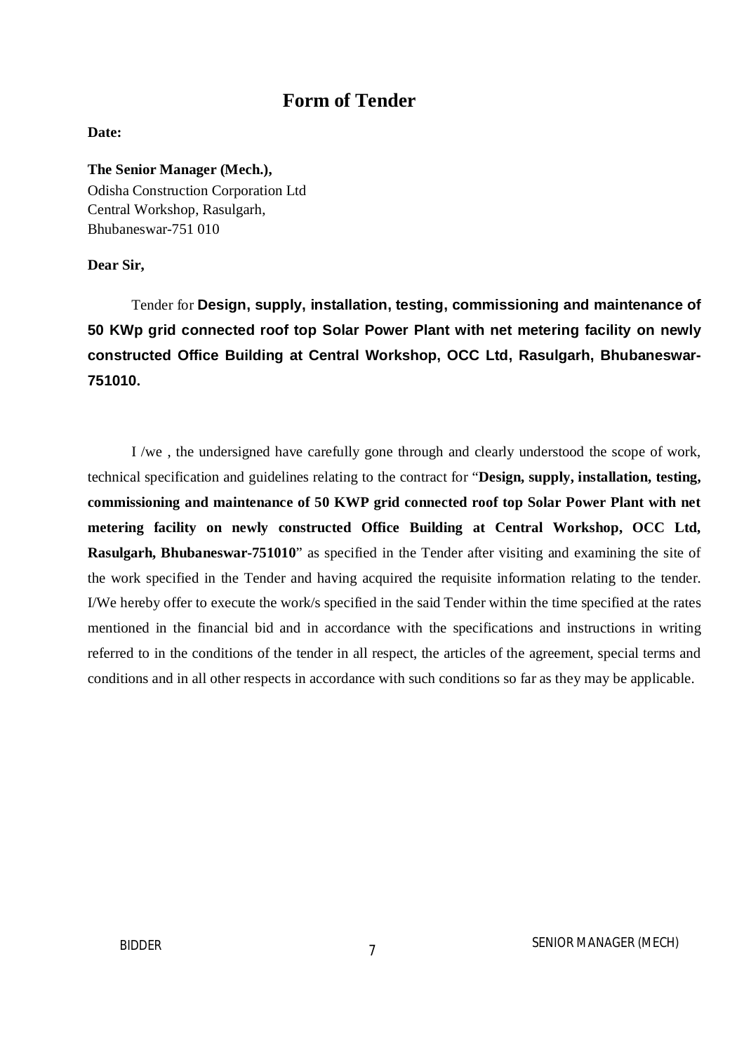# Form of Tender

**Date:**

**The Senior Manager (Mech.),**
Odisha Construction Corporation Ltd
Central Workshop, Rasulgarh,
Bhubaneswar-751 010

**Dear Sir,**

Tender for **Design, supply, installation, testing, commissioning and maintenance of 50 KWp grid connected roof top Solar Power Plant with net metering facility on newly constructed Office Building at Central Workshop, OCC Ltd, Rasulgarh, Bhubaneswar-751010.**

I /we , the undersigned have carefully gone through and clearly understood the scope of work, technical specification and guidelines relating to the contract for "**Design, supply, installation, testing, commissioning and maintenance of 50 KWP grid connected roof top Solar Power Plant with net metering facility on newly constructed Office Building at Central Workshop, OCC Ltd, Rasulgarh, Bhubaneswar-751010**" as specified in the Tender after visiting and examining the site of the work specified in the Tender and having acquired the requisite information relating to the tender. I/We hereby offer to execute the work/s specified in the said Tender within the time specified at the rates mentioned in the financial bid and in accordance with the specifications and instructions in writing referred to in the conditions of the tender in all respect, the articles of the agreement, special terms and conditions and in all other respects in accordance with such conditions so far as they may be applicable.

BIDDER

SENIOR MANAGER (MECH)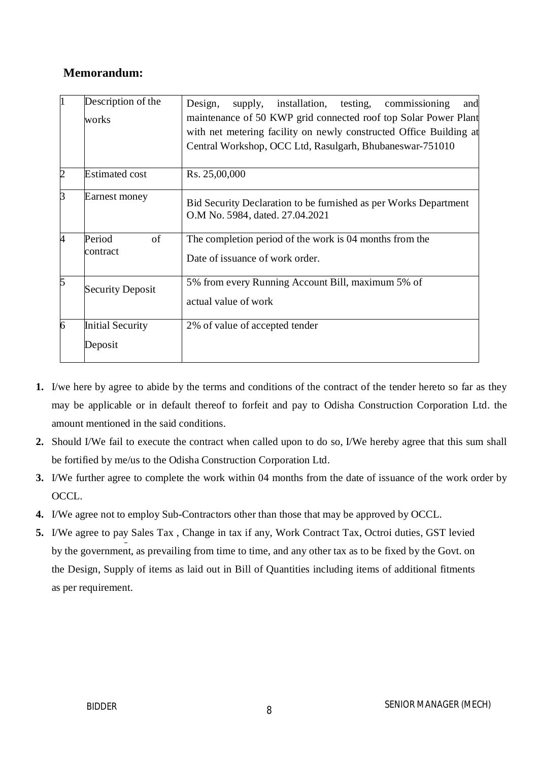## Memorandum:

| 1 | Description of the works | Design, supply, installation, testing, commissioning and maintenance of 50 KWP grid connected roof top Solar Power Plant with net metering facility on newly constructed Office Building at Central Workshop, OCC Ltd, Rasulgarh, Bhubaneswar-751010 |
|---|---|---|
| 2 | Estimated cost | Rs. 25,00,000 |
| 3 | Earnest money | Bid Security Declaration to be furnished as per Works Department O.M No. 5984, dated. 27.04.2021 |
| 4 | Period of contract | The completion period of the work is 04 months from the Date of issuance of work order. |
| 5 | Security Deposit | 5% from every Running Account Bill, maximum 5% of actual value of work |
| 6 | Initial Security Deposit | 2% of value of accepted tender |

1. I/we here by agree to abide by the terms and conditions of the contract of the tender hereto so far as they may be applicable or in default thereof to forfeit and pay to Odisha Construction Corporation Ltd. the amount mentioned in the said conditions.
2. Should I/We fail to execute the contract when called upon to do so, I/We hereby agree that this sum shall be fortified by me/us to the Odisha Construction Corporation Ltd.
3. I/We further agree to complete the work within 04 months from the date of issuance of the work order by OCCL.
4. I/We agree not to employ Sub-Contractors other than those that may be approved by OCCL.
5. I/We agree to pay Sales Tax , Change in tax if any, Work Contract Tax, Octroi duties, GST levied by the government, as prevailing from time to time, and any other tax as to be fixed by the Govt. on the Design, Supply of items as laid out in Bill of Quantities including items of additional fitments as per requirement.

BIDDER SENIOR MANAGER (MECH)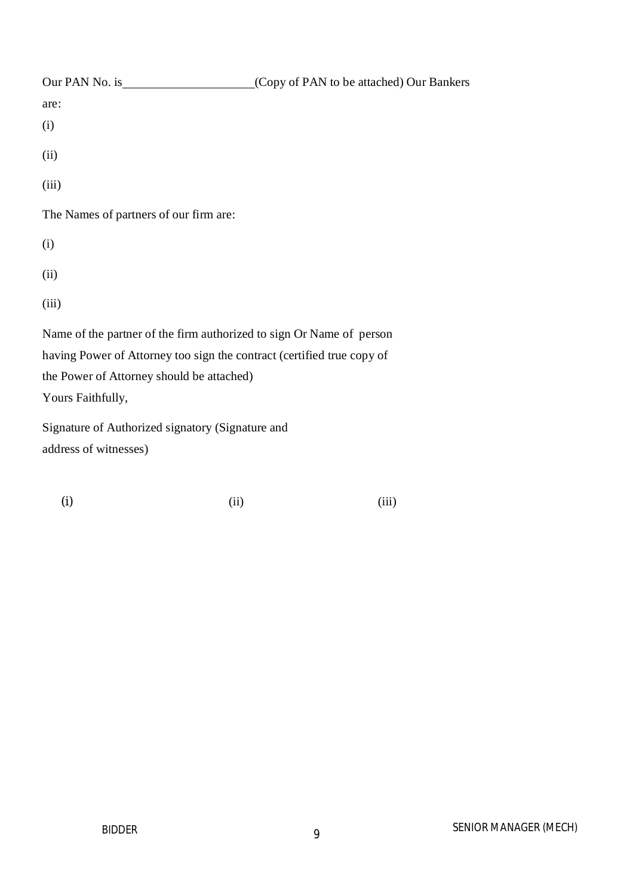Our PAN No. is ____________________ (Copy of PAN to be attached) Our Bankers are:

(i)

(ii)

(iii)

The Names of partners of our firm are:

(i)

(ii)

(iii)

Name of the partner of the firm authorized to sign Or Name of person having Power of Attorney too sign the contract (certified true copy of the Power of Attorney should be attached)

Yours Faithfully,

Signature of Authorized signatory (Signature and address of witnesses)

(i) (ii) (iii)

BIDDER SENIOR MANAGER (MECH)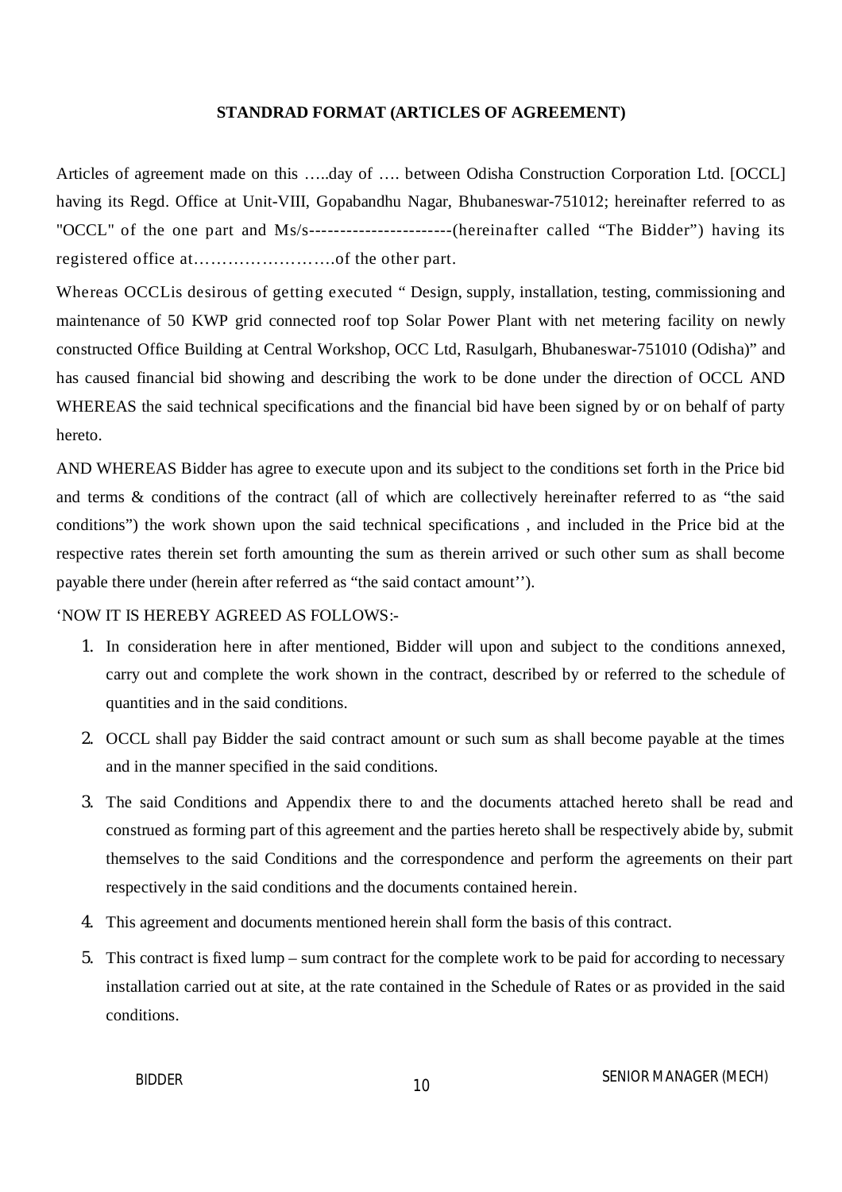**STANDRAD FORMAT (ARTICLES OF AGREEMENT)**

Articles of agreement made on this …..day of …. between Odisha Construction Corporation Ltd. [OCCL] having its Regd. Office at Unit-VIII, Gopabandhu Nagar, Bhubaneswar-751012; hereinafter referred to as "OCCL" of the one part and Ms/s-----------------------(hereinafter called "The Bidder") having its registered office at…………………….of the other part.

Whereas OCCLis desirous of getting executed " Design, supply, installation, testing, commissioning and maintenance of 50 KWP grid connected roof top Solar Power Plant with net metering facility on newly constructed Office Building at Central Workshop, OCC Ltd, Rasulgarh, Bhubaneswar-751010 (Odisha)" and has caused financial bid showing and describing the work to be done under the direction of OCCL AND WHEREAS the said technical specifications and the financial bid have been signed by or on behalf of party hereto.

AND WHEREAS Bidder has agree to execute upon and its subject to the conditions set forth in the Price bid and terms & conditions of the contract (all of which are collectively hereinafter referred to as "the said conditions") the work shown upon the said technical specifications , and included in the Price bid at the respective rates therein set forth amounting the sum as therein arrived or such other sum as shall become payable there under (herein after referred as "the said contact amount'').

'NOW IT IS HEREBY AGREED AS FOLLOWS:-

1. In consideration here in after mentioned, Bidder will upon and subject to the conditions annexed, carry out and complete the work shown in the contract, described by or referred to the schedule of quantities and in the said conditions.
2. OCCL shall pay Bidder the said contract amount or such sum as shall become payable at the times and in the manner specified in the said conditions.
3. The said Conditions and Appendix there to and the documents attached hereto shall be read and construed as forming part of this agreement and the parties hereto shall be respectively abide by, submit themselves to the said Conditions and the correspondence and perform the agreements on their part respectively in the said conditions and the documents contained herein.
4. This agreement and documents mentioned herein shall form the basis of this contract.
5. This contract is fixed lump – sum contract for the complete work to be paid for according to necessary installation carried out at site, at the rate contained in the Schedule of Rates or as provided in the said conditions.

BIDDER SENIOR MANAGER (MECH)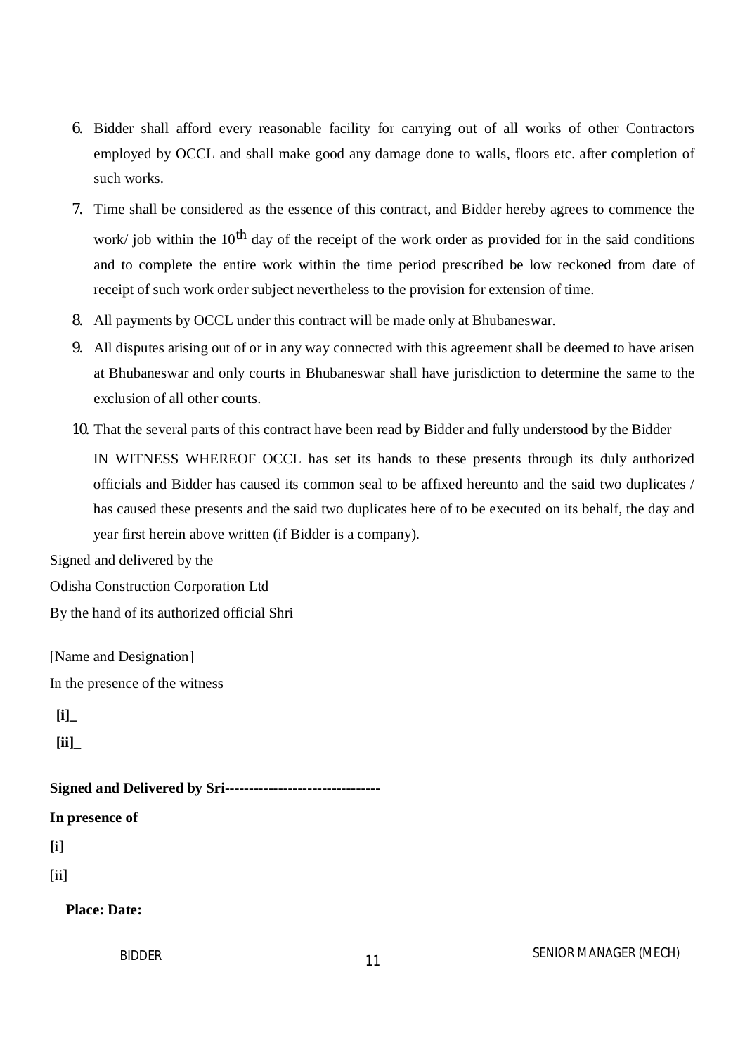6. Bidder shall afford every reasonable facility for carrying out of all works of other Contractors employed by OCCL and shall make good any damage done to walls, floors etc. after completion of such works.
7. Time shall be considered as the essence of this contract, and Bidder hereby agrees to commence the work/ job within the 10th day of the receipt of the work order as provided for in the said conditions and to complete the entire work within the time period prescribed be low reckoned from date of receipt of such work order subject nevertheless to the provision for extension of time.
8. All payments by OCCL under this contract will be made only at Bhubaneswar.
9. All disputes arising out of or in any way connected with this agreement shall be deemed to have arisen at Bhubaneswar and only courts in Bhubaneswar shall have jurisdiction to determine the same to the exclusion of all other courts.
10. That the several parts of this contract have been read by Bidder and fully understood by the Bidder

    IN WITNESS WHEREOF OCCL has set its hands to these presents through its duly authorized officials and Bidder has caused its common seal to be affixed hereunto and the said two duplicates / has caused these presents and the said two duplicates here of to be executed on its behalf, the day and year first herein above written (if Bidder is a company).

Signed and delivered by the

Odisha Construction Corporation Ltd

By the hand of its authorized official Shri

[Name and Designation]

In the presence of the witness

**[i]_**

**[ii]_**

**Signed and Delivered by Sri--------------------------------**

**In presence of**

[i]

[ii]

**Place: Date:**

BIDDER

SENIOR MANAGER (MECH)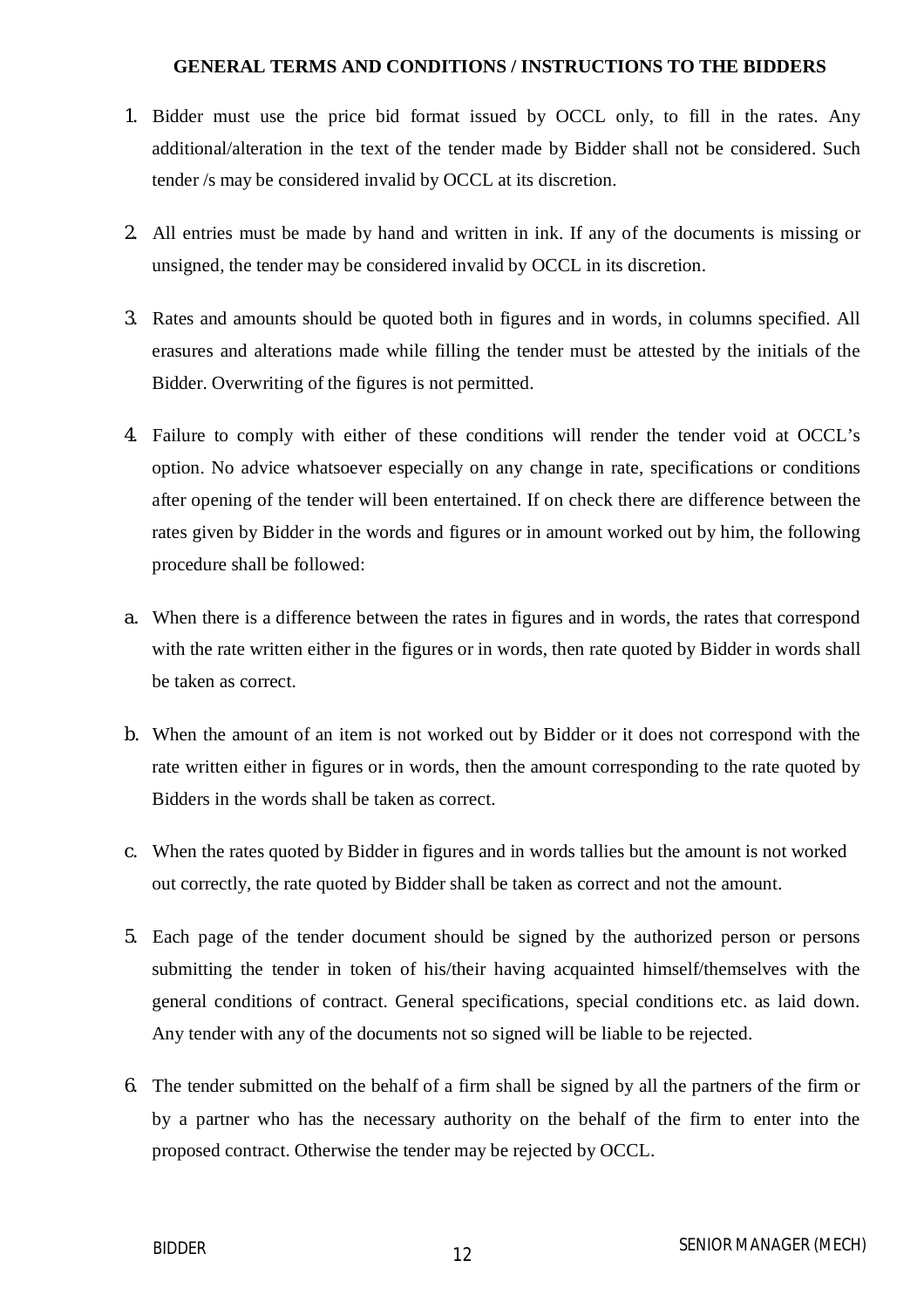**GENERAL TERMS AND CONDITIONS / INSTRUCTIONS TO THE BIDDERS**

1. Bidder must use the price bid format issued by OCCL only, to fill in the rates. Any additional/alteration in the text of the tender made by Bidder shall not be considered. Such tender /s may be considered invalid by OCCL at its discretion.

2. All entries must be made by hand and written in ink. If any of the documents is missing or unsigned, the tender may be considered invalid by OCCL in its discretion.

3. Rates and amounts should be quoted both in figures and in words, in columns specified. All erasures and alterations made while filling the tender must be attested by the initials of the Bidder. Overwriting of the figures is not permitted.

4. Failure to comply with either of these conditions will render the tender void at OCCL's option. No advice whatsoever especially on any change in rate, specifications or conditions after opening of the tender will been entertained. If on check there are difference between the rates given by Bidder in the words and figures or in amount worked out by him, the following procedure shall be followed:

a. When there is a difference between the rates in figures and in words, the rates that correspond with the rate written either in the figures or in words, then rate quoted by Bidder in words shall be taken as correct.

b. When the amount of an item is not worked out by Bidder or it does not correspond with the rate written either in figures or in words, then the amount corresponding to the rate quoted by Bidders in the words shall be taken as correct.

c. When the rates quoted by Bidder in figures and in words tallies but the amount is not worked out correctly, the rate quoted by Bidder shall be taken as correct and not the amount.

5. Each page of the tender document should be signed by the authorized person or persons submitting the tender in token of his/their having acquainted himself/themselves with the general conditions of contract. General specifications, special conditions etc. as laid down. Any tender with any of the documents not so signed will be liable to be rejected.

6. The tender submitted on the behalf of a firm shall be signed by all the partners of the firm or by a partner who has the necessary authority on the behalf of the firm to enter into the proposed contract. Otherwise the tender may be rejected by OCCL.

BIDDER SENIOR MANAGER (MECH)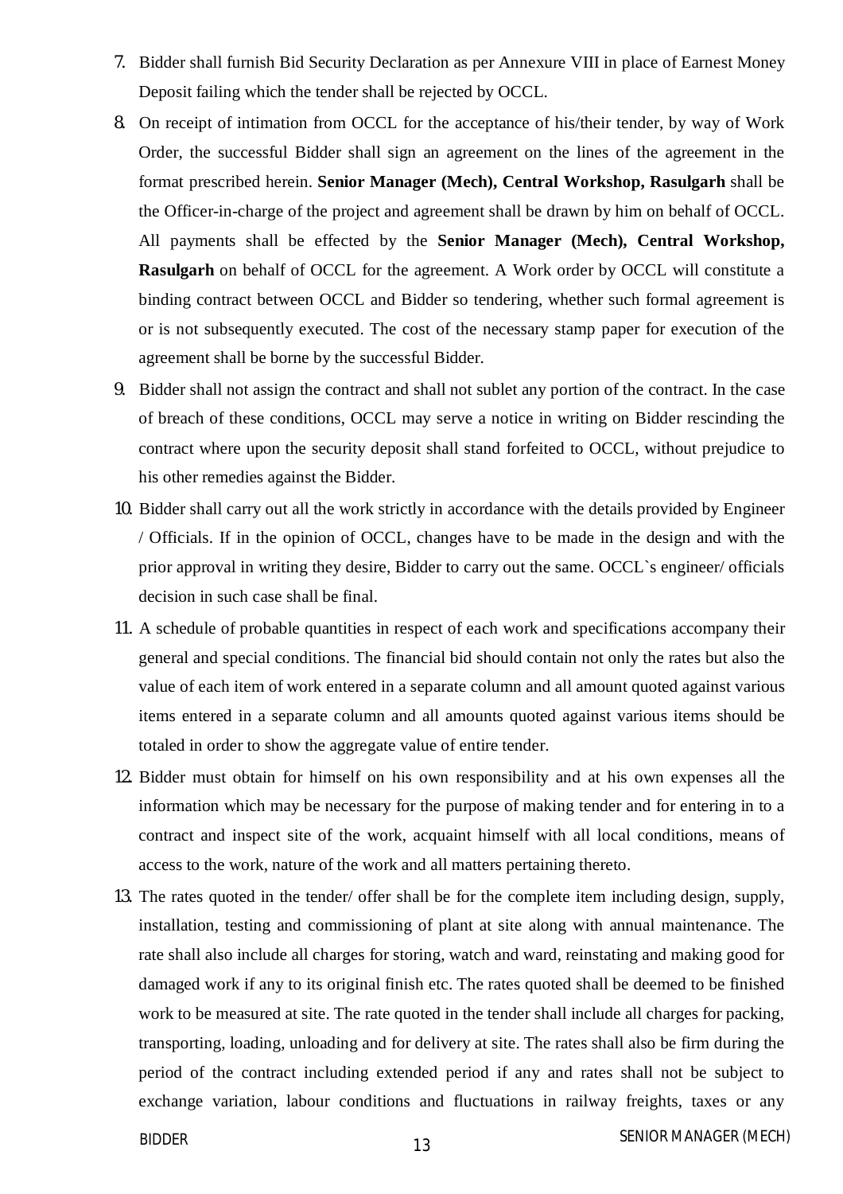7. Bidder shall furnish Bid Security Declaration as per Annexure VIII in place of Earnest Money Deposit failing which the tender shall be rejected by OCCL.
8. On receipt of intimation from OCCL for the acceptance of his/their tender, by way of Work Order, the successful Bidder shall sign an agreement on the lines of the agreement in the format prescribed herein. **Senior Manager (Mech), Central Workshop, Rasulgarh** shall be the Officer-in-charge of the project and agreement shall be drawn by him on behalf of OCCL. All payments shall be effected by the **Senior Manager (Mech), Central Workshop, Rasulgarh** on behalf of OCCL for the agreement. A Work order by OCCL will constitute a binding contract between OCCL and Bidder so tendering, whether such formal agreement is or is not subsequently executed. The cost of the necessary stamp paper for execution of the agreement shall be borne by the successful Bidder.
9. Bidder shall not assign the contract and shall not sublet any portion of the contract. In the case of breach of these conditions, OCCL may serve a notice in writing on Bidder rescinding the contract where upon the security deposit shall stand forfeited to OCCL, without prejudice to his other remedies against the Bidder.
10. Bidder shall carry out all the work strictly in accordance with the details provided by Engineer / Officials. If in the opinion of OCCL, changes have to be made in the design and with the prior approval in writing they desire, Bidder to carry out the same. OCCL`s engineer/ officials decision in such case shall be final.
11. A schedule of probable quantities in respect of each work and specifications accompany their general and special conditions. The financial bid should contain not only the rates but also the value of each item of work entered in a separate column and all amount quoted against various items entered in a separate column and all amounts quoted against various items should be totaled in order to show the aggregate value of entire tender.
12. Bidder must obtain for himself on his own responsibility and at his own expenses all the information which may be necessary for the purpose of making tender and for entering in to a contract and inspect site of the work, acquaint himself with all local conditions, means of access to the work, nature of the work and all matters pertaining thereto.
13. The rates quoted in the tender/ offer shall be for the complete item including design, supply, installation, testing and commissioning of plant at site along with annual maintenance. The rate shall also include all charges for storing, watch and ward, reinstating and making good for damaged work if any to its original finish etc. The rates quoted shall be deemed to be finished work to be measured at site. The rate quoted in the tender shall include all charges for packing, transporting, loading, unloading and for delivery at site. The rates shall also be firm during the period of the contract including extended period if any and rates shall not be subject to exchange variation, labour conditions and fluctuations in railway freights, taxes or any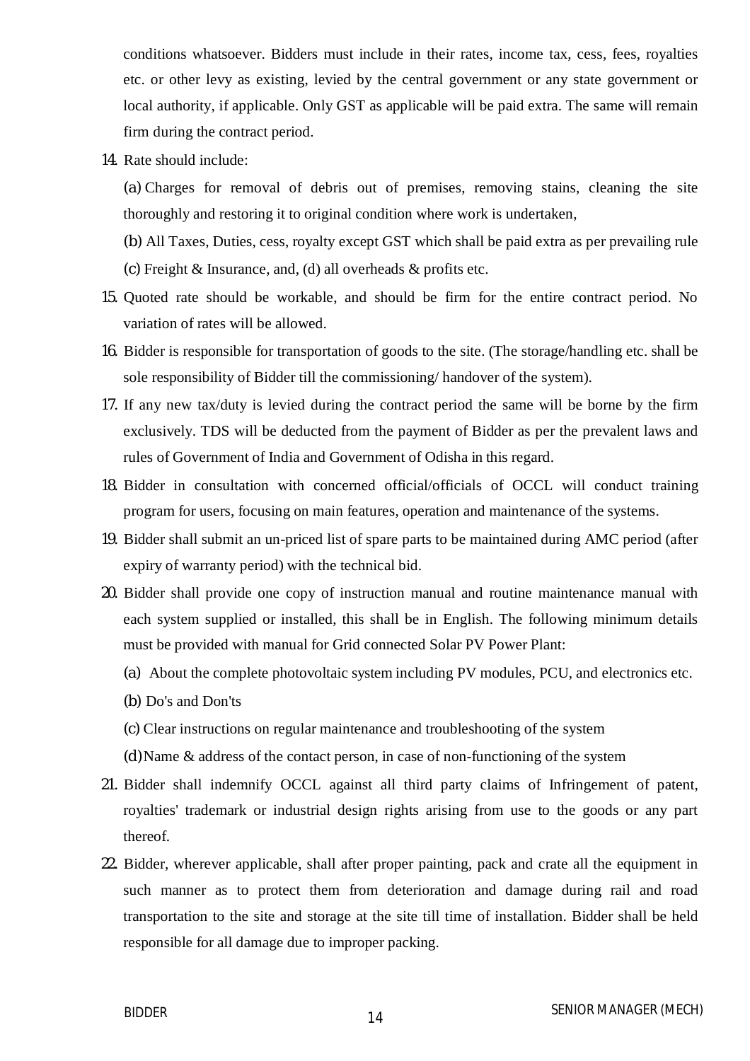conditions whatsoever. Bidders must include in their rates, income tax, cess, fees, royalties etc. or other levy as existing, levied by the central government or any state government or local authority, if applicable. Only GST as applicable will be paid extra. The same will remain firm during the contract period.

14. Rate should include:

    (a) Charges for removal of debris out of premises, removing stains, cleaning the site thoroughly and restoring it to original condition where work is undertaken,

    (b) All Taxes, Duties, cess, royalty except GST which shall be paid extra as per prevailing rule

    (c) Freight & Insurance, and, (d) all overheads & profits etc.

15. Quoted rate should be workable, and should be firm for the entire contract period. No variation of rates will be allowed.
16. Bidder is responsible for transportation of goods to the site. (The storage/handling etc. shall be sole responsibility of Bidder till the commissioning/ handover of the system).
17. If any new tax/duty is levied during the contract period the same will be borne by the firm exclusively. TDS will be deducted from the payment of Bidder as per the prevalent laws and rules of Government of India and Government of Odisha in this regard.
18. Bidder in consultation with concerned official/officials of OCCL will conduct training program for users, focusing on main features, operation and maintenance of the systems.
19. Bidder shall submit an un-priced list of spare parts to be maintained during AMC period (after expiry of warranty period) with the technical bid.
20. Bidder shall provide one copy of instruction manual and routine maintenance manual with each system supplied or installed, this shall be in English. The following minimum details must be provided with manual for Grid connected Solar PV Power Plant:

    (a) About the complete photovoltaic system including PV modules, PCU, and electronics etc.

    (b) Do's and Don'ts

    (c) Clear instructions on regular maintenance and troubleshooting of the system

    (d) Name & address of the contact person, in case of non-functioning of the system

21. Bidder shall indemnify OCCL against all third party claims of Infringement of patent, royalties' trademark or industrial design rights arising from use to the goods or any part thereof.
22. Bidder, wherever applicable, shall after proper painting, pack and crate all the equipment in such manner as to protect them from deterioration and damage during rail and road transportation to the site and storage at the site till time of installation. Bidder shall be held responsible for all damage due to improper packing.

BIDDER SENIOR MANAGER (MECH)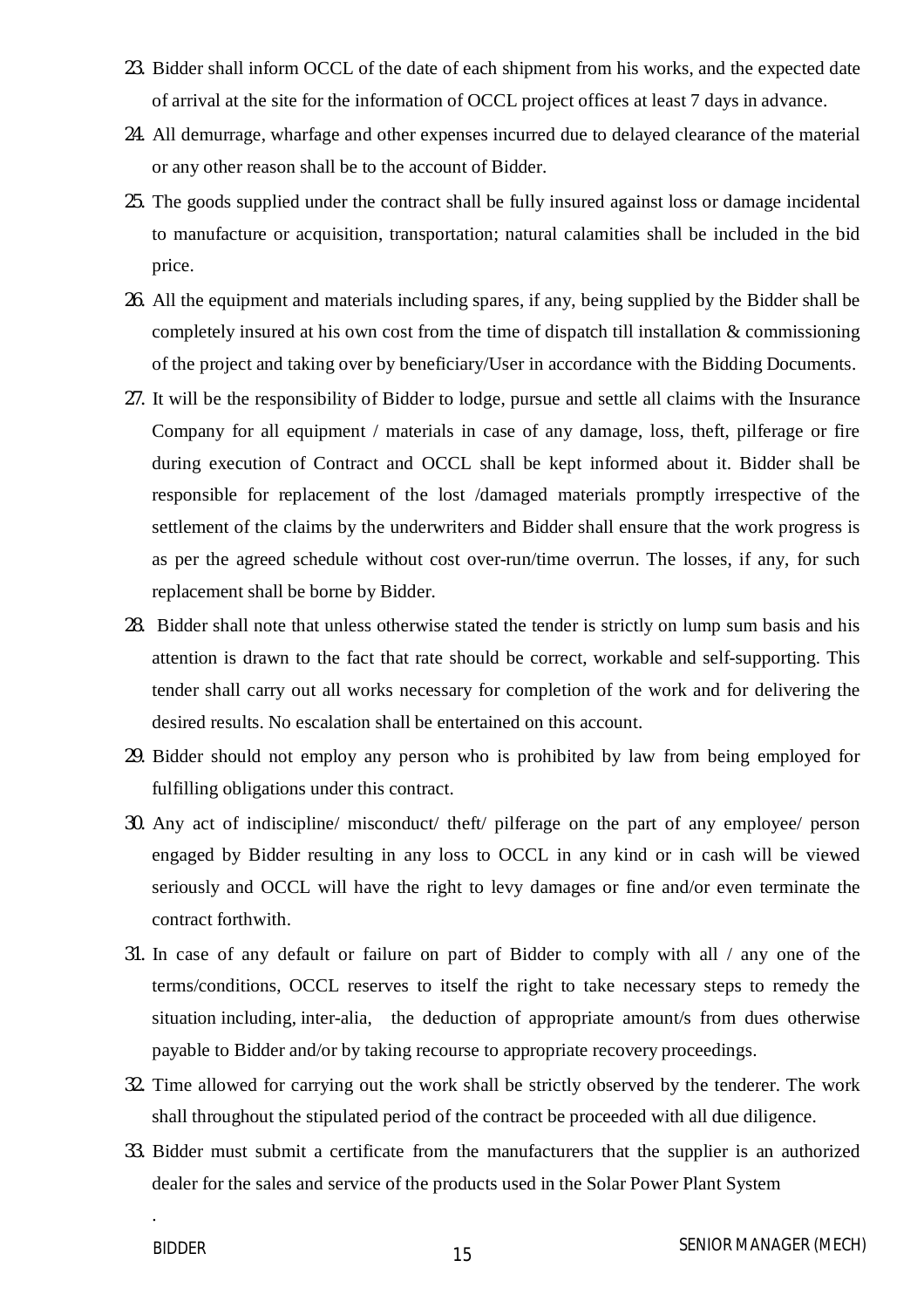23. Bidder shall inform OCCL of the date of each shipment from his works, and the expected date of arrival at the site for the information of OCCL project offices at least 7 days in advance.
24. All demurrage, wharfage and other expenses incurred due to delayed clearance of the material or any other reason shall be to the account of Bidder.
25. The goods supplied under the contract shall be fully insured against loss or damage incidental to manufacture or acquisition, transportation; natural calamities shall be included in the bid price.
26. All the equipment and materials including spares, if any, being supplied by the Bidder shall be completely insured at his own cost from the time of dispatch till installation & commissioning of the project and taking over by beneficiary/User in accordance with the Bidding Documents.
27. It will be the responsibility of Bidder to lodge, pursue and settle all claims with the Insurance Company for all equipment / materials in case of any damage, loss, theft, pilferage or fire during execution of Contract and OCCL shall be kept informed about it. Bidder shall be responsible for replacement of the lost /damaged materials promptly irrespective of the settlement of the claims by the underwriters and Bidder shall ensure that the work progress is as per the agreed schedule without cost over-run/time overrun. The losses, if any, for such replacement shall be borne by Bidder.
28. Bidder shall note that unless otherwise stated the tender is strictly on lump sum basis and his attention is drawn to the fact that rate should be correct, workable and self-supporting. This tender shall carry out all works necessary for completion of the work and for delivering the desired results. No escalation shall be entertained on this account.
29. Bidder should not employ any person who is prohibited by law from being employed for fulfilling obligations under this contract.
30. Any act of indiscipline/ misconduct/ theft/ pilferage on the part of any employee/ person engaged by Bidder resulting in any loss to OCCL in any kind or in cash will be viewed seriously and OCCL will have the right to levy damages or fine and/or even terminate the contract forthwith.
31. In case of any default or failure on part of Bidder to comply with all / any one of the terms/conditions, OCCL reserves to itself the right to take necessary steps to remedy the situation including, inter-alia, the deduction of appropriate amount/s from dues otherwise payable to Bidder and/or by taking recourse to appropriate recovery proceedings.
32. Time allowed for carrying out the work shall be strictly observed by the tenderer. The work shall throughout the stipulated period of the contract be proceeded with all due diligence.
33. Bidder must submit a certificate from the manufacturers that the supplier is an authorized dealer for the sales and service of the products used in the Solar Power Plant System

.

BIDDER SENIOR MANAGER (MECH)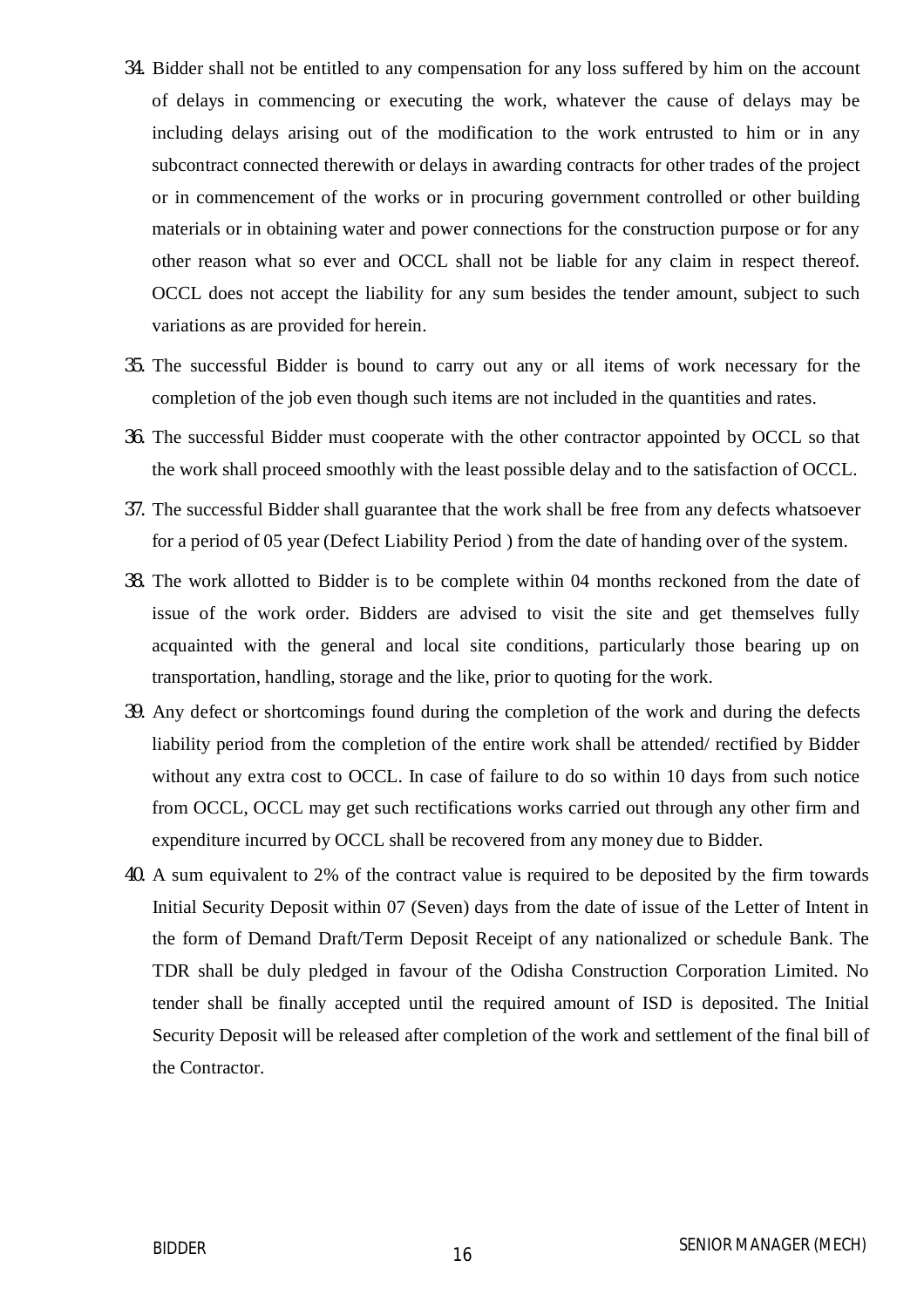34. Bidder shall not be entitled to any compensation for any loss suffered by him on the account of delays in commencing or executing the work, whatever the cause of delays may be including delays arising out of the modification to the work entrusted to him or in any subcontract connected therewith or delays in awarding contracts for other trades of the project or in commencement of the works or in procuring government controlled or other building materials or in obtaining water and power connections for the construction purpose or for any other reason what so ever and OCCL shall not be liable for any claim in respect thereof. OCCL does not accept the liability for any sum besides the tender amount, subject to such variations as are provided for herein.
35. The successful Bidder is bound to carry out any or all items of work necessary for the completion of the job even though such items are not included in the quantities and rates.
36. The successful Bidder must cooperate with the other contractor appointed by OCCL so that the work shall proceed smoothly with the least possible delay and to the satisfaction of OCCL.
37. The successful Bidder shall guarantee that the work shall be free from any defects whatsoever for a period of 05 year (Defect Liability Period ) from the date of handing over of the system.
38. The work allotted to Bidder is to be complete within 04 months reckoned from the date of issue of the work order. Bidders are advised to visit the site and get themselves fully acquainted with the general and local site conditions, particularly those bearing up on transportation, handling, storage and the like, prior to quoting for the work.
39. Any defect or shortcomings found during the completion of the work and during the defects liability period from the completion of the entire work shall be attended/ rectified by Bidder without any extra cost to OCCL. In case of failure to do so within 10 days from such notice from OCCL, OCCL may get such rectifications works carried out through any other firm and expenditure incurred by OCCL shall be recovered from any money due to Bidder.
40. A sum equivalent to 2% of the contract value is required to be deposited by the firm towards Initial Security Deposit within 07 (Seven) days from the date of issue of the Letter of Intent in the form of Demand Draft/Term Deposit Receipt of any nationalized or schedule Bank. The TDR shall be duly pledged in favour of the Odisha Construction Corporation Limited. No tender shall be finally accepted until the required amount of ISD is deposited. The Initial Security Deposit will be released after completion of the work and settlement of the final bill of the Contractor.

BIDDER SENIOR MANAGER (MECH)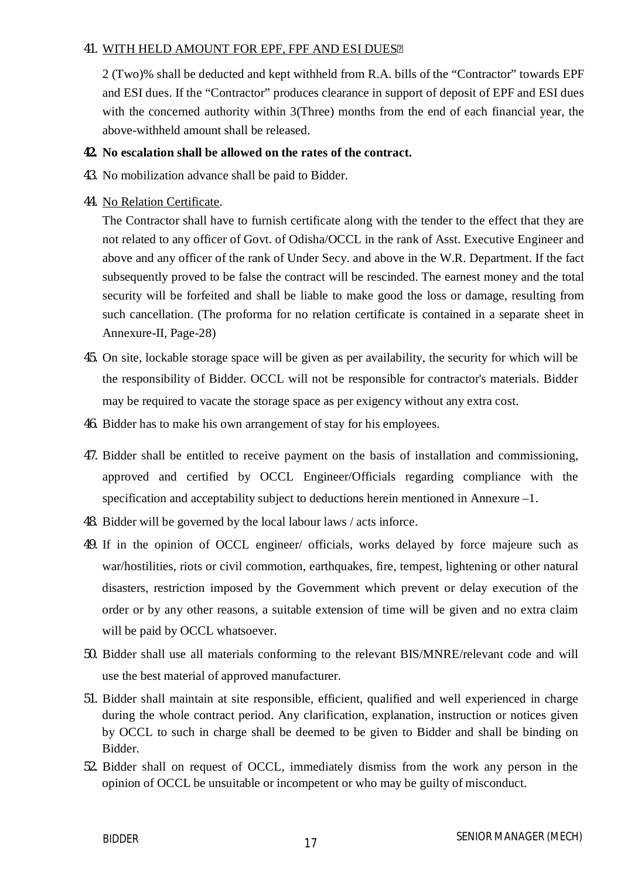41. <u>WITH HELD AMOUNT FOR EPF, FPF AND ESI DUES</u>

    2 (Two)% shall be deducted and kept withheld from R.A. bills of the "Contractor" towards EPF and ESI dues. If the "Contractor" produces clearance in support of deposit of EPF and ESI dues with the concerned authority within 3(Three) months from the end of each financial year, the above-withheld amount shall be released.

42. **No escalation shall be allowed on the rates of the contract.**

43. No mobilization advance shall be paid to Bidder.

44. <u>No Relation Certificate</u>.

    The Contractor shall have to furnish certificate along with the tender to the effect that they are not related to any officer of Govt. of Odisha/OCCL in the rank of Asst. Executive Engineer and above and any officer of the rank of Under Secy. and above in the W.R. Department. If the fact subsequently proved to be false the contract will be rescinded. The earnest money and the total security will be forfeited and shall be liable to make good the loss or damage, resulting from such cancellation. (The proforma for no relation certificate is contained in a separate sheet in Annexure-II, Page-28)

45. On site, lockable storage space will be given as per availability, the security for which will be the responsibility of Bidder. OCCL will not be responsible for contractor's materials. Bidder may be required to vacate the storage space as per exigency without any extra cost.

46. Bidder has to make his own arrangement of stay for his employees.

47. Bidder shall be entitled to receive payment on the basis of installation and commissioning, approved and certified by OCCL Engineer/Officials regarding compliance with the specification and acceptability subject to deductions herein mentioned in Annexure –1.

48. Bidder will be governed by the local labour laws / acts inforce.

49. If in the opinion of OCCL engineer/ officials, works delayed by force majeure such as war/hostilities, riots or civil commotion, earthquakes, fire, tempest, lightening or other natural disasters, restriction imposed by the Government which prevent or delay execution of the order or by any other reasons, a suitable extension of time will be given and no extra claim will be paid by OCCL whatsoever.

50. Bidder shall use all materials conforming to the relevant BIS/MNRE/relevant code and will use the best material of approved manufacturer.

51. Bidder shall maintain at site responsible, efficient, qualified and well experienced in charge during the whole contract period. Any clarification, explanation, instruction or notices given by OCCL to such in charge shall be deemed to be given to Bidder and shall be binding on Bidder.

52. Bidder shall on request of OCCL, immediately dismiss from the work any person in the opinion of OCCL be unsuitable or incompetent or who may be guilty of misconduct.

BIDDER SENIOR MANAGER (MECH)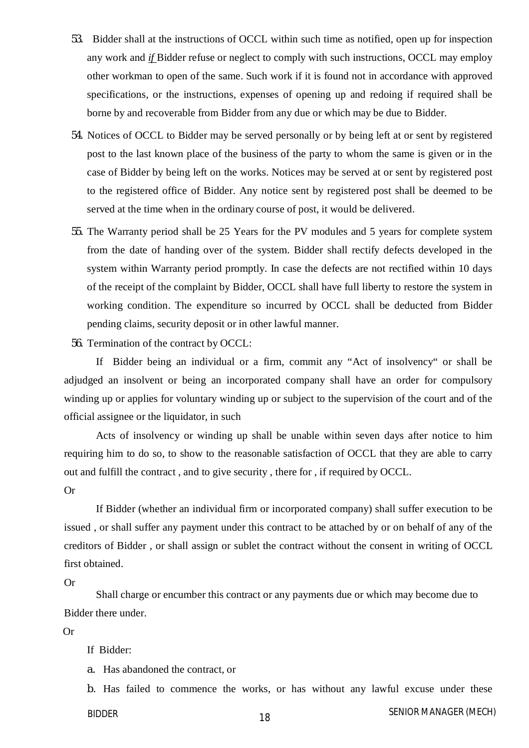53. Bidder shall at the instructions of OCCL within such time as notified, open up for inspection any work and *if* Bidder refuse or neglect to comply with such instructions, OCCL may employ other workman to open of the same. Such work if it is found not in accordance with approved specifications, or the instructions, expenses of opening up and redoing if required shall be borne by and recoverable from Bidder from any due or which may be due to Bidder.

54. Notices of OCCL to Bidder may be served personally or by being left at or sent by registered post to the last known place of the business of the party to whom the same is given or in the case of Bidder by being left on the works. Notices may be served at or sent by registered post to the registered office of Bidder. Any notice sent by registered post shall be deemed to be served at the time when in the ordinary course of post, it would be delivered.

55. The Warranty period shall be 25 Years for the PV modules and 5 years for complete system from the date of handing over of the system. Bidder shall rectify defects developed in the system within Warranty period promptly. In case the defects are not rectified within 10 days of the receipt of the complaint by Bidder, OCCL shall have full liberty to restore the system in working condition. The expenditure so incurred by OCCL shall be deducted from Bidder pending claims, security deposit or in other lawful manner.

56. Termination of the contract by OCCL:

If Bidder being an individual or a firm, commit any "Act of insolvency" or shall be adjudged an insolvent or being an incorporated company shall have an order for compulsory winding up or applies for voluntary winding up or subject to the supervision of the court and of the official assignee or the liquidator, in such

Acts of insolvency or winding up shall be unable within seven days after notice to him requiring him to do so, to show to the reasonable satisfaction of OCCL that they are able to carry out and fulfill the contract , and to give security , there for , if required by OCCL.

Or

If Bidder (whether an individual firm or incorporated company) shall suffer execution to be issued , or shall suffer any payment under this contract to be attached by or on behalf of any of the creditors of Bidder , or shall assign or sublet the contract without the consent in writing of OCCL first obtained.

Or

Shall charge or encumber this contract or any payments due or which may become due to Bidder there under.

Or

If Bidder:

a. Has abandoned the contract, or

b. Has failed to commence the works, or has without any lawful excuse under these

BIDDER SENIOR MANAGER (MECH)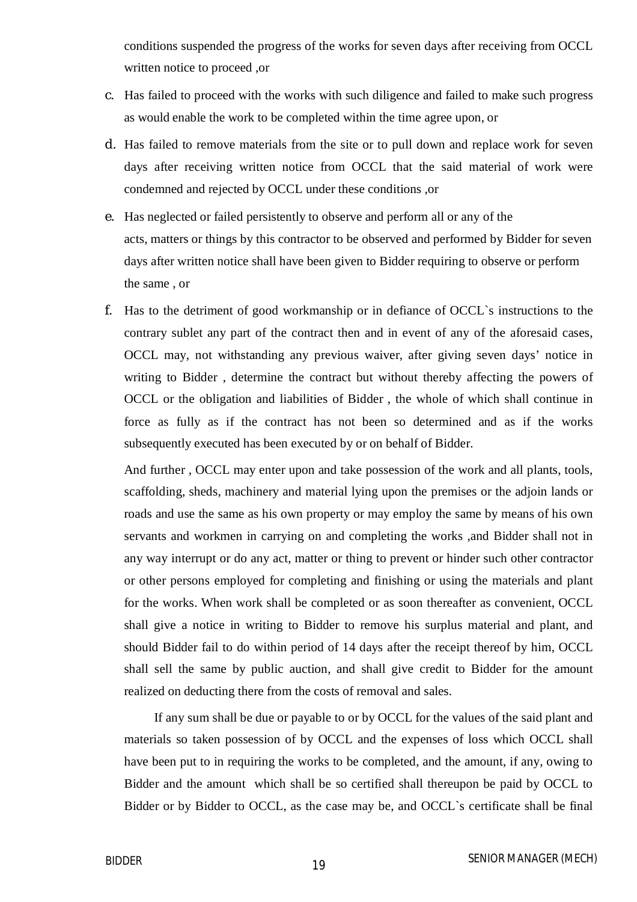conditions suspended the progress of the works for seven days after receiving from OCCL written notice to proceed ,or

c. Has failed to proceed with the works with such diligence and failed to make such progress as would enable the work to be completed within the time agree upon, or

d. Has failed to remove materials from the site or to pull down and replace work for seven days after receiving written notice from OCCL that the said material of work were condemned and rejected by OCCL under these conditions ,or

e. Has neglected or failed persistently to observe and perform all or any of the acts, matters or things by this contractor to be observed and performed by Bidder for seven days after written notice shall have been given to Bidder requiring to observe or perform the same , or

f. Has to the detriment of good workmanship or in defiance of OCCL`s instructions to the contrary sublet any part of the contract then and in event of any of the aforesaid cases, OCCL may, not withstanding any previous waiver, after giving seven days' notice in writing to Bidder , determine the contract but without thereby affecting the powers of OCCL or the obligation and liabilities of Bidder , the whole of which shall continue in force as fully as if the contract has not been so determined and as if the works subsequently executed has been executed by or on behalf of Bidder.

   And further , OCCL may enter upon and take possession of the work and all plants, tools, scaffolding, sheds, machinery and material lying upon the premises or the adjoin lands or roads and use the same as his own property or may employ the same by means of his own servants and workmen in carrying on and completing the works ,and Bidder shall not in any way interrupt or do any act, matter or thing to prevent or hinder such other contractor or other persons employed for completing and finishing or using the materials and plant for the works. When work shall be completed or as soon thereafter as convenient, OCCL shall give a notice in writing to Bidder to remove his surplus material and plant, and should Bidder fail to do within period of 14 days after the receipt thereof by him, OCCL shall sell the same by public auction, and shall give credit to Bidder for the amount realized on deducting there from the costs of removal and sales.

   If any sum shall be due or payable to or by OCCL for the values of the said plant and materials so taken possession of by OCCL and the expenses of loss which OCCL shall have been put to in requiring the works to be completed, and the amount, if any, owing to Bidder and the amount which shall be so certified shall thereupon be paid by OCCL to Bidder or by Bidder to OCCL, as the case may be, and OCCL`s certificate shall be final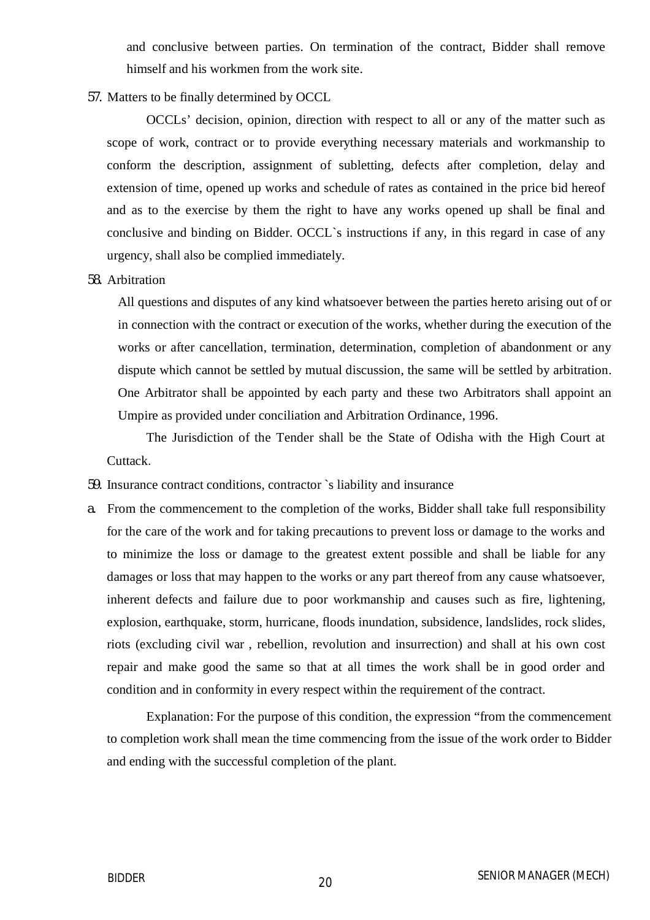and conclusive between parties. On termination of the contract, Bidder shall remove himself and his workmen from the work site.

57. Matters to be finally determined by OCCL

OCCLs' decision, opinion, direction with respect to all or any of the matter such as scope of work, contract or to provide everything necessary materials and workmanship to conform the description, assignment of subletting, defects after completion, delay and extension of time, opened up works and schedule of rates as contained in the price bid hereof and as to the exercise by them the right to have any works opened up shall be final and conclusive and binding on Bidder. OCCL`s instructions if any, in this regard in case of any urgency, shall also be complied immediately.

58. Arbitration

All questions and disputes of any kind whatsoever between the parties hereto arising out of or in connection with the contract or execution of the works, whether during the execution of the works or after cancellation, termination, determination, completion of abandonment or any dispute which cannot be settled by mutual discussion, the same will be settled by arbitration. One Arbitrator shall be appointed by each party and these two Arbitrators shall appoint an Umpire as provided under conciliation and Arbitration Ordinance, 1996.

The Jurisdiction of the Tender shall be the State of Odisha with the High Court at Cuttack.

59. Insurance contract conditions, contractor `s liability and insurance

a. From the commencement to the completion of the works, Bidder shall take full responsibility for the care of the work and for taking precautions to prevent loss or damage to the works and to minimize the loss or damage to the greatest extent possible and shall be liable for any damages or loss that may happen to the works or any part thereof from any cause whatsoever, inherent defects and failure due to poor workmanship and causes such as fire, lightening, explosion, earthquake, storm, hurricane, floods inundation, subsidence, landslides, rock slides, riots (excluding civil war , rebellion, revolution and insurrection) and shall at his own cost repair and make good the same so that at all times the work shall be in good order and condition and in conformity in every respect within the requirement of the contract.

Explanation: For the purpose of this condition, the expression "from the commencement to completion work shall mean the time commencing from the issue of the work order to Bidder and ending with the successful completion of the plant.

BIDDER SENIOR MANAGER (MECH)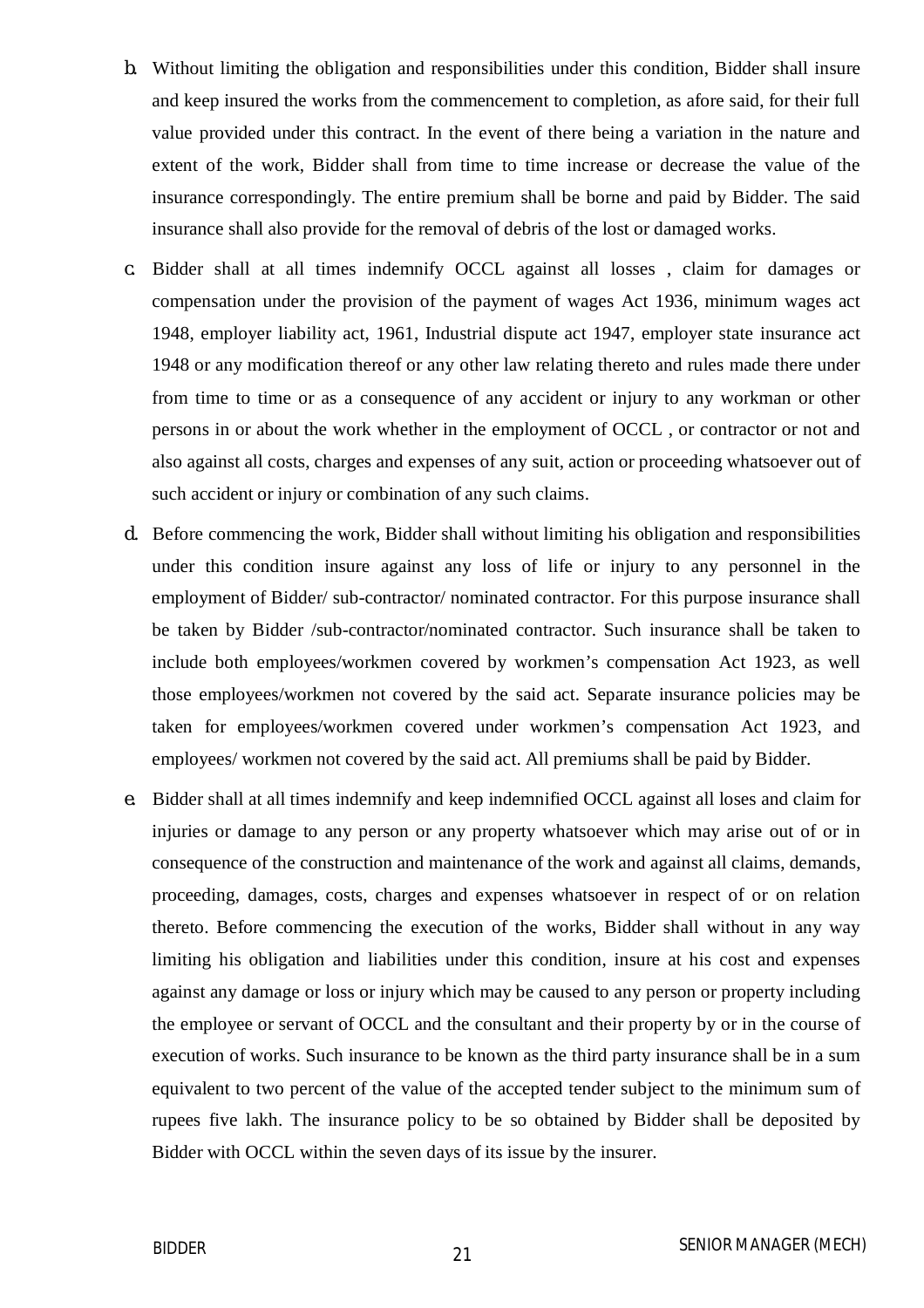b. Without limiting the obligation and responsibilities under this condition, Bidder shall insure and keep insured the works from the commencement to completion, as afore said, for their full value provided under this contract. In the event of there being a variation in the nature and extent of the work, Bidder shall from time to time increase or decrease the value of the insurance correspondingly. The entire premium shall be borne and paid by Bidder. The said insurance shall also provide for the removal of debris of the lost or damaged works.

c. Bidder shall at all times indemnify OCCL against all losses , claim for damages or compensation under the provision of the payment of wages Act 1936, minimum wages act 1948, employer liability act, 1961, Industrial dispute act 1947, employer state insurance act 1948 or any modification thereof or any other law relating thereto and rules made there under from time to time or as a consequence of any accident or injury to any workman or other persons in or about the work whether in the employment of OCCL , or contractor or not and also against all costs, charges and expenses of any suit, action or proceeding whatsoever out of such accident or injury or combination of any such claims.

d. Before commencing the work, Bidder shall without limiting his obligation and responsibilities under this condition insure against any loss of life or injury to any personnel in the employment of Bidder/ sub-contractor/ nominated contractor. For this purpose insurance shall be taken by Bidder /sub-contractor/nominated contractor. Such insurance shall be taken to include both employees/workmen covered by workmen's compensation Act 1923, as well those employees/workmen not covered by the said act. Separate insurance policies may be taken for employees/workmen covered under workmen's compensation Act 1923, and employees/ workmen not covered by the said act. All premiums shall be paid by Bidder.

e. Bidder shall at all times indemnify and keep indemnified OCCL against all loses and claim for injuries or damage to any person or any property whatsoever which may arise out of or in consequence of the construction and maintenance of the work and against all claims, demands, proceeding, damages, costs, charges and expenses whatsoever in respect of or on relation thereto. Before commencing the execution of the works, Bidder shall without in any way limiting his obligation and liabilities under this condition, insure at his cost and expenses against any damage or loss or injury which may be caused to any person or property including the employee or servant of OCCL and the consultant and their property by or in the course of execution of works. Such insurance to be known as the third party insurance shall be in a sum equivalent to two percent of the value of the accepted tender subject to the minimum sum of rupees five lakh. The insurance policy to be so obtained by Bidder shall be deposited by Bidder with OCCL within the seven days of its issue by the insurer.

BIDDER SENIOR MANAGER (MECH)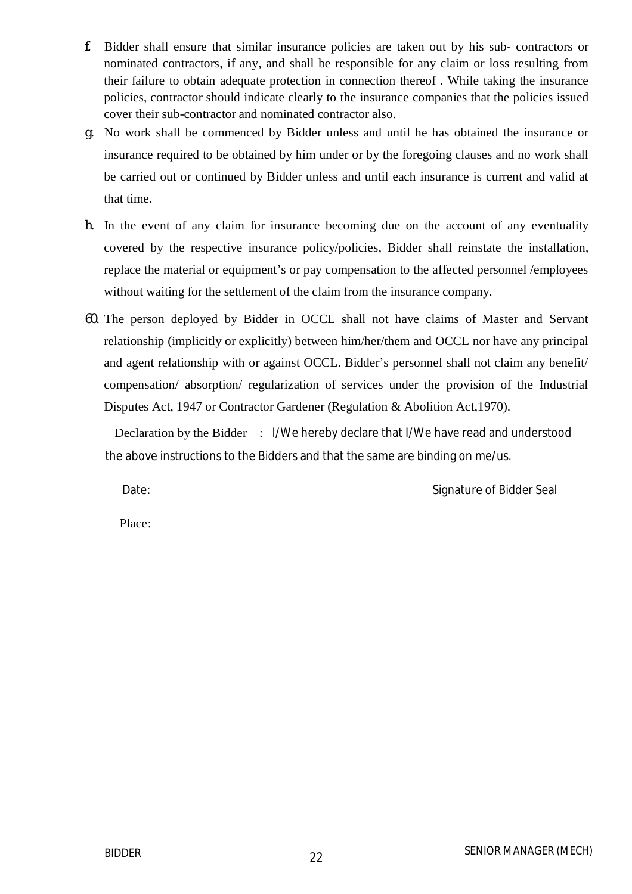f. Bidder shall ensure that similar insurance policies are taken out by his sub- contractors or nominated contractors, if any, and shall be responsible for any claim or loss resulting from their failure to obtain adequate protection in connection thereof . While taking the insurance policies, contractor should indicate clearly to the insurance companies that the policies issued cover their sub-contractor and nominated contractor also.

g. No work shall be commenced by Bidder unless and until he has obtained the insurance or insurance required to be obtained by him under or by the foregoing clauses and no work shall be carried out or continued by Bidder unless and until each insurance is current and valid at that time.

h. In the event of any claim for insurance becoming due on the account of any eventuality covered by the respective insurance policy/policies, Bidder shall reinstate the installation, replace the material or equipment's or pay compensation to the affected personnel /employees without waiting for the settlement of the claim from the insurance company.

60. The person deployed by Bidder in OCCL shall not have claims of Master and Servant relationship (implicitly or explicitly) between him/her/them and OCCL nor have any principal and agent relationship with or against OCCL. Bidder's personnel shall not claim any benefit/ compensation/ absorption/ regularization of services under the provision of the Industrial Disputes Act, 1947 or Contractor Gardener (Regulation & Abolition Act,1970).

Declaration by the Bidder : I/We hereby declare that I/We have read and understood the above instructions to the Bidders and that the same are binding on me/us.

Date: Signature of Bidder Seal

Place:

BIDDER SENIOR MANAGER (MECH)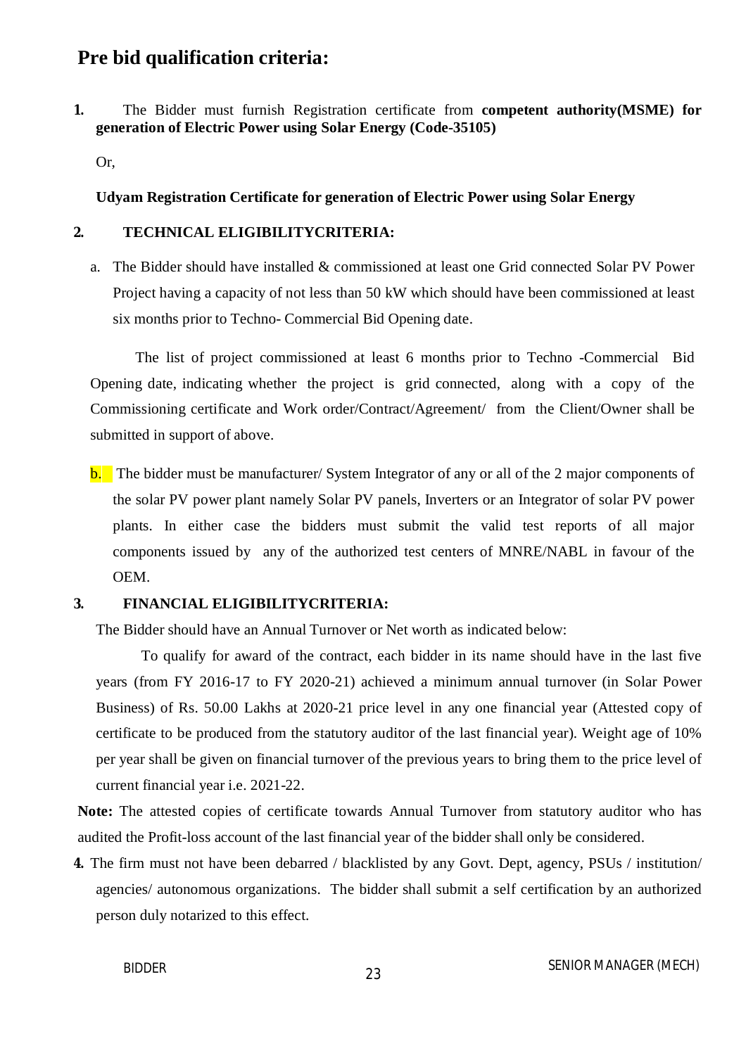# Pre bid qualification criteria:

**1.** The Bidder must furnish Registration certificate from **competent authority(MSME) for generation of Electric Power using Solar Energy (Code-35105)**

Or,

**Udyam Registration Certificate for generation of Electric Power using Solar Energy**

**2. TECHNICAL ELIGIBILITYCRITERIA:**

a. The Bidder should have installed & commissioned at least one Grid connected Solar PV Power Project having a capacity of not less than 50 kW which should have been commissioned at least six months prior to Techno- Commercial Bid Opening date.

The list of project commissioned at least 6 months prior to Techno -Commercial Bid Opening date, indicating whether the project is grid connected, along with a copy of the Commissioning certificate and Work order/Contract/Agreement/ from the Client/Owner shall be submitted in support of above.

b. The bidder must be manufacturer/ System Integrator of any or all of the 2 major components of the solar PV power plant namely Solar PV panels, Inverters or an Integrator of solar PV power plants. In either case the bidders must submit the valid test reports of all major components issued by any of the authorized test centers of MNRE/NABL in favour of the OEM.

**3. FINANCIAL ELIGIBILITYCRITERIA:**

The Bidder should have an Annual Turnover or Net worth as indicated below:

To qualify for award of the contract, each bidder in its name should have in the last five years (from FY 2016-17 to FY 2020-21) achieved a minimum annual turnover (in Solar Power Business) of Rs. 50.00 Lakhs at 2020-21 price level in any one financial year (Attested copy of certificate to be produced from the statutory auditor of the last financial year). Weight age of 10% per year shall be given on financial turnover of the previous years to bring them to the price level of current financial year i.e. 2021-22.

**Note:** The attested copies of certificate towards Annual Turnover from statutory auditor who has audited the Profit-loss account of the last financial year of the bidder shall only be considered.

**4.** The firm must not have been debarred / blacklisted by any Govt. Dept, agency, PSUs / institution/ agencies/ autonomous organizations. The bidder shall submit a self certification by an authorized person duly notarized to this effect.

BIDDER SENIOR MANAGER (MECH)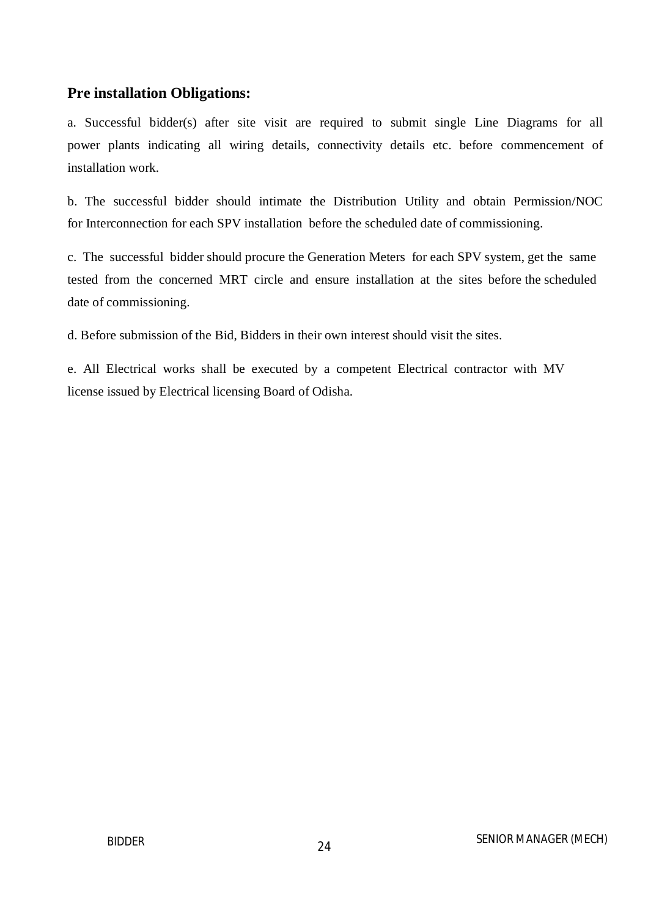## Pre installation Obligations:

a. Successful bidder(s) after site visit are required to submit single Line Diagrams for all power plants indicating all wiring details, connectivity details etc. before commencement of installation work.

b. The successful bidder should intimate the Distribution Utility and obtain Permission/NOC for Interconnection for each SPV installation before the scheduled date of commissioning.

c. The successful bidder should procure the Generation Meters for each SPV system, get the same tested from the concerned MRT circle and ensure installation at the sites before the scheduled date of commissioning.

d. Before submission of the Bid, Bidders in their own interest should visit the sites.

e. All Electrical works shall be executed by a competent Electrical contractor with MV license issued by Electrical licensing Board of Odisha.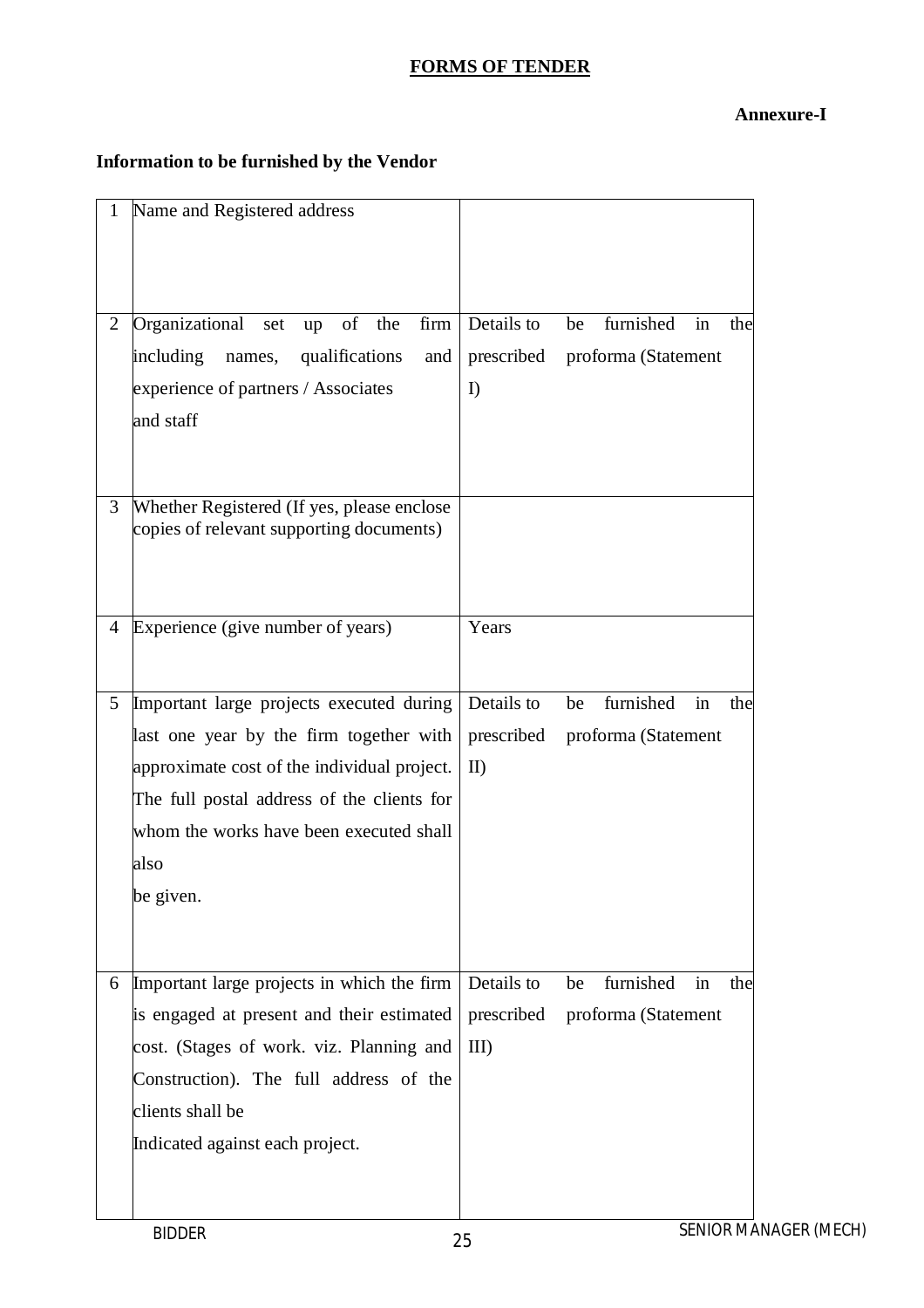# FORMS OF TENDER

**Annexure-I**

**Information to be furnished by the Vendor**

| | | |
|---|---|---|
| 1 | Name and Registered address | |
| 2 | Organizational set up of the firm including names, qualifications and experience of partners / Associates and staff | Details to be furnished in the prescribed proforma (Statement I) |
| 3 | Whether Registered (If yes, please enclose copies of relevant supporting documents) | |
| 4 | Experience (give number of years) | Years |
| 5 | Important large projects executed during last one year by the firm together with approximate cost of the individual project. The full postal address of the clients for whom the works have been executed shall also be given. | Details to be furnished in the prescribed proforma (Statement II) |
| 6 | Important large projects in which the firm is engaged at present and their estimated cost. (Stages of work. viz. Planning and Construction). The full address of the clients shall be Indicated against each project. | Details to be furnished in the prescribed proforma (Statement III) |

BIDDER　　　　　　　　　　　　　　　　　　　　　　　　SENIOR MANAGER (MECH)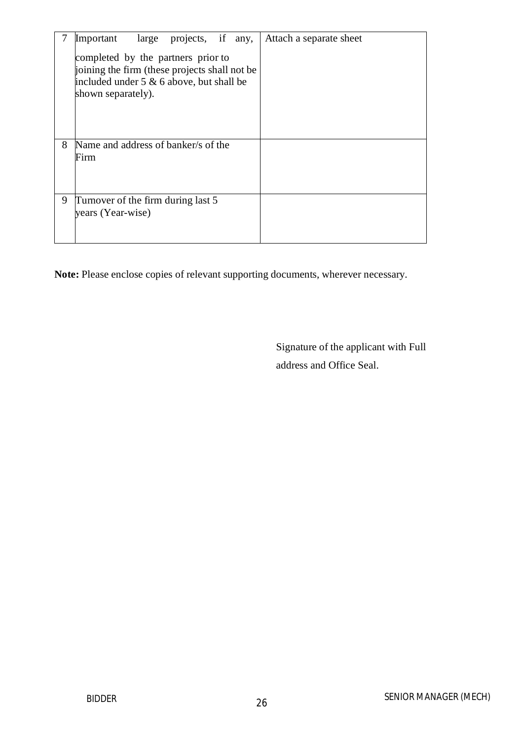| 7 | Important large projects, if any, completed by the partners prior to joining the firm (these projects shall not be included under 5 & 6 above, but shall be shown separately). | Attach a separate sheet |
|---|---|---|
| 8 | Name and address of banker/s of the Firm | |
| 9 | Turnover of the firm during last 5 years (Year-wise) | |

**Note:** Please enclose copies of relevant supporting documents, wherever necessary.

Signature of the applicant with Full address and Office Seal.

BIDDER SENIOR MANAGER (MECH)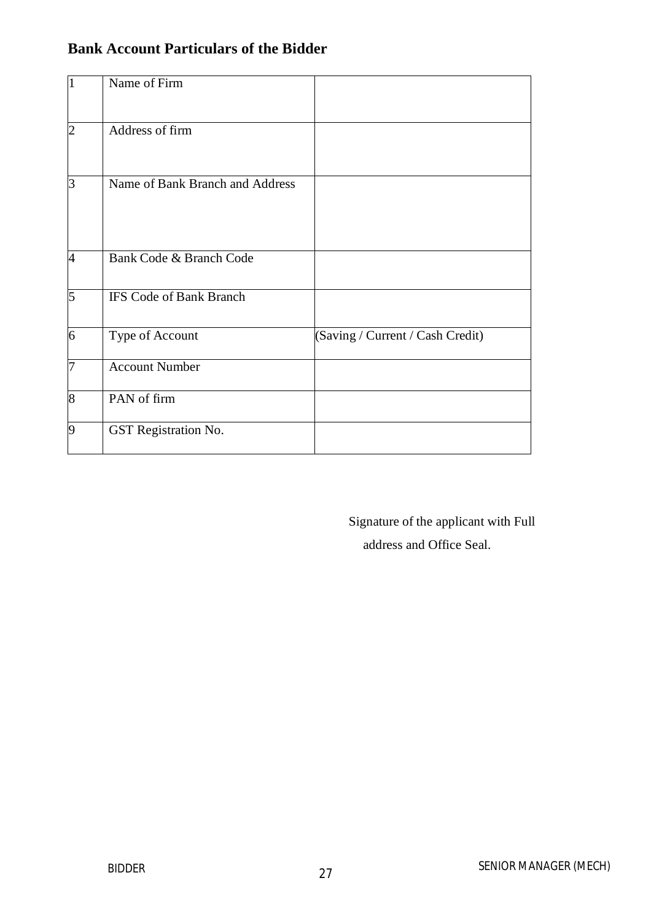## Bank Account Particulars of the Bidder

| | | |
|---|---|---|
| 1 | Name of Firm | |
| 2 | Address of firm | |
| 3 | Name of Bank Branch and Address | |
| 4 | Bank Code & Branch Code | |
| 5 | IFS Code of Bank Branch | |
| 6 | Type of Account | (Saving / Current / Cash Credit) |
| 7 | Account Number | |
| 8 | PAN of firm | |
| 9 | GST Registration No. | |

Signature of the applicant with Full address and Office Seal.

BIDDER SENIOR MANAGER (MECH)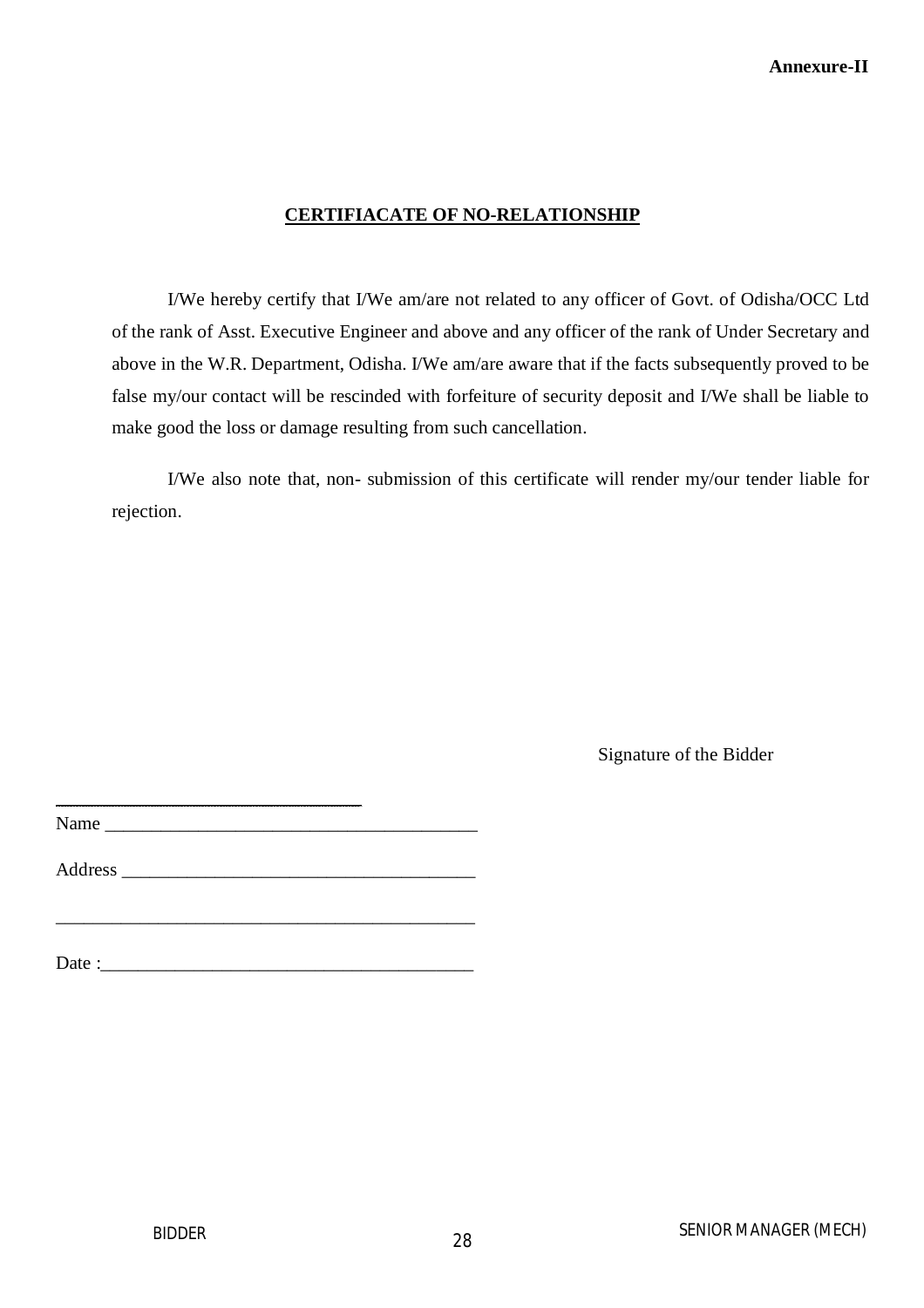**Annexure-II**

**CERTIFIACATE OF NO-RELATIONSHIP**

I/We hereby certify that I/We am/are not related to any officer of Govt. of Odisha/OCC Ltd of the rank of Asst. Executive Engineer and above and any officer of the rank of Under Secretary and above in the W.R. Department, Odisha. I/We am/are aware that if the facts subsequently proved to be false my/our contact will be rescinded with forfeiture of security deposit and I/We shall be liable to make good the loss or damage resulting from such cancellation.

I/We also note that, non- submission of this certificate will render my/our tender liable for rejection.

Signature of the Bidder

Name ________________________________________

Address ______________________________________

______________________________________________

Date :________________________________________

BIDDER

SENIOR MANAGER (MECH)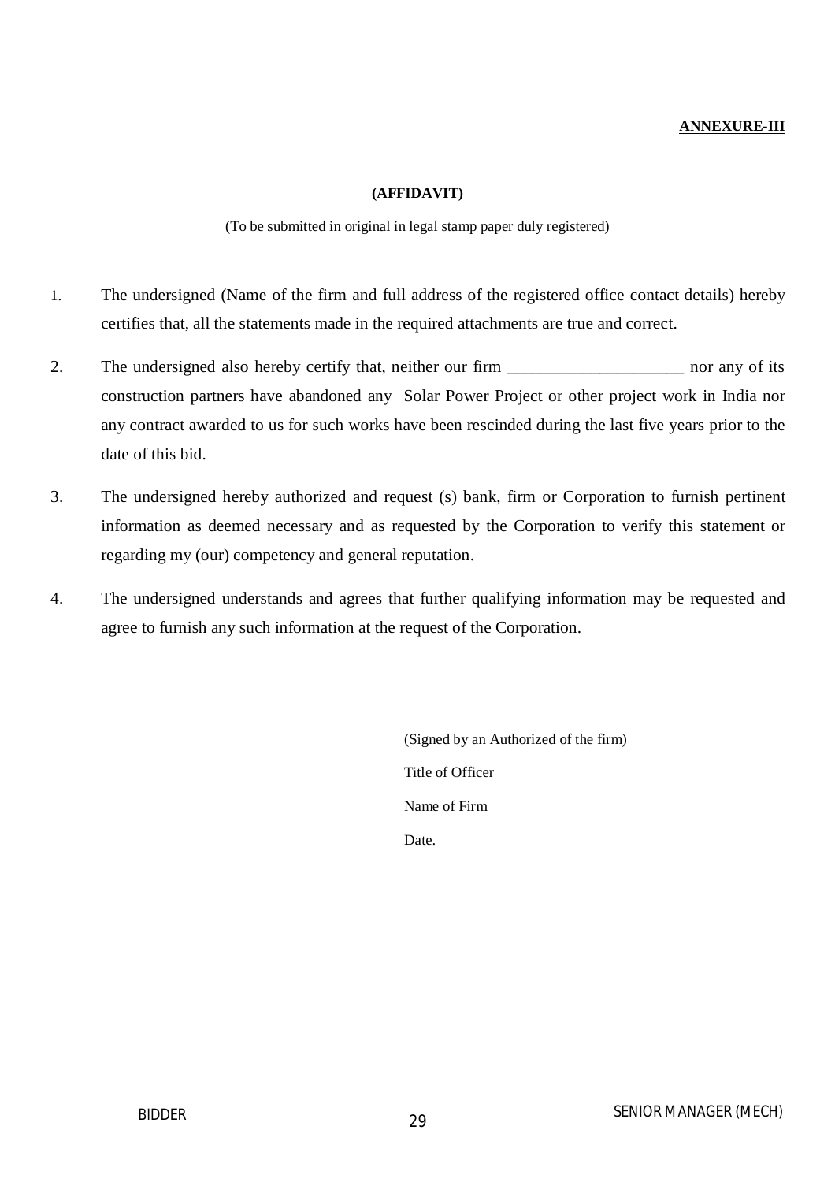**ANNEXURE-III**

**(AFFIDAVIT)**

(To be submitted in original in legal stamp paper duly registered)

1. The undersigned (Name of the firm and full address of the registered office contact details) hereby certifies that, all the statements made in the required attachments are true and correct.

2. The undersigned also hereby certify that, neither our firm _____________________ nor any of its construction partners have abandoned any Solar Power Project or other project work in India nor any contract awarded to us for such works have been rescinded during the last five years prior to the date of this bid.

3. The undersigned hereby authorized and request (s) bank, firm or Corporation to furnish pertinent information as deemed necessary and as requested by the Corporation to verify this statement or regarding my (our) competency and general reputation.

4. The undersigned understands and agrees that further qualifying information may be requested and agree to furnish any such information at the request of the Corporation.

(Signed by an Authorized of the firm)

Title of Officer

Name of Firm

Date.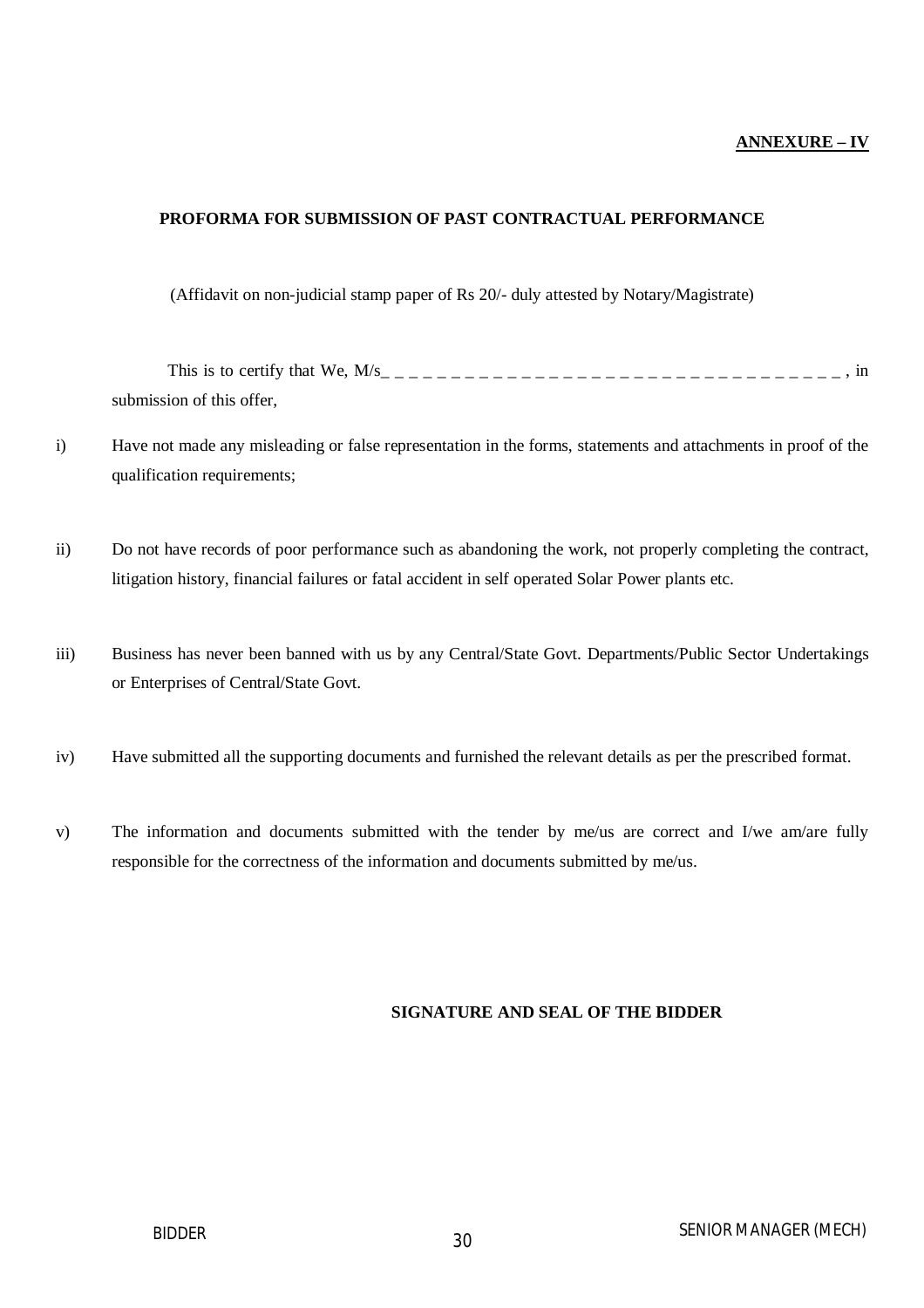**ANNEXURE – IV**

## PROFORMA FOR SUBMISSION OF PAST CONTRACTUAL PERFORMANCE

(Affidavit on non-judicial stamp paper of Rs 20/- duly attested by Notary/Magistrate)

This is to certify that We, M/s_ _ _ _ _ _ _ _ _ _ _ _ _ _ _ _ _ _ _ _ _ _ _ _ _ _ _ _ _ _ _ _ _ _ _ , in submission of this offer,

i) Have not made any misleading or false representation in the forms, statements and attachments in proof of the qualification requirements;

ii) Do not have records of poor performance such as abandoning the work, not properly completing the contract, litigation history, financial failures or fatal accident in self operated Solar Power plants etc.

iii) Business has never been banned with us by any Central/State Govt. Departments/Public Sector Undertakings or Enterprises of Central/State Govt.

iv) Have submitted all the supporting documents and furnished the relevant details as per the prescribed format.

v) The information and documents submitted with the tender by me/us are correct and I/we am/are fully responsible for the correctness of the information and documents submitted by me/us.

**SIGNATURE AND SEAL OF THE BIDDER**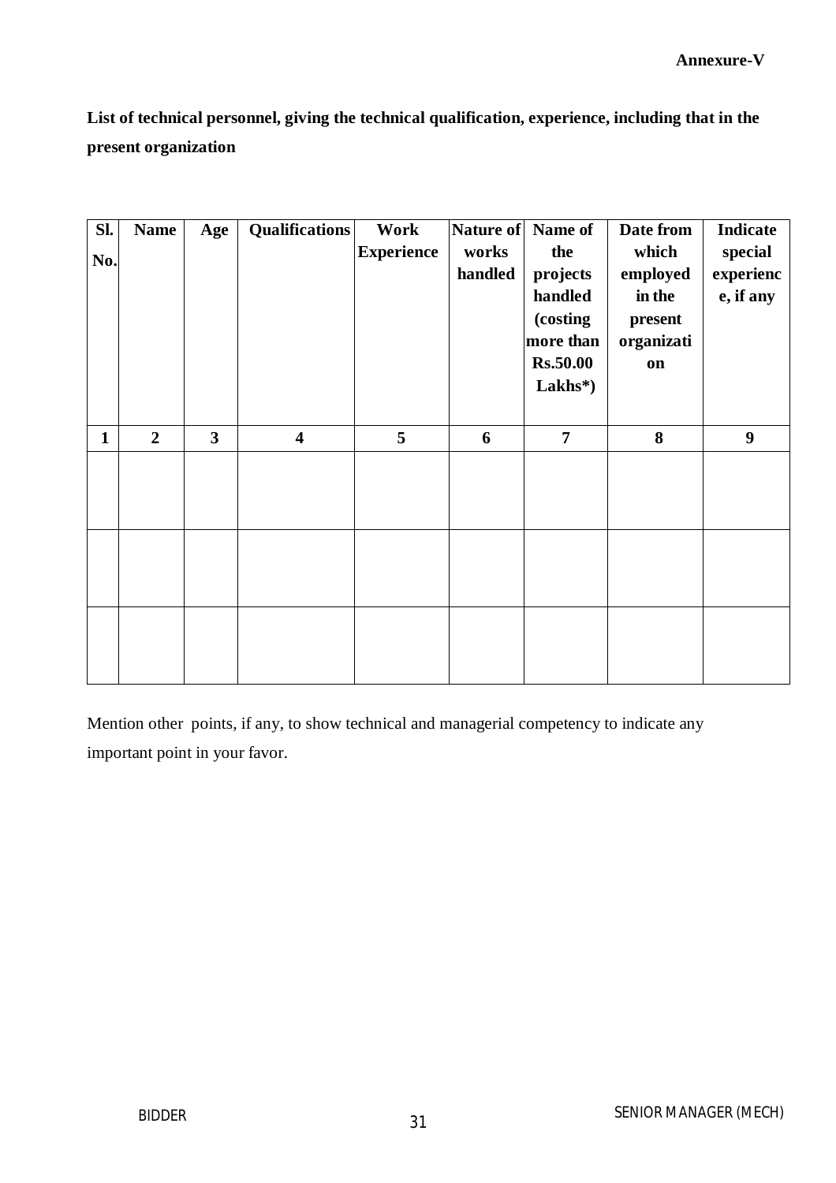**Annexure-V**

**List of technical personnel, giving the technical qualification, experience, including that in the present organization**

| Sl. No. | Name | Age | Qualifications | Work Experience | Nature of works handled | Name of the projects handled (costing more than Rs.50.00 Lakhs*) | Date from which employed in the present organization | Indicate special experience, if any |
|---|---|---|---|---|---|---|---|---|
| 1 | 2 | 3 | 4 | 5 | 6 | 7 | 8 | 9 |
| | | | | | | | | |
| | | | | | | | | |
| | | | | | | | | |

Mention other points, if any, to show technical and managerial competency to indicate any important point in your favor.

BIDDER SENIOR MANAGER (MECH)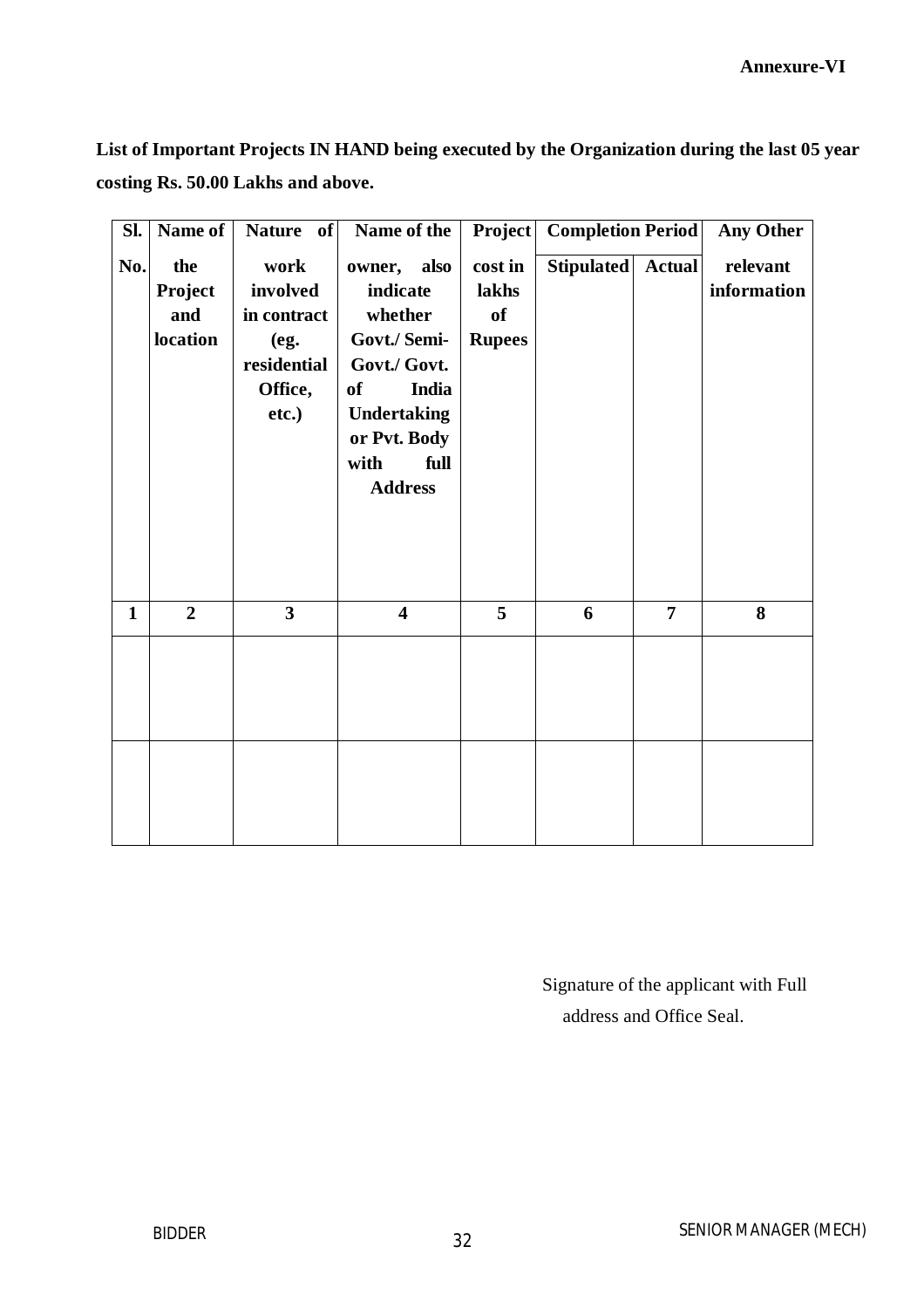**Annexure-VI**

**List of Important Projects IN HAND being executed by the Organization during the last 05 year costing Rs. 50.00 Lakhs and above.**

| Sl. No. | Name of the Project and location | Nature of work involved in contract (eg. residential Office, etc.) | Name of the owner, also indicate whether Govt./ Semi-Govt./ Govt. of India Undertaking or Pvt. Body with full Address | Project cost in lakhs of Rupees | Completion Period | | Any Other relevant information |
|---|---|---|---|---|---|---|---|
| | | | | | Stipulated | Actual | |
| 1 | 2 | 3 | 4 | 5 | 6 | 7 | 8 |
| | | | | | | | |
| | | | | | | | |

Signature of the applicant with Full address and Office Seal.

BIDDER SENIOR MANAGER (MECH)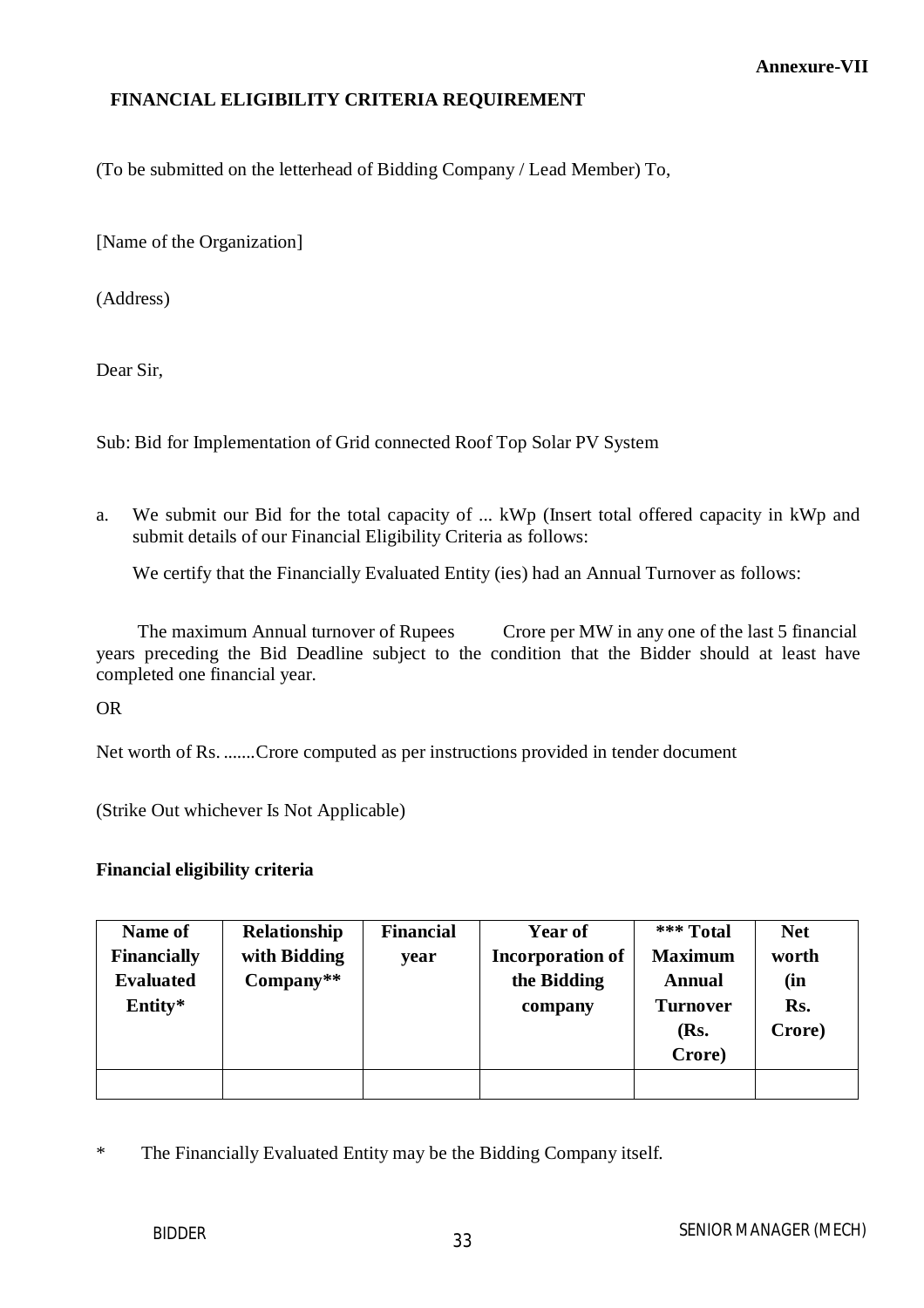**Annexure-VII**

## FINANCIAL ELIGIBILITY CRITERIA REQUIREMENT

(To be submitted on the letterhead of Bidding Company / Lead Member) To,

[Name of the Organization]

(Address)

Dear Sir,

Sub: Bid for Implementation of Grid connected Roof Top Solar PV System

a. We submit our Bid for the total capacity of ... kWp (Insert total offered capacity in kWp and submit details of our Financial Eligibility Criteria as follows:

   We certify that the Financially Evaluated Entity (ies) had an Annual Turnover as follows:

The maximum Annual turnover of Rupees Crore per MW in any one of the last 5 financial years preceding the Bid Deadline subject to the condition that the Bidder should at least have completed one financial year.

OR

Net worth of Rs. .......Crore computed as per instructions provided in tender document

(Strike Out whichever Is Not Applicable)

**Financial eligibility criteria**

| Name of Financially Evaluated Entity* | Relationship with Bidding Company** | Financial year | Year of Incorporation of the Bidding company | *** Total Maximum Annual Turnover (Rs. Crore) | Net worth (in Rs. Crore) |
|---|---|---|---|---|---|
| | | | | | |

\* The Financially Evaluated Entity may be the Bidding Company itself.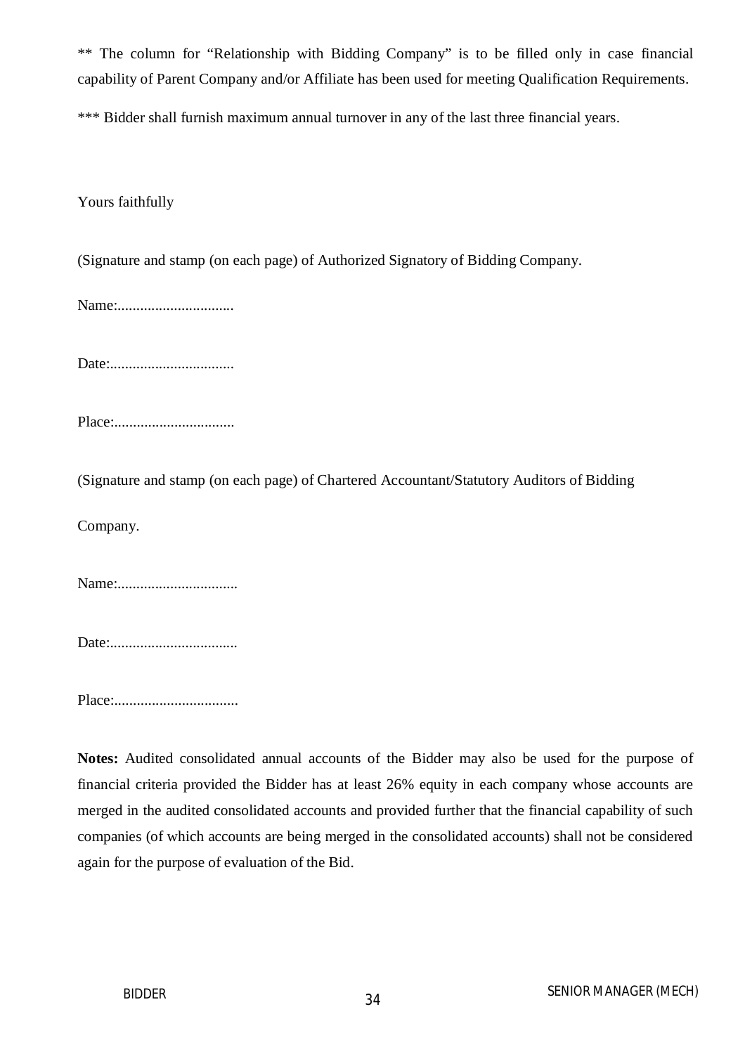** The column for "Relationship with Bidding Company" is to be filled only in case financial capability of Parent Company and/or Affiliate has been used for meeting Qualification Requirements.

*** Bidder shall furnish maximum annual turnover in any of the last three financial years.

Yours faithfully

(Signature and stamp (on each page) of Authorized Signatory of Bidding Company.

Name:...............................

Date:.................................

Place:................................

(Signature and stamp (on each page) of Chartered Accountant/Statutory Auditors of Bidding Company.

Name:................................

Date:..................................

Place:.................................

**Notes:** Audited consolidated annual accounts of the Bidder may also be used for the purpose of financial criteria provided the Bidder has at least 26% equity in each company whose accounts are merged in the audited consolidated accounts and provided further that the financial capability of such companies (of which accounts are being merged in the consolidated accounts) shall not be considered again for the purpose of evaluation of the Bid.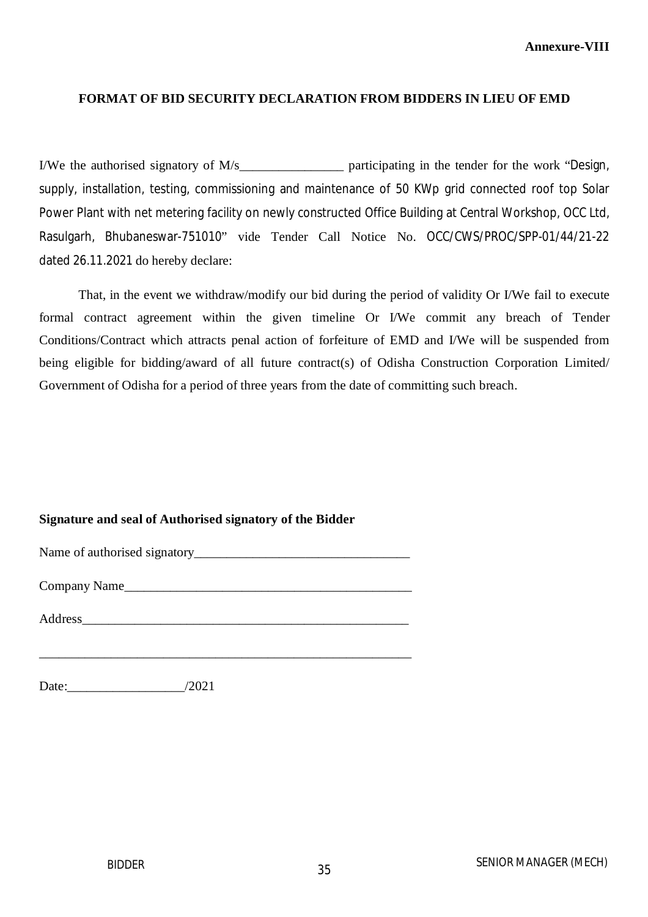**Annexure-VIII**

## FORMAT OF BID SECURITY DECLARATION FROM BIDDERS IN LIEU OF EMD

I/We the authorised signatory of M/s________________ participating in the tender for the work "Design, supply, installation, testing, commissioning and maintenance of 50 KWp grid connected roof top Solar Power Plant with net metering facility on newly constructed Office Building at Central Workshop, OCC Ltd, Rasulgarh, Bhubaneswar-751010" vide Tender Call Notice No. OCC/CWS/PROC/SPP-01/44/21-22 dated 26.11.2021 do hereby declare:

That, in the event we withdraw/modify our bid during the period of validity Or I/We fail to execute formal contract agreement within the given timeline Or I/We commit any breach of Tender Conditions/Contract which attracts penal action of forfeiture of EMD and I/We will be suspended from being eligible for bidding/award of all future contract(s) of Odisha Construction Corporation Limited/ Government of Odisha for a period of three years from the date of committing such breach.

**Signature and seal of Authorised signatory of the Bidder**

Name of authorised signatory_________________________________

Company Name_____________________________________________

Address_____________________________________________________

___________________________________________________________

Date:__________________/2021

BIDDER

SENIOR MANAGER (MECH)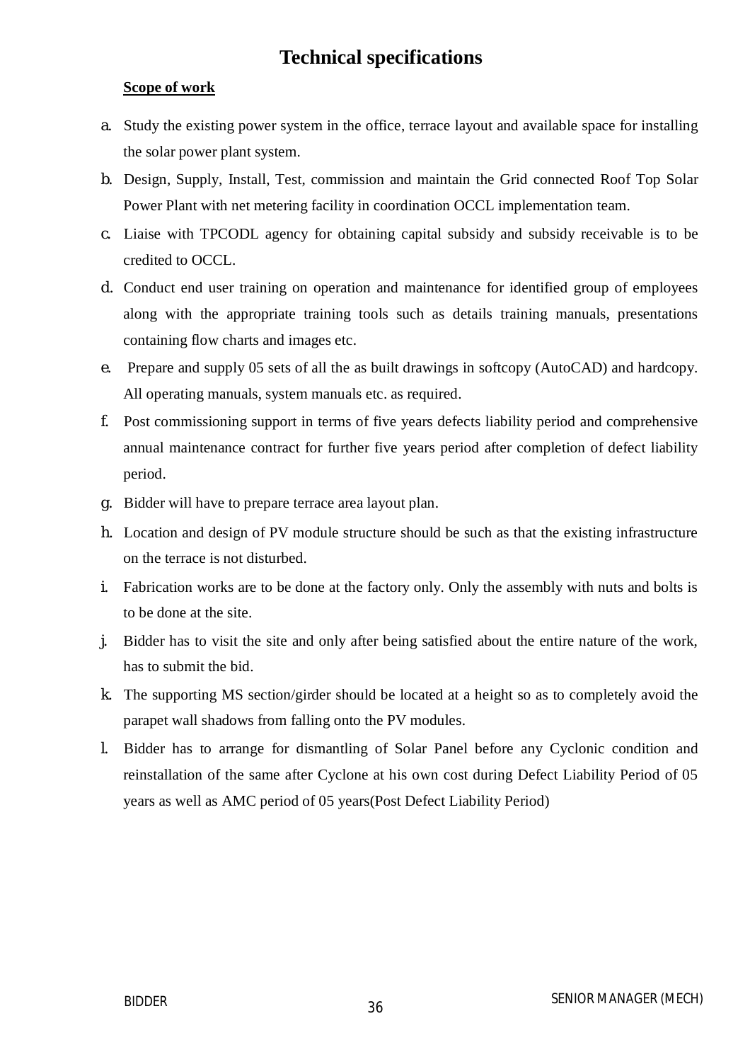# Technical specifications

**Scope of work**

a. Study the existing power system in the office, terrace layout and available space for installing the solar power plant system.

b. Design, Supply, Install, Test, commission and maintain the Grid connected Roof Top Solar Power Plant with net metering facility in coordination OCCL implementation team.

c. Liaise with TPCODL agency for obtaining capital subsidy and subsidy receivable is to be credited to OCCL.

d. Conduct end user training on operation and maintenance for identified group of employees along with the appropriate training tools such as details training manuals, presentations containing flow charts and images etc.

e. Prepare and supply 05 sets of all the as built drawings in softcopy (AutoCAD) and hardcopy. All operating manuals, system manuals etc. as required.

f. Post commissioning support in terms of five years defects liability period and comprehensive annual maintenance contract for further five years period after completion of defect liability period.

g. Bidder will have to prepare terrace area layout plan.

h. Location and design of PV module structure should be such as that the existing infrastructure on the terrace is not disturbed.

i. Fabrication works are to be done at the factory only. Only the assembly with nuts and bolts is to be done at the site.

j. Bidder has to visit the site and only after being satisfied about the entire nature of the work, has to submit the bid.

k. The supporting MS section/girder should be located at a height so as to completely avoid the parapet wall shadows from falling onto the PV modules.

l. Bidder has to arrange for dismantling of Solar Panel before any Cyclonic condition and reinstallation of the same after Cyclone at his own cost during Defect Liability Period of 05 years as well as AMC period of 05 years(Post Defect Liability Period)

BIDDER SENIOR MANAGER (MECH)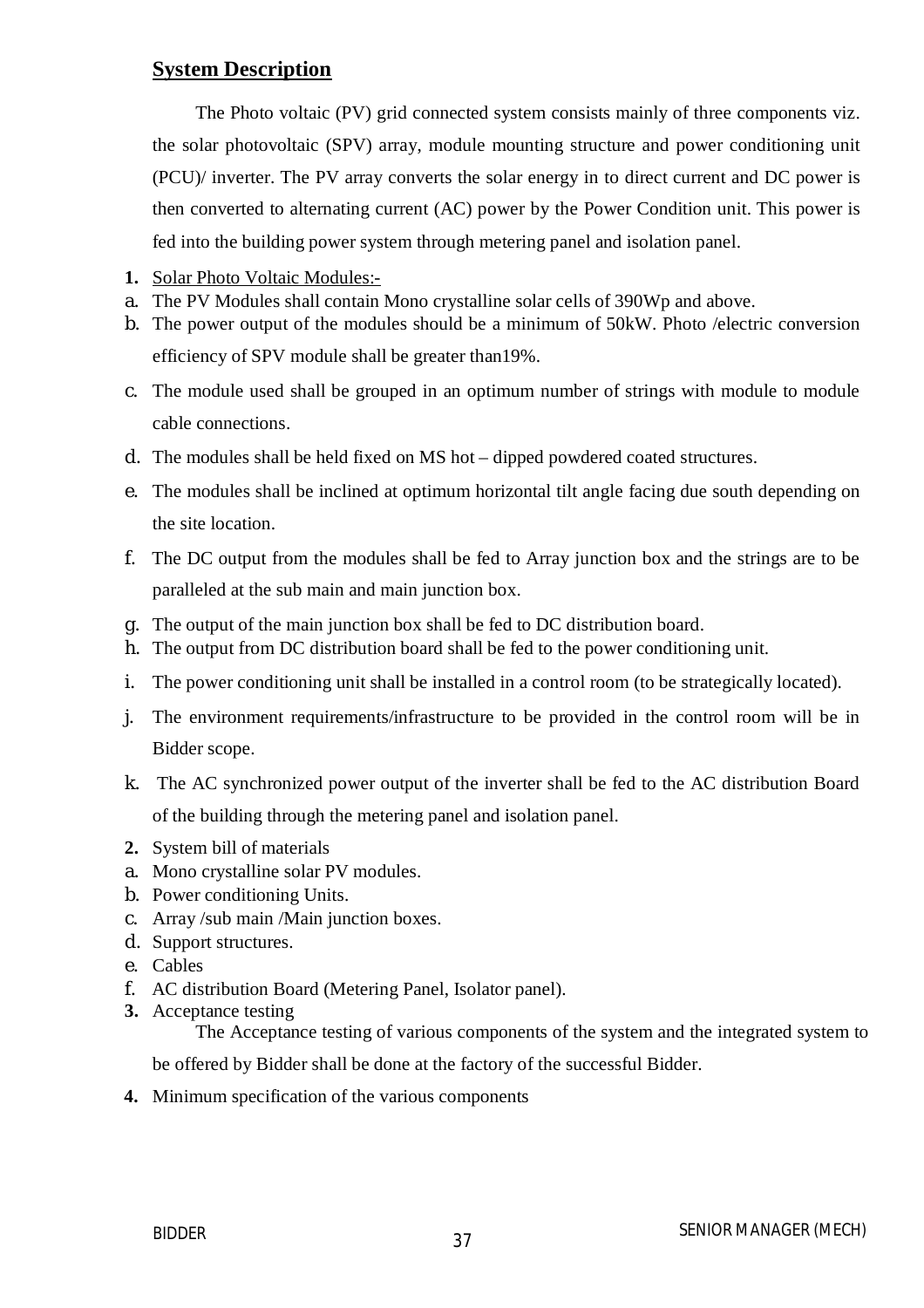## System Description

The Photo voltaic (PV) grid connected system consists mainly of three components viz. the solar photovoltaic (SPV) array, module mounting structure and power conditioning unit (PCU)/ inverter. The PV array converts the solar energy in to direct current and DC power is then converted to alternating current (AC) power by the Power Condition unit. This power is fed into the building power system through metering panel and isolation panel.

**1.** Solar Photo Voltaic Modules:-

a. The PV Modules shall contain Mono crystalline solar cells of 390Wp and above.

b. The power output of the modules should be a minimum of 50kW. Photo /electric conversion efficiency of SPV module shall be greater than19%.

c. The module used shall be grouped in an optimum number of strings with module to module cable connections.

d. The modules shall be held fixed on MS hot – dipped powdered coated structures.

e. The modules shall be inclined at optimum horizontal tilt angle facing due south depending on the site location.

f. The DC output from the modules shall be fed to Array junction box and the strings are to be paralleled at the sub main and main junction box.

g. The output of the main junction box shall be fed to DC distribution board.

h. The output from DC distribution board shall be fed to the power conditioning unit.

i. The power conditioning unit shall be installed in a control room (to be strategically located).

j. The environment requirements/infrastructure to be provided in the control room will be in Bidder scope.

k. The AC synchronized power output of the inverter shall be fed to the AC distribution Board of the building through the metering panel and isolation panel.

**2.** System bill of materials

a. Mono crystalline solar PV modules.

b. Power conditioning Units.

c. Array /sub main /Main junction boxes.

d. Support structures.

e. Cables

f. AC distribution Board (Metering Panel, Isolator panel).

**3.** Acceptance testing

The Acceptance testing of various components of the system and the integrated system to be offered by Bidder shall be done at the factory of the successful Bidder.

**4.** Minimum specification of the various components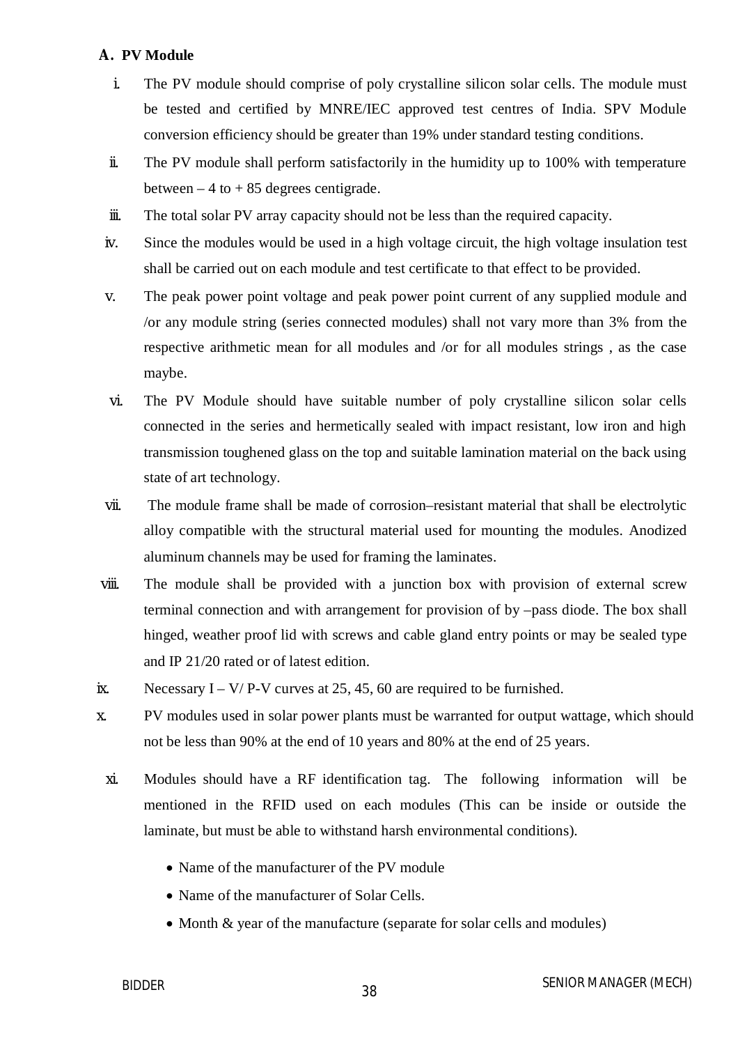**A. PV Module**

i. The PV module should comprise of poly crystalline silicon solar cells. The module must be tested and certified by MNRE/IEC approved test centres of India. SPV Module conversion efficiency should be greater than 19% under standard testing conditions.

ii. The PV module shall perform satisfactorily in the humidity up to 100% with temperature between – 4 to + 85 degrees centigrade.

iii. The total solar PV array capacity should not be less than the required capacity.

iv. Since the modules would be used in a high voltage circuit, the high voltage insulation test shall be carried out on each module and test certificate to that effect to be provided.

v. The peak power point voltage and peak power point current of any supplied module and /or any module string (series connected modules) shall not vary more than 3% from the respective arithmetic mean for all modules and /or for all modules strings , as the case maybe.

vi. The PV Module should have suitable number of poly crystalline silicon solar cells connected in the series and hermetically sealed with impact resistant, low iron and high transmission toughened glass on the top and suitable lamination material on the back using state of art technology.

vii. The module frame shall be made of corrosion–resistant material that shall be electrolytic alloy compatible with the structural material used for mounting the modules. Anodized aluminum channels may be used for framing the laminates.

viii. The module shall be provided with a junction box with provision of external screw terminal connection and with arrangement for provision of by –pass diode. The box shall hinged, weather proof lid with screws and cable gland entry points or may be sealed type and IP 21/20 rated or of latest edition.

ix. Necessary I – V/ P-V curves at 25, 45, 60 are required to be furnished.

x. PV modules used in solar power plants must be warranted for output wattage, which should not be less than 90% at the end of 10 years and 80% at the end of 25 years.

xi. Modules should have a RF identification tag. The following information will be mentioned in the RFID used on each modules (This can be inside or outside the laminate, but must be able to withstand harsh environmental conditions).

- Name of the manufacturer of the PV module
- Name of the manufacturer of Solar Cells.
- Month & year of the manufacture (separate for solar cells and modules)

BIDDER SENIOR MANAGER (MECH)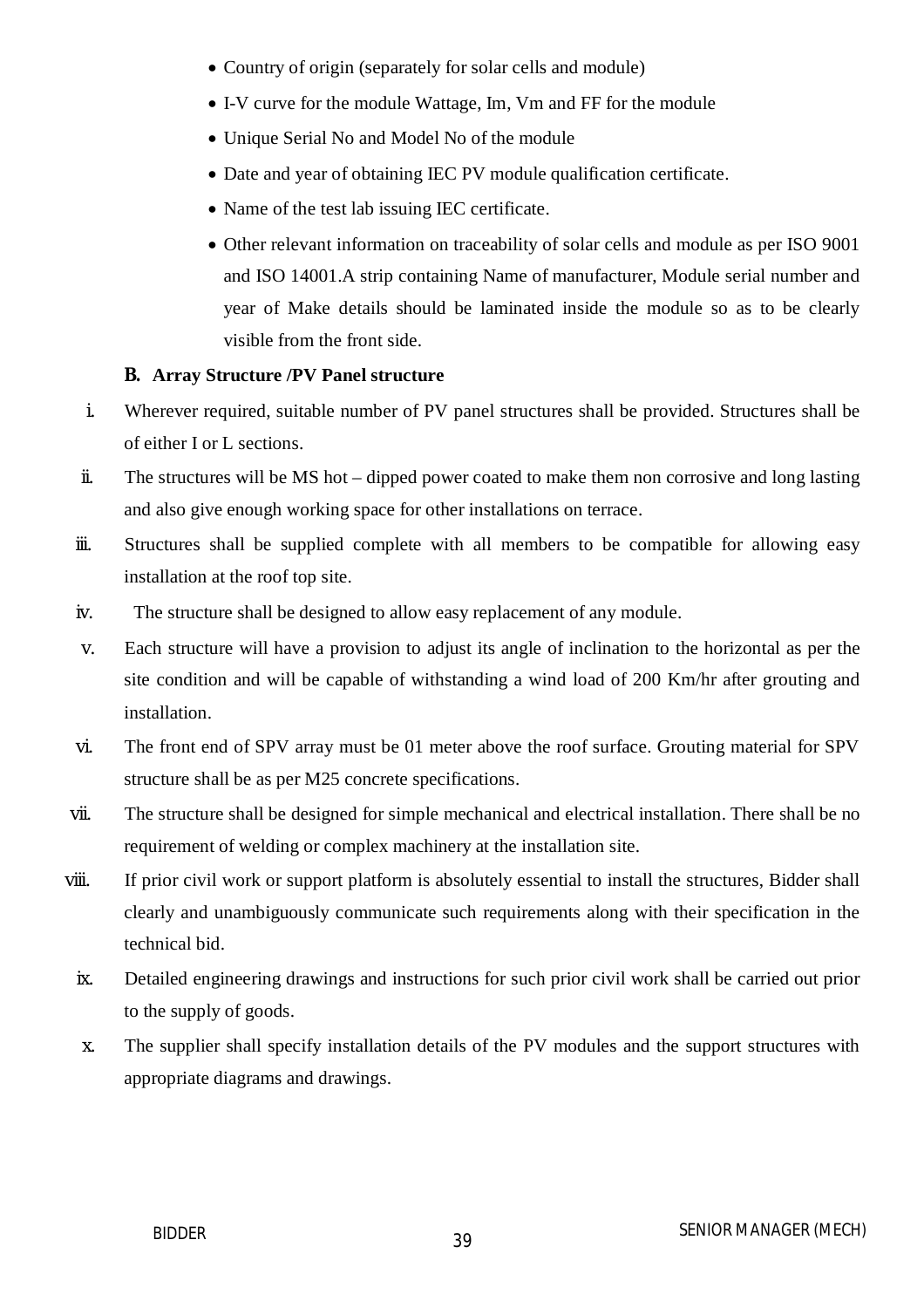- Country of origin (separately for solar cells and module)
- I-V curve for the module Wattage, Im, Vm and FF for the module
- Unique Serial No and Model No of the module
- Date and year of obtaining IEC PV module qualification certificate.
- Name of the test lab issuing IEC certificate.
- Other relevant information on traceability of solar cells and module as per ISO 9001 and ISO 14001.A strip containing Name of manufacturer, Module serial number and year of Make details should be laminated inside the module so as to be clearly visible from the front side.

**B. Array Structure /PV Panel structure**

i. Wherever required, suitable number of PV panel structures shall be provided. Structures shall be of either I or L sections.

ii. The structures will be MS hot – dipped power coated to make them non corrosive and long lasting and also give enough working space for other installations on terrace.

iii. Structures shall be supplied complete with all members to be compatible for allowing easy installation at the roof top site.

iv. The structure shall be designed to allow easy replacement of any module.

v. Each structure will have a provision to adjust its angle of inclination to the horizontal as per the site condition and will be capable of withstanding a wind load of 200 Km/hr after grouting and installation.

vi. The front end of SPV array must be 01 meter above the roof surface. Grouting material for SPV structure shall be as per M25 concrete specifications.

vii. The structure shall be designed for simple mechanical and electrical installation. There shall be no requirement of welding or complex machinery at the installation site.

viii. If prior civil work or support platform is absolutely essential to install the structures, Bidder shall clearly and unambiguously communicate such requirements along with their specification in the technical bid.

ix. Detailed engineering drawings and instructions for such prior civil work shall be carried out prior to the supply of goods.

x. The supplier shall specify installation details of the PV modules and the support structures with appropriate diagrams and drawings.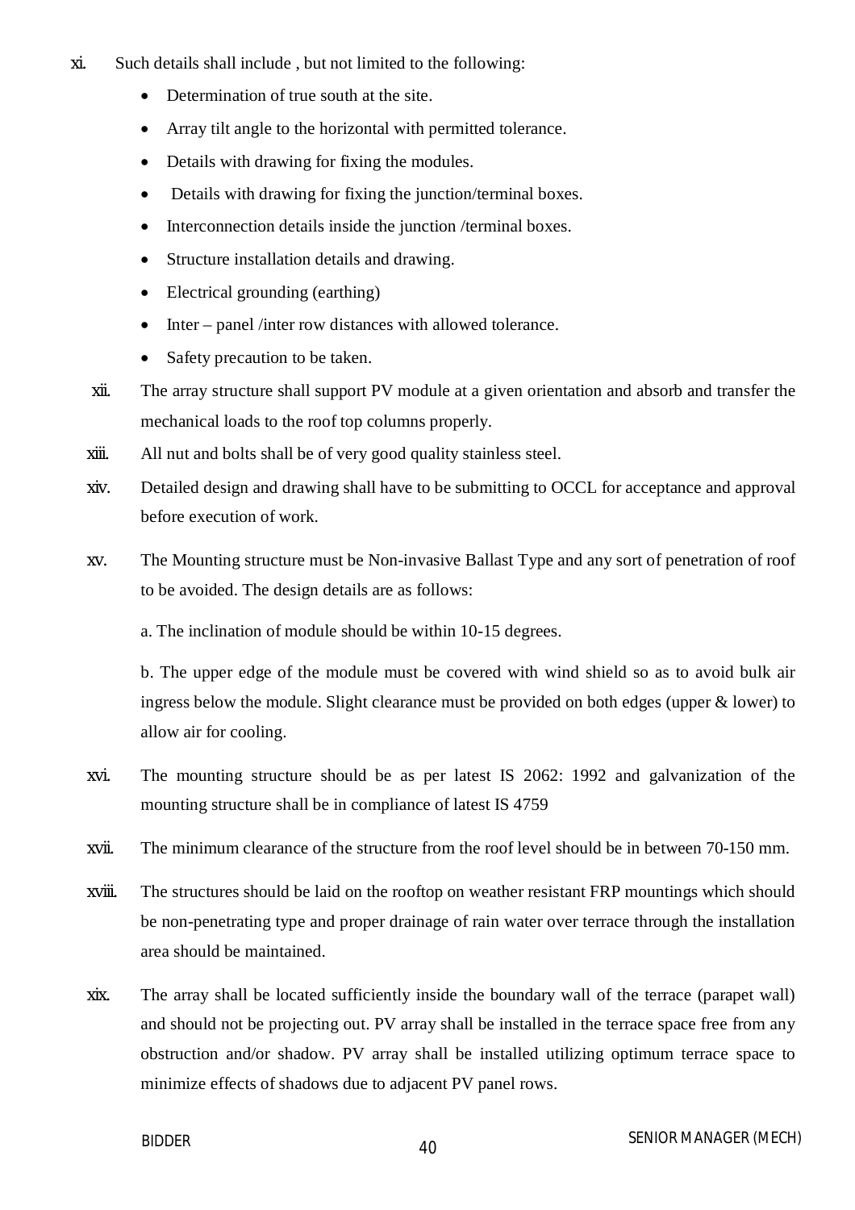xi. Such details shall include , but not limited to the following:

- Determination of true south at the site.
- Array tilt angle to the horizontal with permitted tolerance.
- Details with drawing for fixing the modules.
- Details with drawing for fixing the junction/terminal boxes.
- Interconnection details inside the junction /terminal boxes.
- Structure installation details and drawing.
- Electrical grounding (earthing)
- Inter – panel /inter row distances with allowed tolerance.
- Safety precaution to be taken.

xii. The array structure shall support PV module at a given orientation and absorb and transfer the mechanical loads to the roof top columns properly.

xiii. All nut and bolts shall be of very good quality stainless steel.

xiv. Detailed design and drawing shall have to be submitting to OCCL for acceptance and approval before execution of work.

xv. The Mounting structure must be Non-invasive Ballast Type and any sort of penetration of roof to be avoided. The design details are as follows:

a. The inclination of module should be within 10-15 degrees.

b. The upper edge of the module must be covered with wind shield so as to avoid bulk air ingress below the module. Slight clearance must be provided on both edges (upper & lower) to allow air for cooling.

xvi. The mounting structure should be as per latest IS 2062: 1992 and galvanization of the mounting structure shall be in compliance of latest IS 4759

xvii. The minimum clearance of the structure from the roof level should be in between 70-150 mm.

xviii. The structures should be laid on the rooftop on weather resistant FRP mountings which should be non-penetrating type and proper drainage of rain water over terrace through the installation area should be maintained.

xix. The array shall be located sufficiently inside the boundary wall of the terrace (parapet wall) and should not be projecting out. PV array shall be installed in the terrace space free from any obstruction and/or shadow. PV array shall be installed utilizing optimum terrace space to minimize effects of shadows due to adjacent PV panel rows.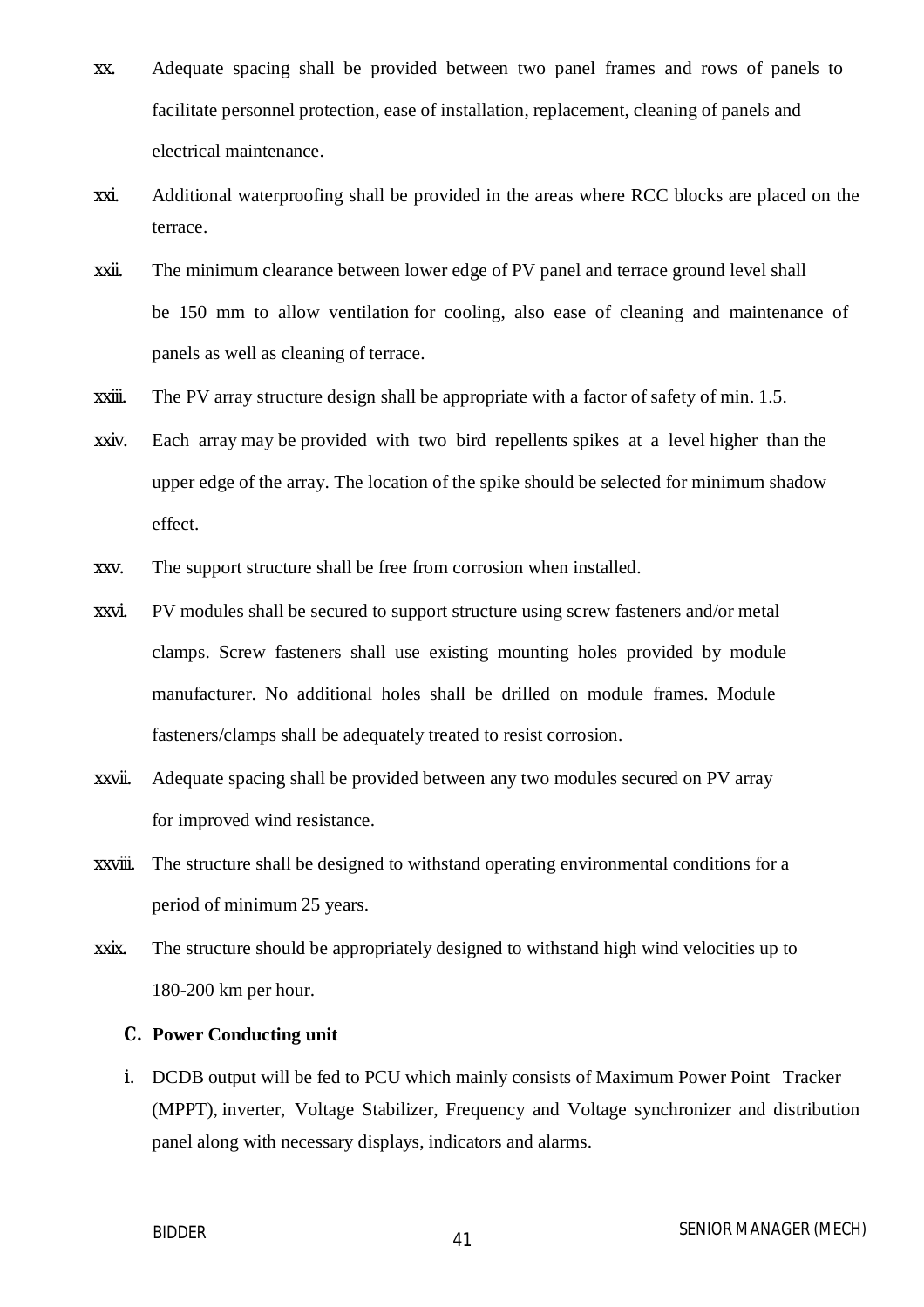xx. Adequate spacing shall be provided between two panel frames and rows of panels to facilitate personnel protection, ease of installation, replacement, cleaning of panels and electrical maintenance.

xxi. Additional waterproofing shall be provided in the areas where RCC blocks are placed on the terrace.

xxii. The minimum clearance between lower edge of PV panel and terrace ground level shall be 150 mm to allow ventilation for cooling, also ease of cleaning and maintenance of panels as well as cleaning of terrace.

xxiii. The PV array structure design shall be appropriate with a factor of safety of min. 1.5.

xxiv. Each array may be provided with two bird repellents spikes at a level higher than the upper edge of the array. The location of the spike should be selected for minimum shadow effect.

xxv. The support structure shall be free from corrosion when installed.

xxvi. PV modules shall be secured to support structure using screw fasteners and/or metal clamps. Screw fasteners shall use existing mounting holes provided by module manufacturer. No additional holes shall be drilled on module frames. Module fasteners/clamps shall be adequately treated to resist corrosion.

xxvii. Adequate spacing shall be provided between any two modules secured on PV array for improved wind resistance.

xxviii. The structure shall be designed to withstand operating environmental conditions for a period of minimum 25 years.

xxix. The structure should be appropriately designed to withstand high wind velocities up to 180-200 km per hour.

**C. Power Conducting unit**

i. DCDB output will be fed to PCU which mainly consists of Maximum Power Point Tracker (MPPT), inverter, Voltage Stabilizer, Frequency and Voltage synchronizer and distribution panel along with necessary displays, indicators and alarms.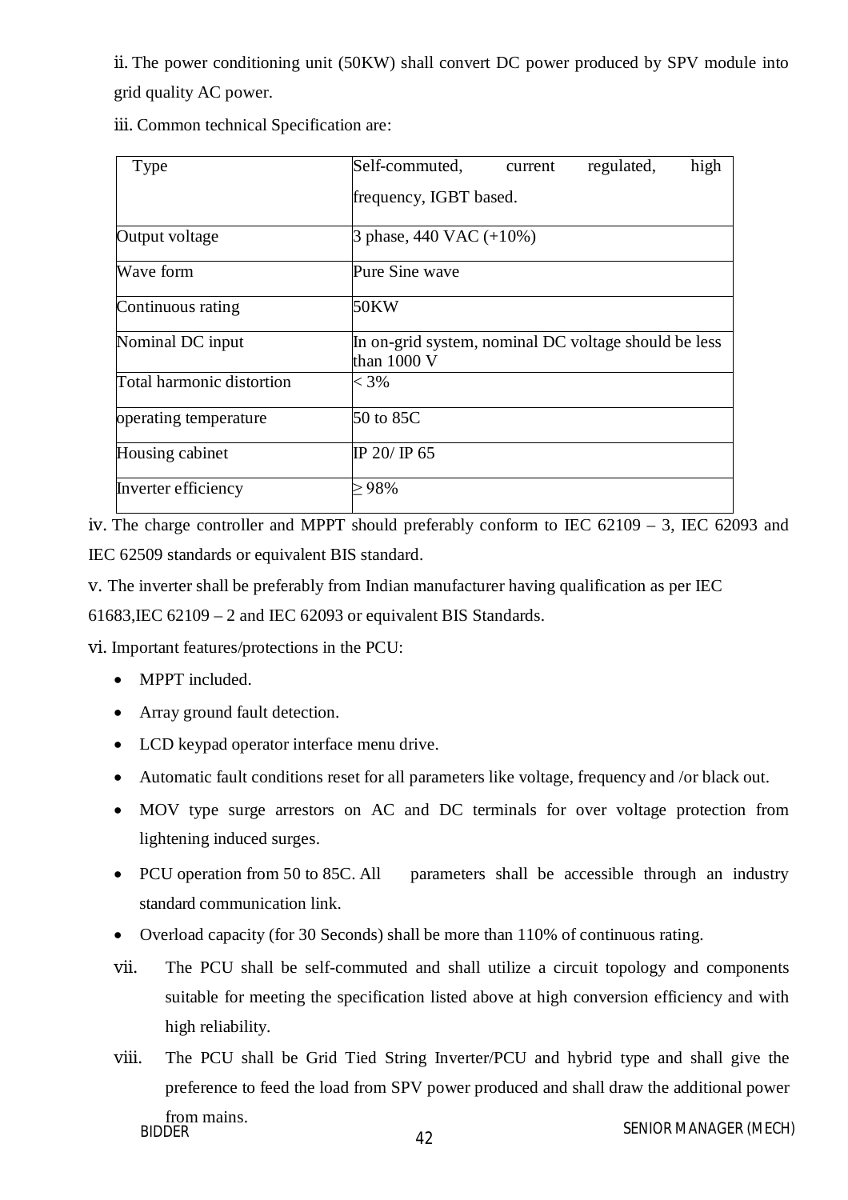ii. The power conditioning unit (50KW) shall convert DC power produced by SPV module into grid quality AC power.

iii. Common technical Specification are:

| Type | Self-commuted, current regulated, high frequency, IGBT based. |
|---|---|
| Output voltage | 3 phase, 440 VAC (+10%) |
| Wave form | Pure Sine wave |
| Continuous rating | 50KW |
| Nominal DC input | In on-grid system, nominal DC voltage should be less than 1000 V |
| Total harmonic distortion | < 3% |
| operating temperature | 50 to 85C |
| Housing cabinet | IP 20/ IP 65 |
| Inverter efficiency | ≥ 98% |

iv. The charge controller and MPPT should preferably conform to IEC 62109 – 3, IEC 62093 and IEC 62509 standards or equivalent BIS standard.

v. The inverter shall be preferably from Indian manufacturer having qualification as per IEC 61683,IEC 62109 – 2 and IEC 62093 or equivalent BIS Standards.

vi. Important features/protections in the PCU:

- MPPT included.
- Array ground fault detection.
- LCD keypad operator interface menu drive.
- Automatic fault conditions reset for all parameters like voltage, frequency and /or black out.
- MOV type surge arrestors on AC and DC terminals for over voltage protection from lightening induced surges.
- PCU operation from 50 to 85C. All parameters shall be accessible through an industry standard communication link.
- Overload capacity (for 30 Seconds) shall be more than 110% of continuous rating.

vii. The PCU shall be self-commuted and shall utilize a circuit topology and components suitable for meeting the specification listed above at high conversion efficiency and with high reliability.

viii. The PCU shall be Grid Tied String Inverter/PCU and hybrid type and shall give the preference to feed the load from SPV power produced and shall draw the additional power from mains.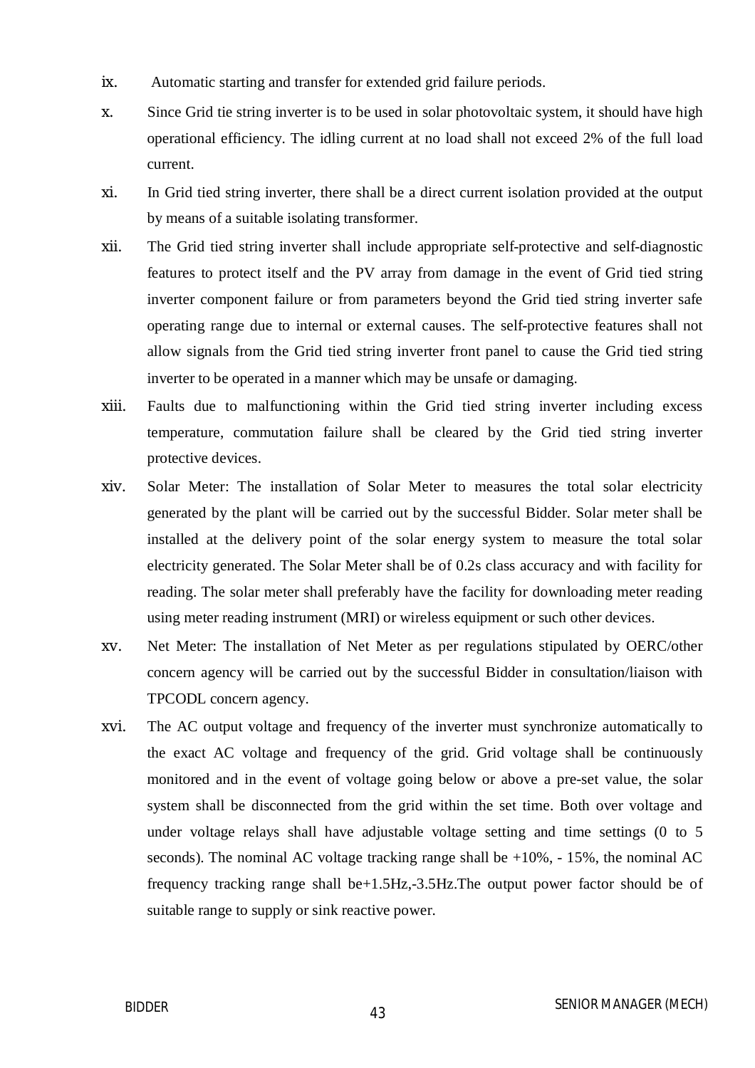ix. Automatic starting and transfer for extended grid failure periods.

x. Since Grid tie string inverter is to be used in solar photovoltaic system, it should have high operational efficiency. The idling current at no load shall not exceed 2% of the full load current.

xi. In Grid tied string inverter, there shall be a direct current isolation provided at the output by means of a suitable isolating transformer.

xii. The Grid tied string inverter shall include appropriate self-protective and self-diagnostic features to protect itself and the PV array from damage in the event of Grid tied string inverter component failure or from parameters beyond the Grid tied string inverter safe operating range due to internal or external causes. The self-protective features shall not allow signals from the Grid tied string inverter front panel to cause the Grid tied string inverter to be operated in a manner which may be unsafe or damaging.

xiii. Faults due to malfunctioning within the Grid tied string inverter including excess temperature, commutation failure shall be cleared by the Grid tied string inverter protective devices.

xiv. Solar Meter: The installation of Solar Meter to measures the total solar electricity generated by the plant will be carried out by the successful Bidder. Solar meter shall be installed at the delivery point of the solar energy system to measure the total solar electricity generated. The Solar Meter shall be of 0.2s class accuracy and with facility for reading. The solar meter shall preferably have the facility for downloading meter reading using meter reading instrument (MRI) or wireless equipment or such other devices.

xv. Net Meter: The installation of Net Meter as per regulations stipulated by OERC/other concern agency will be carried out by the successful Bidder in consultation/liaison with TPCODL concern agency.

xvi. The AC output voltage and frequency of the inverter must synchronize automatically to the exact AC voltage and frequency of the grid. Grid voltage shall be continuously monitored and in the event of voltage going below or above a pre-set value, the solar system shall be disconnected from the grid within the set time. Both over voltage and under voltage relays shall have adjustable voltage setting and time settings (0 to 5 seconds). The nominal AC voltage tracking range shall be +10%, - 15%, the nominal AC frequency tracking range shall be+1.5Hz,-3.5Hz.The output power factor should be of suitable range to supply or sink reactive power.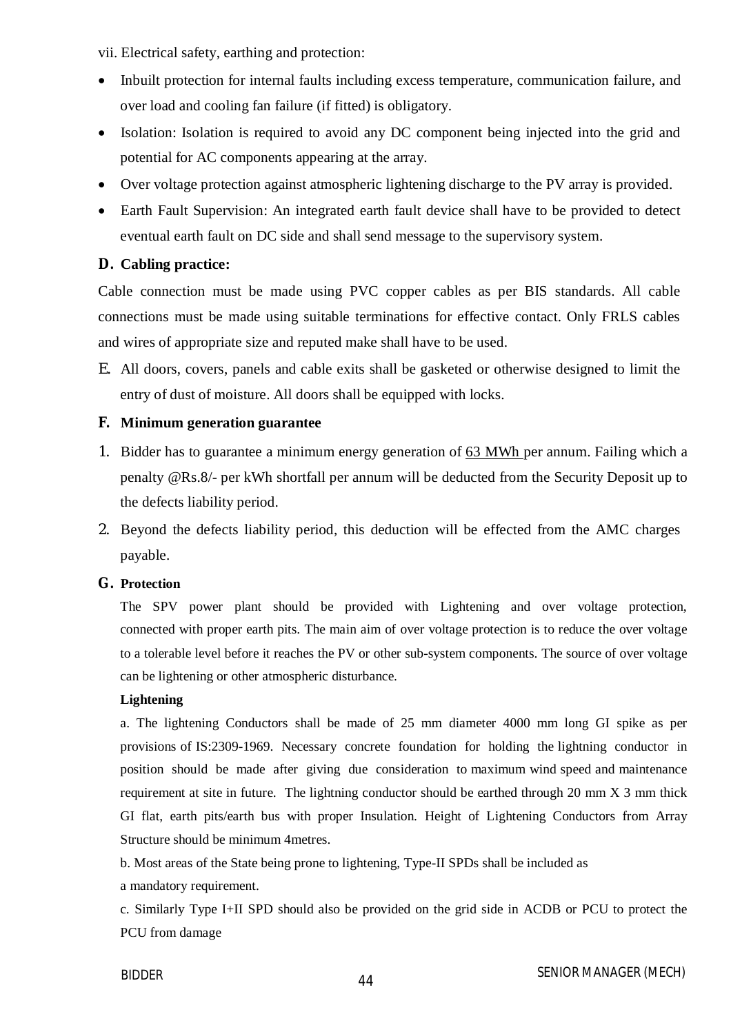vii. Electrical safety, earthing and protection:

- Inbuilt protection for internal faults including excess temperature, communication failure, and over load and cooling fan failure (if fitted) is obligatory.
- Isolation: Isolation is required to avoid any DC component being injected into the grid and potential for AC components appearing at the array.
- Over voltage protection against atmospheric lightening discharge to the PV array is provided.
- Earth Fault Supervision: An integrated earth fault device shall have to be provided to detect eventual earth fault on DC side and shall send message to the supervisory system.

**D. Cabling practice:**

Cable connection must be made using PVC copper cables as per BIS standards. All cable connections must be made using suitable terminations for effective contact. Only FRLS cables and wires of appropriate size and reputed make shall have to be used.

E. All doors, covers, panels and cable exits shall be gasketed or otherwise designed to limit the entry of dust of moisture. All doors shall be equipped with locks.

**F. Minimum generation guarantee**

1. Bidder has to guarantee a minimum energy generation of 63 MWh per annum. Failing which a penalty @Rs.8/- per kWh shortfall per annum will be deducted from the Security Deposit up to the defects liability period.
2. Beyond the defects liability period, this deduction will be effected from the AMC charges payable.

**G. Protection**

The SPV power plant should be provided with Lightening and over voltage protection, connected with proper earth pits. The main aim of over voltage protection is to reduce the over voltage to a tolerable level before it reaches the PV or other sub-system components. The source of over voltage can be lightening or other atmospheric disturbance.

**Lightening**

a. The lightening Conductors shall be made of 25 mm diameter 4000 mm long GI spike as per provisions of IS:2309-1969. Necessary concrete foundation for holding the lightning conductor in position should be made after giving due consideration to maximum wind speed and maintenance requirement at site in future. The lightning conductor should be earthed through 20 mm X 3 mm thick GI flat, earth pits/earth bus with proper Insulation. Height of Lightening Conductors from Array Structure should be minimum 4metres.

b. Most areas of the State being prone to lightening, Type-II SPDs shall be included as a mandatory requirement.

c. Similarly Type I+II SPD should also be provided on the grid side in ACDB or PCU to protect the PCU from damage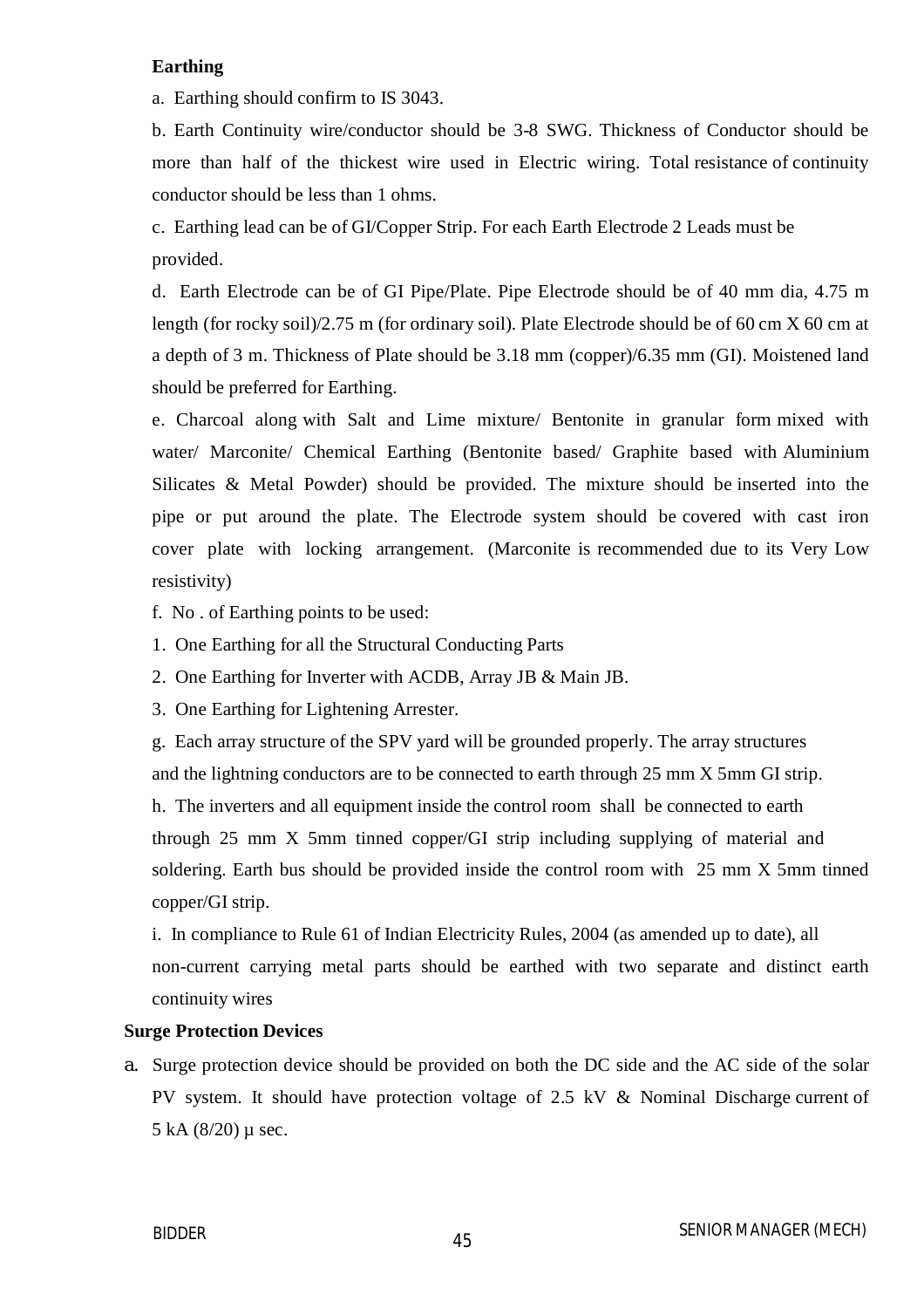**Earthing**

a. Earthing should confirm to IS 3043.

b. Earth Continuity wire/conductor should be 3-8 SWG. Thickness of Conductor should be more than half of the thickest wire used in Electric wiring. Total resistance of continuity conductor should be less than 1 ohms.

c. Earthing lead can be of GI/Copper Strip. For each Earth Electrode 2 Leads must be provided.

d. Earth Electrode can be of GI Pipe/Plate. Pipe Electrode should be of 40 mm dia, 4.75 m length (for rocky soil)/2.75 m (for ordinary soil). Plate Electrode should be of 60 cm X 60 cm at a depth of 3 m. Thickness of Plate should be 3.18 mm (copper)/6.35 mm (GI). Moistened land should be preferred for Earthing.

e. Charcoal along with Salt and Lime mixture/ Bentonite in granular form mixed with water/ Marconite/ Chemical Earthing (Bentonite based/ Graphite based with Aluminium Silicates & Metal Powder) should be provided. The mixture should be inserted into the pipe or put around the plate. The Electrode system should be covered with cast iron cover plate with locking arrangement. (Marconite is recommended due to its Very Low resistivity)

f. No . of Earthing points to be used:

1. One Earthing for all the Structural Conducting Parts
2. One Earthing for Inverter with ACDB, Array JB & Main JB.
3. One Earthing for Lightening Arrester.

g. Each array structure of the SPV yard will be grounded properly. The array structures and the lightning conductors are to be connected to earth through 25 mm X 5mm GI strip.

h. The inverters and all equipment inside the control room shall be connected to earth through 25 mm X 5mm tinned copper/GI strip including supplying of material and soldering. Earth bus should be provided inside the control room with 25 mm X 5mm tinned copper/GI strip.

i. In compliance to Rule 61 of Indian Electricity Rules, 2004 (as amended up to date), all non-current carrying metal parts should be earthed with two separate and distinct earth continuity wires

**Surge Protection Devices**

a. Surge protection device should be provided on both the DC side and the AC side of the solar PV system. It should have protection voltage of 2.5 kV & Nominal Discharge current of 5 kA (8/20) μ sec.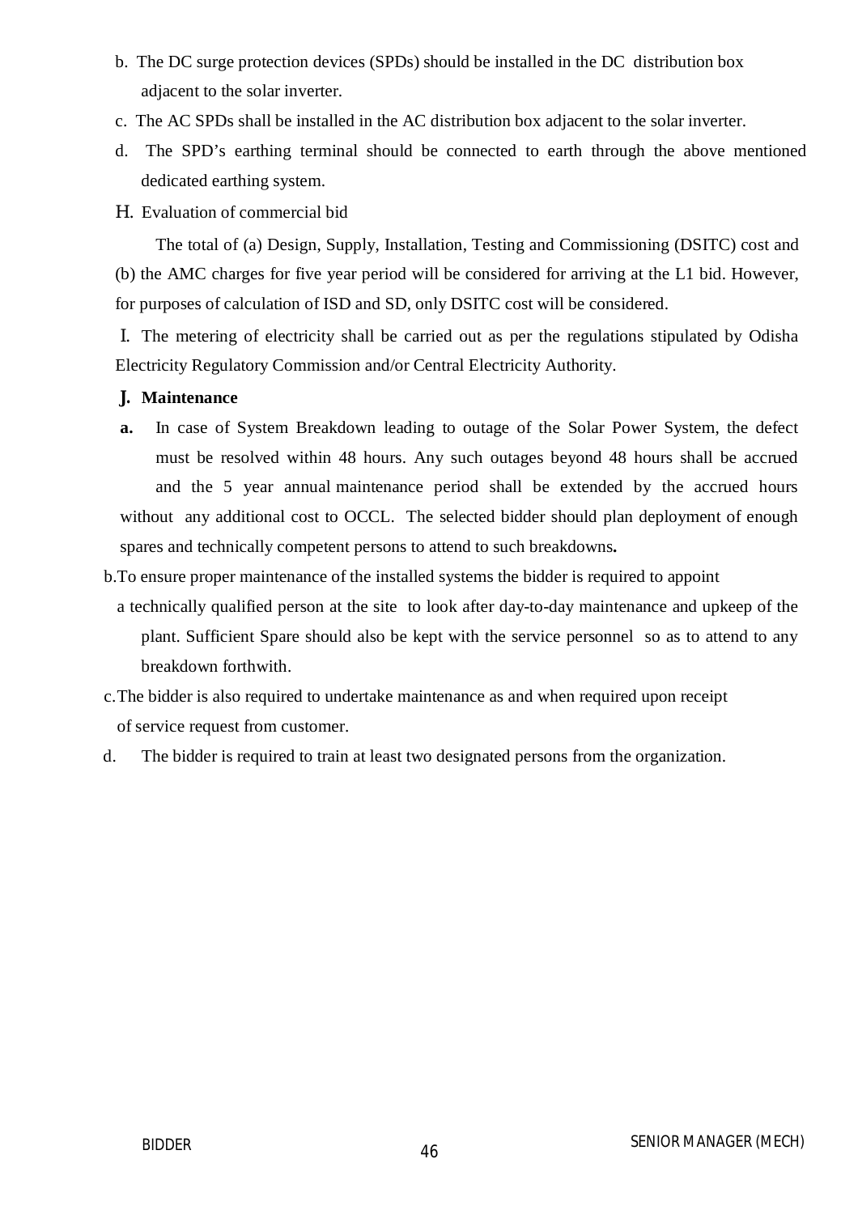b. The DC surge protection devices (SPDs) should be installed in the DC distribution box adjacent to the solar inverter.

c. The AC SPDs shall be installed in the AC distribution box adjacent to the solar inverter.

d. The SPD's earthing terminal should be connected to earth through the above mentioned dedicated earthing system.

H. Evaluation of commercial bid

The total of (a) Design, Supply, Installation, Testing and Commissioning (DSITC) cost and (b) the AMC charges for five year period will be considered for arriving at the L1 bid. However, for purposes of calculation of ISD and SD, only DSITC cost will be considered.

I. The metering of electricity shall be carried out as per the regulations stipulated by Odisha Electricity Regulatory Commission and/or Central Electricity Authority.

**J. Maintenance**

**a.** In case of System Breakdown leading to outage of the Solar Power System, the defect must be resolved within 48 hours. Any such outages beyond 48 hours shall be accrued and the 5 year annual maintenance period shall be extended by the accrued hours without any additional cost to OCCL. The selected bidder should plan deployment of enough spares and technically competent persons to attend to such breakdowns**.**

b. To ensure proper maintenance of the installed systems the bidder is required to appoint a technically qualified person at the site to look after day-to-day maintenance and upkeep of the plant. Sufficient Spare should also be kept with the service personnel so as to attend to any breakdown forthwith.

c. The bidder is also required to undertake maintenance as and when required upon receipt of service request from customer.

d. The bidder is required to train at least two designated persons from the organization.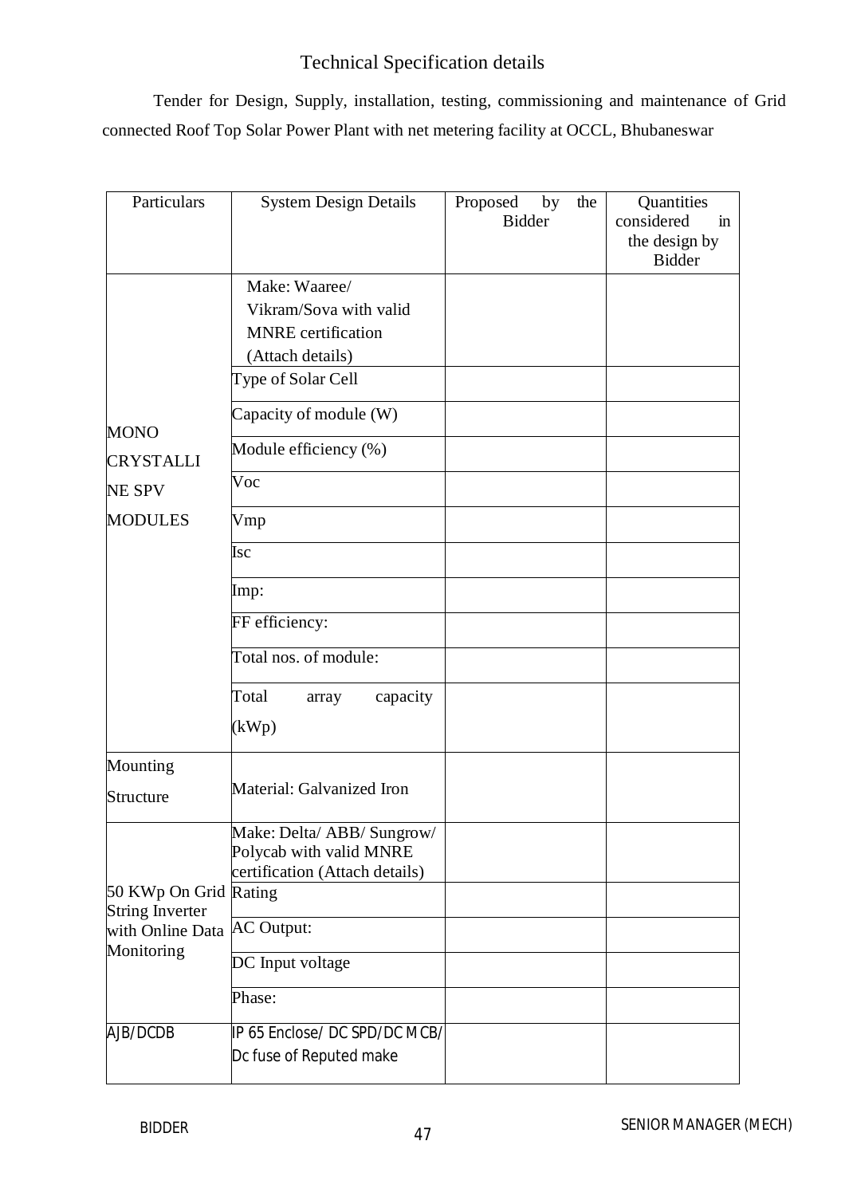## Technical Specification details

Tender for Design, Supply, installation, testing, commissioning and maintenance of Grid connected Roof Top Solar Power Plant with net metering facility at OCCL, Bhubaneswar

| Particulars | System Design Details | Proposed by the Bidder | Quantities considered in the design by Bidder |
|---|---|---|---|
| MONO CRYSTALLINE SPV MODULES | Make: Waaree/ Vikram/Sova with valid MNRE certification (Attach details) | | |
| | Type of Solar Cell | | |
| | Capacity of module (W) | | |
| | Module efficiency (%) | | |
| | Voc | | |
| | Vmp | | |
| | Isc | | |
| | Imp: | | |
| | FF efficiency: | | |
| | Total nos. of module: | | |
| | Total array capacity (kWp) | | |
| Mounting Structure | Material: Galvanized Iron | | |
| 50 KWp On Grid String Inverter with Online Data Monitoring | Make: Delta/ ABB/ Sungrow/ Polycab with valid MNRE certification (Attach details) | | |
| | Rating | | |
| | AC Output: | | |
| | DC Input voltage | | |
| | Phase: | | |
| AJB/DCDB | IP 65 Enclose/ DC SPD/DC MCB/ Dc fuse of Reputed make | | |

BIDDER SENIOR MANAGER (MECH)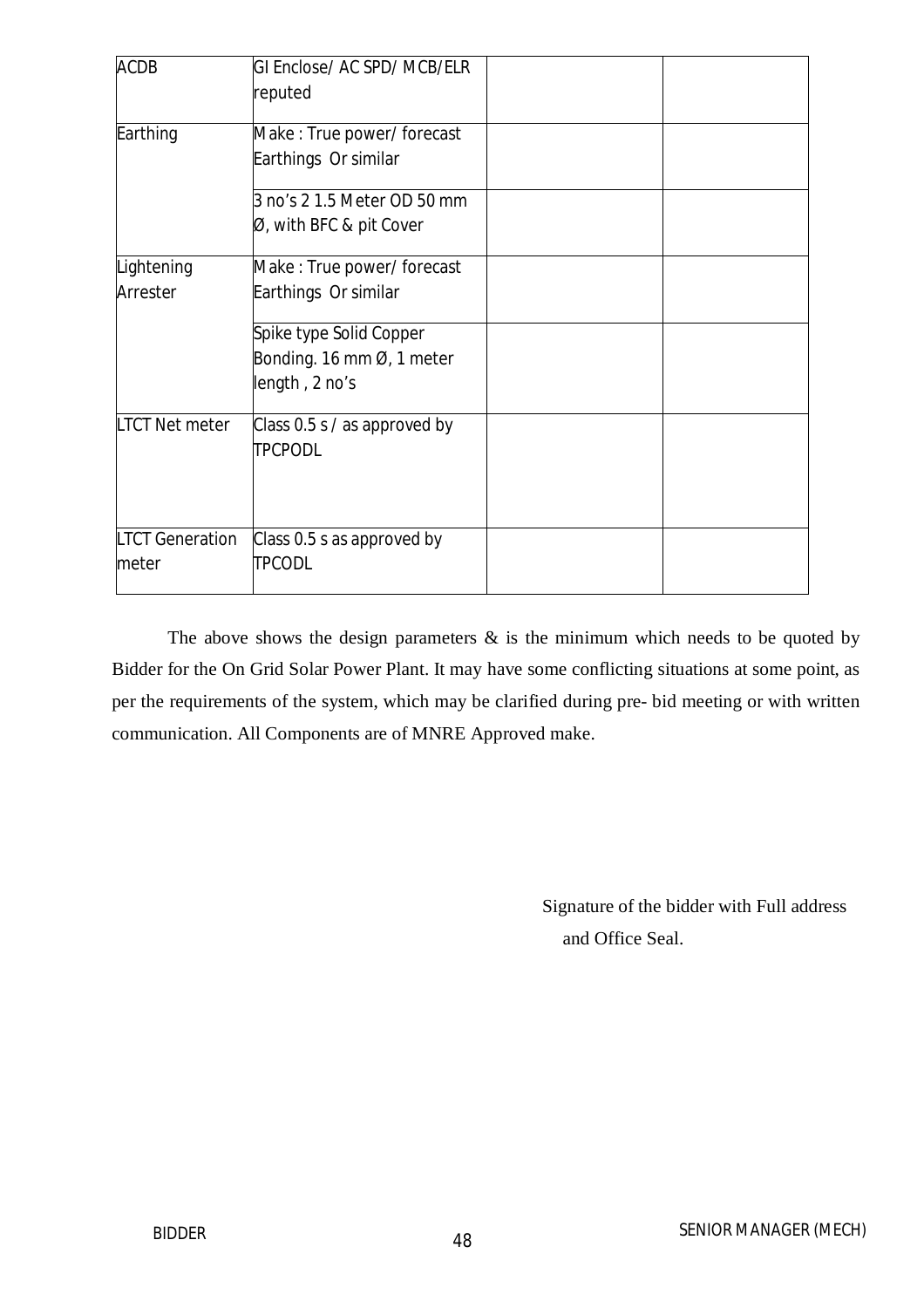| | | | |
|---|---|---|---|
| ACDB | GI Enclose/ AC SPD/ MCB/ELR reputed | | |
| Earthing | Make : True power/ forecast Earthings Or similar | | |
| | 3 no's 2 1.5 Meter OD 50 mm Ø, with BFC & pit Cover | | |
| Lightening Arrester | Make : True power/ forecast Earthings Or similar | | |
| | Spike type Solid Copper Bonding. 16 mm Ø, 1 meter length , 2 no's | | |
| LTCT Net meter | Class 0.5 s / as approved by TPCPODL | | |
| LTCT Generation meter | Class 0.5 s as approved by TPCODL | | |

The above shows the design parameters & is the minimum which needs to be quoted by Bidder for the On Grid Solar Power Plant. It may have some conflicting situations at some point, as per the requirements of the system, which may be clarified during pre- bid meeting or with written communication. All Components are of MNRE Approved make.

Signature of the bidder with Full address and Office Seal.

BIDDER SENIOR MANAGER (MECH)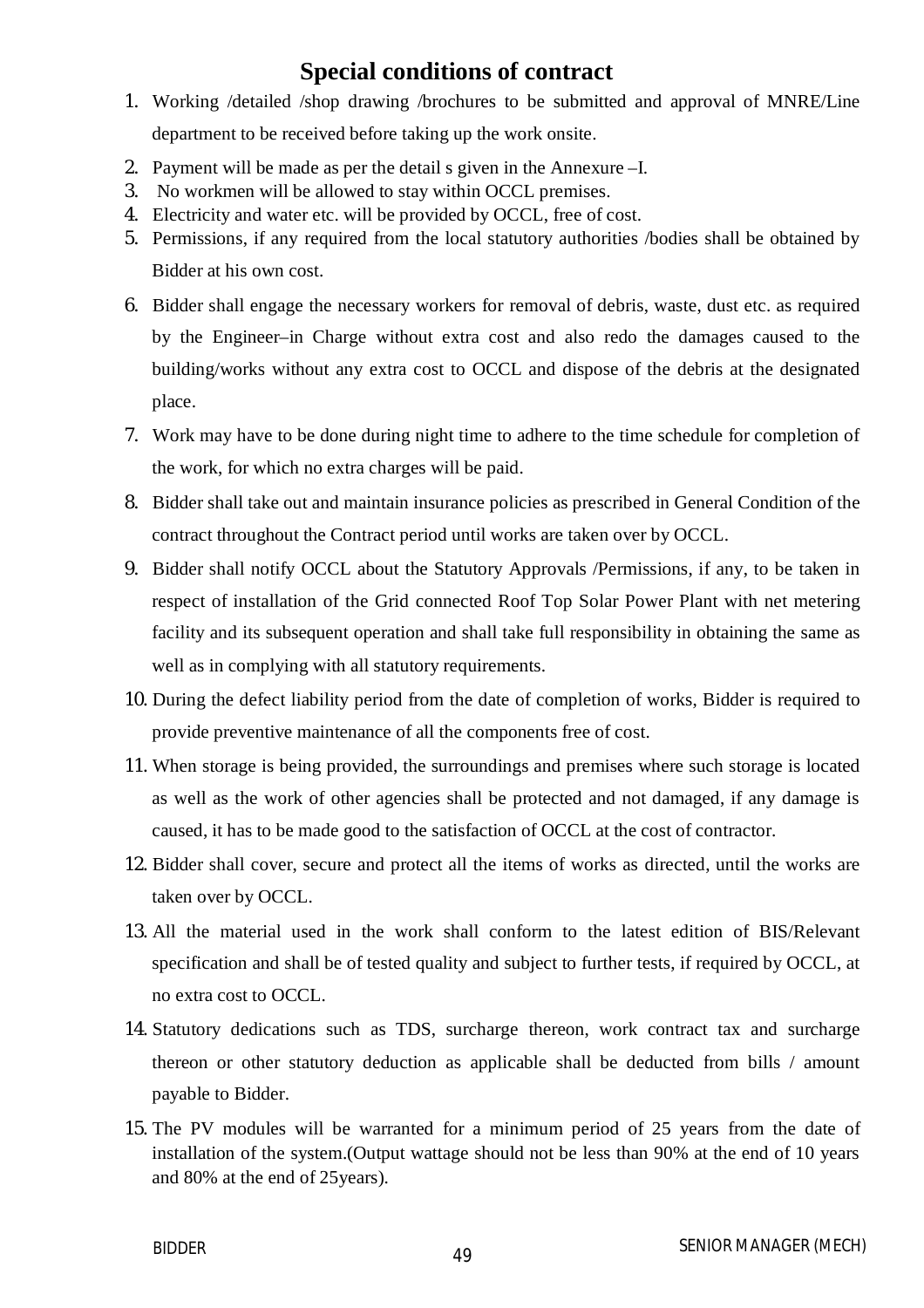# Special conditions of contract

1. Working /detailed /shop drawing /brochures to be submitted and approval of MNRE/Line department to be received before taking up the work onsite.
2. Payment will be made as per the detail s given in the Annexure –I.
3. No workmen will be allowed to stay within OCCL premises.
4. Electricity and water etc. will be provided by OCCL, free of cost.
5. Permissions, if any required from the local statutory authorities /bodies shall be obtained by Bidder at his own cost.
6. Bidder shall engage the necessary workers for removal of debris, waste, dust etc. as required by the Engineer–in Charge without extra cost and also redo the damages caused to the building/works without any extra cost to OCCL and dispose of the debris at the designated place.
7. Work may have to be done during night time to adhere to the time schedule for completion of the work, for which no extra charges will be paid.
8. Bidder shall take out and maintain insurance policies as prescribed in General Condition of the contract throughout the Contract period until works are taken over by OCCL.
9. Bidder shall notify OCCL about the Statutory Approvals /Permissions, if any, to be taken in respect of installation of the Grid connected Roof Top Solar Power Plant with net metering facility and its subsequent operation and shall take full responsibility in obtaining the same as well as in complying with all statutory requirements.
10. During the defect liability period from the date of completion of works, Bidder is required to provide preventive maintenance of all the components free of cost.
11. When storage is being provided, the surroundings and premises where such storage is located as well as the work of other agencies shall be protected and not damaged, if any damage is caused, it has to be made good to the satisfaction of OCCL at the cost of contractor.
12. Bidder shall cover, secure and protect all the items of works as directed, until the works are taken over by OCCL.
13. All the material used in the work shall conform to the latest edition of BIS/Relevant specification and shall be of tested quality and subject to further tests, if required by OCCL, at no extra cost to OCCL.
14. Statutory dedications such as TDS, surcharge thereon, work contract tax and surcharge thereon or other statutory deduction as applicable shall be deducted from bills / amount payable to Bidder.
15. The PV modules will be warranted for a minimum period of 25 years from the date of installation of the system.(Output wattage should not be less than 90% at the end of 10 years and 80% at the end of 25years).

BIDDER SENIOR MANAGER (MECH)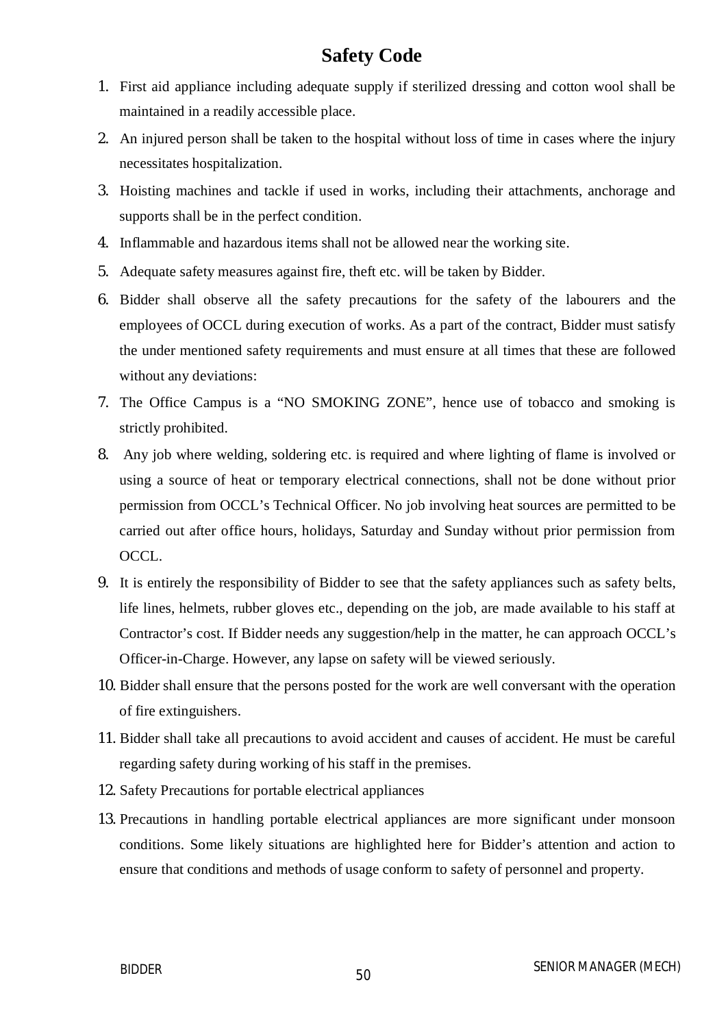# Safety Code

1. First aid appliance including adequate supply if sterilized dressing and cotton wool shall be maintained in a readily accessible place.
2. An injured person shall be taken to the hospital without loss of time in cases where the injury necessitates hospitalization.
3. Hoisting machines and tackle if used in works, including their attachments, anchorage and supports shall be in the perfect condition.
4. Inflammable and hazardous items shall not be allowed near the working site.
5. Adequate safety measures against fire, theft etc. will be taken by Bidder.
6. Bidder shall observe all the safety precautions for the safety of the labourers and the employees of OCCL during execution of works. As a part of the contract, Bidder must satisfy the under mentioned safety requirements and must ensure at all times that these are followed without any deviations:
7. The Office Campus is a "NO SMOKING ZONE", hence use of tobacco and smoking is strictly prohibited.
8. Any job where welding, soldering etc. is required and where lighting of flame is involved or using a source of heat or temporary electrical connections, shall not be done without prior permission from OCCL's Technical Officer. No job involving heat sources are permitted to be carried out after office hours, holidays, Saturday and Sunday without prior permission from OCCL.
9. It is entirely the responsibility of Bidder to see that the safety appliances such as safety belts, life lines, helmets, rubber gloves etc., depending on the job, are made available to his staff at Contractor's cost. If Bidder needs any suggestion/help in the matter, he can approach OCCL's Officer-in-Charge. However, any lapse on safety will be viewed seriously.
10. Bidder shall ensure that the persons posted for the work are well conversant with the operation of fire extinguishers.
11. Bidder shall take all precautions to avoid accident and causes of accident. He must be careful regarding safety during working of his staff in the premises.
12. Safety Precautions for portable electrical appliances
13. Precautions in handling portable electrical appliances are more significant under monsoon conditions. Some likely situations are highlighted here for Bidder's attention and action to ensure that conditions and methods of usage conform to safety of personnel and property.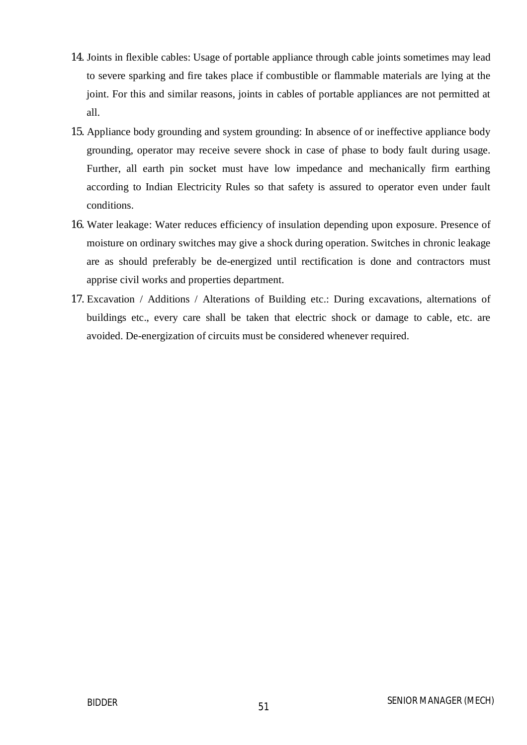14. Joints in flexible cables: Usage of portable appliance through cable joints sometimes may lead to severe sparking and fire takes place if combustible or flammable materials are lying at the joint. For this and similar reasons, joints in cables of portable appliances are not permitted at all.
15. Appliance body grounding and system grounding: In absence of or ineffective appliance body grounding, operator may receive severe shock in case of phase to body fault during usage. Further, all earth pin socket must have low impedance and mechanically firm earthing according to Indian Electricity Rules so that safety is assured to operator even under fault conditions.
16. Water leakage: Water reduces efficiency of insulation depending upon exposure. Presence of moisture on ordinary switches may give a shock during operation. Switches in chronic leakage are as should preferably be de-energized until rectification is done and contractors must apprise civil works and properties department.
17. Excavation / Additions / Alterations of Building etc.: During excavations, alternations of buildings etc., every care shall be taken that electric shock or damage to cable, etc. are avoided. De-energization of circuits must be considered whenever required.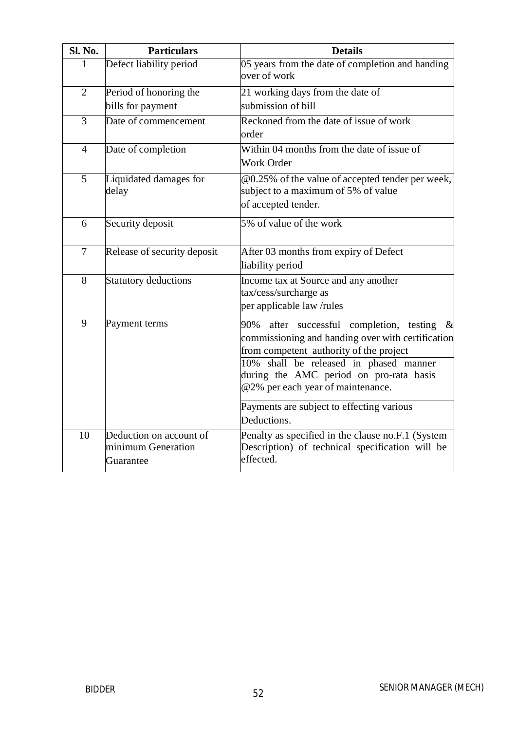| Sl. No. | Particulars | Details |
|---|---|---|
| 1 | Defect liability period | 05 years from the date of completion and handing over of work |
| 2 | Period of honoring the bills for payment | 21 working days from the date of submission of bill |
| 3 | Date of commencement | Reckoned from the date of issue of work order |
| 4 | Date of completion | Within 04 months from the date of issue of Work Order |
| 5 | Liquidated damages for delay | @0.25% of the value of accepted tender per week, subject to a maximum of 5% of value of accepted tender. |
| 6 | Security deposit | 5% of value of the work |
| 7 | Release of security deposit | After 03 months from expiry of Defect liability period |
| 8 | Statutory deductions | Income tax at Source and any another tax/cess/surcharge as per applicable law /rules |
| 9 | Payment terms | 90% after successful completion, testing & commissioning and handing over with certification from competent authority of the project<br>10% shall be released in phased manner during the AMC period on pro-rata basis @2% per each year of maintenance.<br>Payments are subject to effecting various Deductions. |
| 10 | Deduction on account of minimum Generation Guarantee | Penalty as specified in the clause no.F.1 (System Description) of technical specification will be effected. |

BIDDER SENIOR MANAGER (MECH)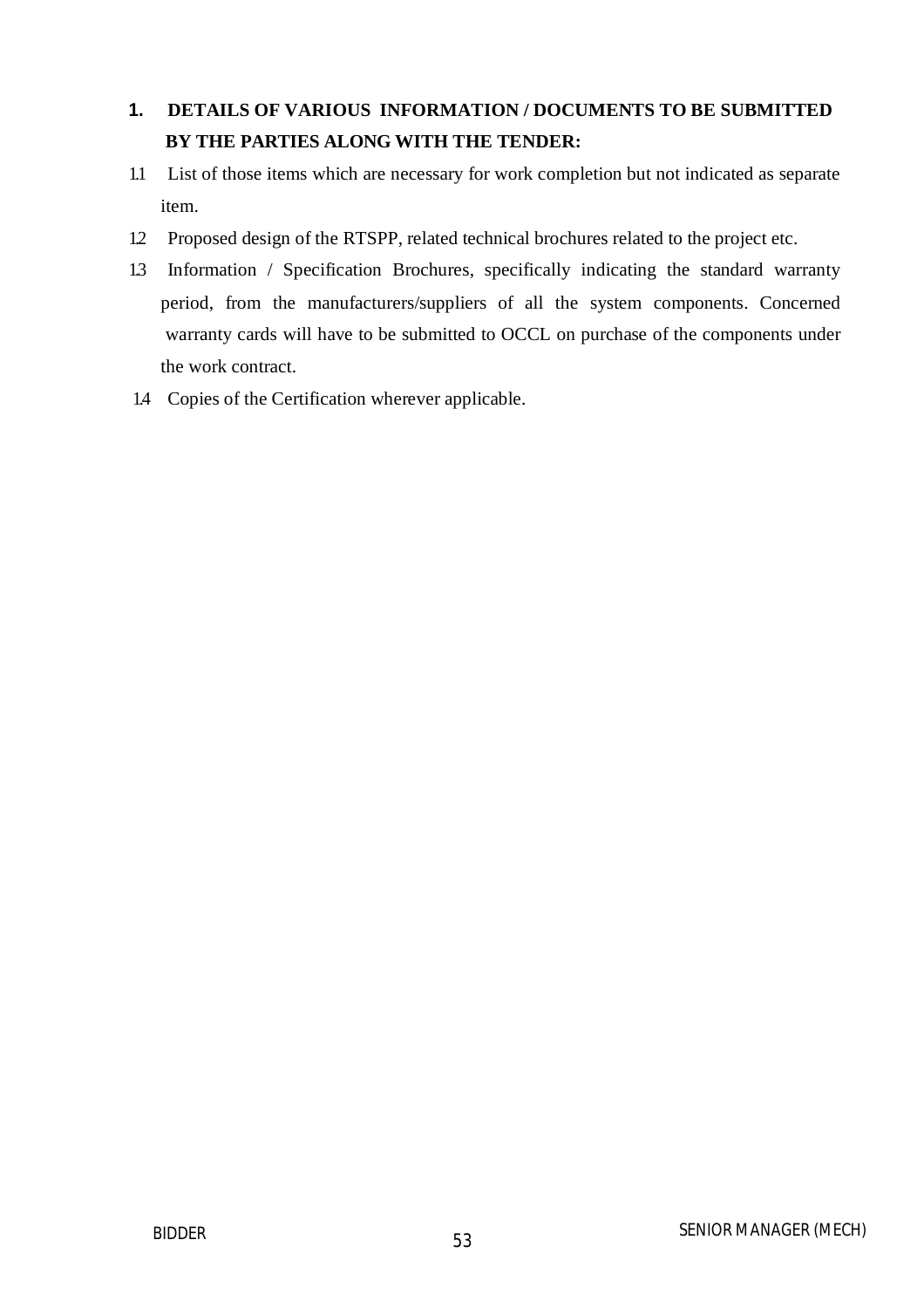## 1. DETAILS OF VARIOUS INFORMATION / DOCUMENTS TO BE SUBMITTED BY THE PARTIES ALONG WITH THE TENDER:

1.1 List of those items which are necessary for work completion but not indicated as separate item.

1.2 Proposed design of the RTSPP, related technical brochures related to the project etc.

1.3 Information / Specification Brochures, specifically indicating the standard warranty period, from the manufacturers/suppliers of all the system components. Concerned warranty cards will have to be submitted to OCCL on purchase of the components under the work contract.

1.4 Copies of the Certification wherever applicable.

BIDDER SENIOR MANAGER (MECH)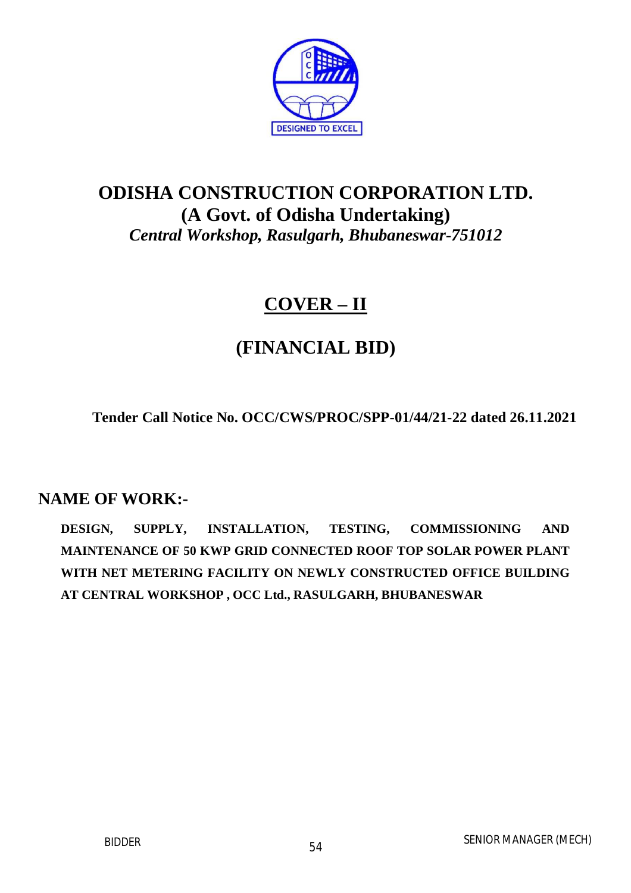# ODISHA CONSTRUCTION CORPORATION LTD.

## (A Govt. of Odisha Undertaking)

*Central Workshop, Rasulgarh, Bhubaneswar-751012*

# COVER – II

# (FINANCIAL BID)

**Tender Call Notice No. OCC/CWS/PROC/SPP-01/44/21-22 dated 26.11.2021**

## NAME OF WORK:-

**DESIGN, SUPPLY, INSTALLATION, TESTING, COMMISSIONING AND MAINTENANCE OF 50 KWP GRID CONNECTED ROOF TOP SOLAR POWER PLANT WITH NET METERING FACILITY ON NEWLY CONSTRUCTED OFFICE BUILDING AT CENTRAL WORKSHOP , OCC Ltd., RASULGARH, BHUBANESWAR**

BIDDER SENIOR MANAGER (MECH)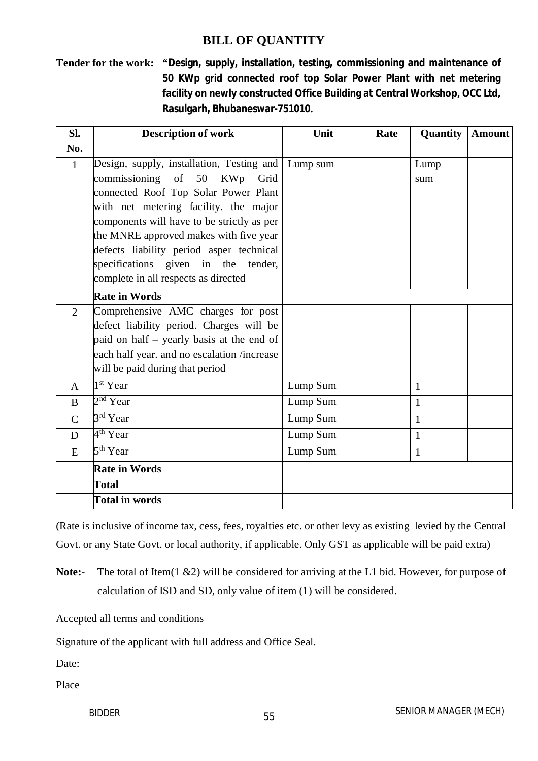# BILL OF QUANTITY

**Tender for the work:** **"Design, supply, installation, testing, commissioning and maintenance of 50 KWp grid connected roof top Solar Power Plant with net metering facility on newly constructed Office Building at Central Workshop, OCC Ltd, Rasulgarh, Bhubaneswar-751010.**

| Sl. No. | Description of work | Unit | Rate | Quantity | Amount |
|---|---|---|---|---|---|
| 1 | Design, supply, installation, Testing and commissioning of 50 KWp Grid connected Roof Top Solar Power Plant with net metering facility. the major components will have to be strictly as per the MNRE approved makes with five year defects liability period asper technical specifications given in the tender, complete in all respects as directed | Lump sum | | Lump sum | |
| | **Rate in Words** | | | | |
| 2 | Comprehensive AMC charges for post defect liability period. Charges will be paid on half – yearly basis at the end of each half year. and no escalation /increase will be paid during that period | | | | |
| A | 1st Year | Lump Sum | | 1 | |
| B | 2nd Year | Lump Sum | | 1 | |
| C | 3rd Year | Lump Sum | | 1 | |
| D | 4th Year | Lump Sum | | 1 | |
| E | 5th Year | Lump Sum | | 1 | |
| | **Rate in Words** | | | | |
| | **Total** | | | | |
| | **Total in words** | | | | |

(Rate is inclusive of income tax, cess, fees, royalties etc. or other levy as existing levied by the Central Govt. or any State Govt. or local authority, if applicable. Only GST as applicable will be paid extra)

**Note:-** The total of Item(1 &2) will be considered for arriving at the L1 bid. However, for purpose of calculation of ISD and SD, only value of item (1) will be considered.

Accepted all terms and conditions

Signature of the applicant with full address and Office Seal.

Date:

Place

BIDDER SENIOR MANAGER (MECH)